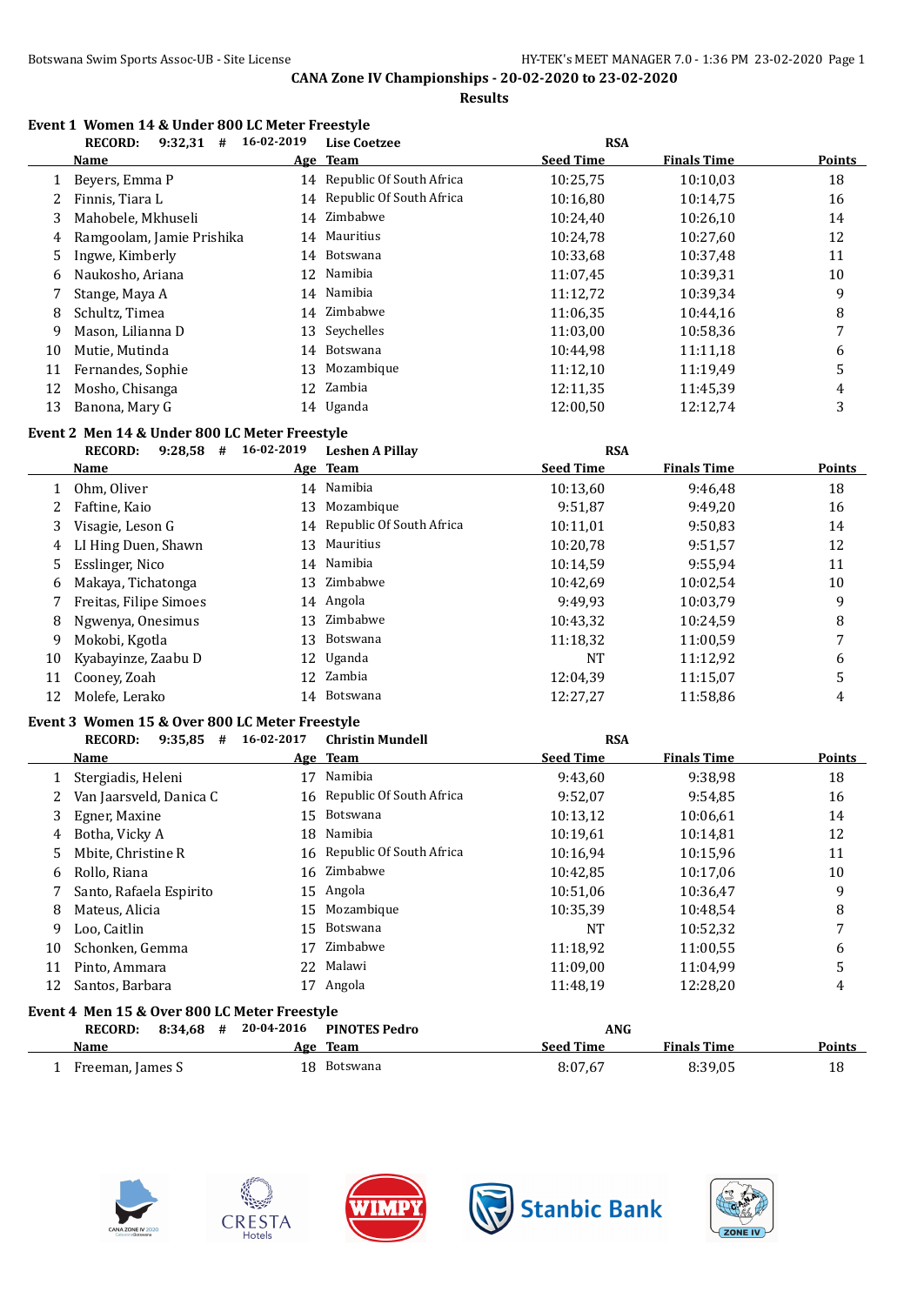CANA Zone IV Championships - 20-02-2020 to 23-02-2020

Results

### Event 1 Women 14 & Under 800 LC Meter Freestyle

RECORD: 9:32,31 # 16-02-2019 Lise Coetzee RSA

| | Name | Age | Team | Seed Time | Finals Time | Points |
|---|---|---|---|---|---|---|
| 1 | Beyers, Emma P | 14 | Republic Of South Africa | 10:25,75 | 10:10,03 | 18 |
| 2 | Finnis, Tiara L | 14 | Republic Of South Africa | 10:16,80 | 10:14,75 | 16 |
| 3 | Mahobele, Mkhuseli | 14 | Zimbabwe | 10:24,40 | 10:26,10 | 14 |
| 4 | Ramgoolam, Jamie Prishika | 14 | Mauritius | 10:24,78 | 10:27,60 | 12 |
| 5 | Ingwe, Kimberly | 14 | Botswana | 10:33,68 | 10:37,48 | 11 |
| 6 | Naukosho, Ariana | 12 | Namibia | 11:07,45 | 10:39,31 | 10 |
| 7 | Stange, Maya A | 14 | Namibia | 11:12,72 | 10:39,34 | 9 |
| 8 | Schultz, Timea | 14 | Zimbabwe | 11:06,35 | 10:44,16 | 8 |
| 9 | Mason, Lilianna D | 13 | Seychelles | 11:03,00 | 10:58,36 | 7 |
| 10 | Mutie, Mutinda | 14 | Botswana | 10:44,98 | 11:11,18 | 6 |
| 11 | Fernandes, Sophie | 13 | Mozambique | 11:12,10 | 11:19,49 | 5 |
| 12 | Mosho, Chisanga | 12 | Zambia | 12:11,35 | 11:45,39 | 4 |
| 13 | Banona, Mary G | 14 | Uganda | 12:00,50 | 12:12,74 | 3 |

### Event 2 Men 14 & Under 800 LC Meter Freestyle

RECORD: 9:28,58 # 16-02-2019 Leshen A Pillay RSA

| | Name | Age | Team | Seed Time | Finals Time | Points |
|---|---|---|---|---|---|---|
| 1 | Ohm, Oliver | 14 | Namibia | 10:13,60 | 9:46,48 | 18 |
| 2 | Faftine, Kaio | 13 | Mozambique | 9:51,87 | 9:49,20 | 16 |
| 3 | Visagie, Leson G | 14 | Republic Of South Africa | 10:11,01 | 9:50,83 | 14 |
| 4 | LI Hing Duen, Shawn | 13 | Mauritius | 10:20,78 | 9:51,57 | 12 |
| 5 | Esslinger, Nico | 14 | Namibia | 10:14,59 | 9:55,94 | 11 |
| 6 | Makaya, Tichatonga | 13 | Zimbabwe | 10:42,69 | 10:02,54 | 10 |
| 7 | Freitas, Filipe Simoes | 14 | Angola | 9:49,93 | 10:03,79 | 9 |
| 8 | Ngwenya, Onesimus | 13 | Zimbabwe | 10:43,32 | 10:24,59 | 8 |
| 9 | Mokobi, Kgotla | 13 | Botswana | 11:18,32 | 11:00,59 | 7 |
| 10 | Kyabayinze, Zaabu D | 12 | Uganda | NT | 11:12,92 | 6 |
| 11 | Cooney, Zoah | 12 | Zambia | 12:04,39 | 11:15,07 | 5 |
| 12 | Molefe, Lerako | 14 | Botswana | 12:27,27 | 11:58,86 | 4 |

### Event 3 Women 15 & Over 800 LC Meter Freestyle

RECORD: 9:35,85 # 16-02-2017 Christin Mundell RSA

| | Name | Age | Team | Seed Time | Finals Time | Points |
|---|---|---|---|---|---|---|
| 1 | Stergiadis, Heleni | 17 | Namibia | 9:43,60 | 9:38,98 | 18 |
| 2 | Van Jaarsveld, Danica C | 16 | Republic Of South Africa | 9:52,07 | 9:54,85 | 16 |
| 3 | Egner, Maxine | 15 | Botswana | 10:13,12 | 10:06,61 | 14 |
| 4 | Botha, Vicky A | 18 | Namibia | 10:19,61 | 10:14,81 | 12 |
| 5 | Mbite, Christine R | 16 | Republic Of South Africa | 10:16,94 | 10:15,96 | 11 |
| 6 | Rollo, Riana | 16 | Zimbabwe | 10:42,85 | 10:17,06 | 10 |
| 7 | Santo, Rafaela Espirito | 15 | Angola | 10:51,06 | 10:36,47 | 9 |
| 8 | Mateus, Alicia | 15 | Mozambique | 10:35,39 | 10:48,54 | 8 |
| 9 | Loo, Caitlin | 15 | Botswana | NT | 10:52,32 | 7 |
| 10 | Schonken, Gemma | 17 | Zimbabwe | 11:18,92 | 11:00,55 | 6 |
| 11 | Pinto, Ammara | 22 | Malawi | 11:09,00 | 11:04,99 | 5 |
| 12 | Santos, Barbara | 17 | Angola | 11:48,19 | 12:28,20 | 4 |

### Event 4 Men 15 & Over 800 LC Meter Freestyle

RECORD: 8:34,68 # 20-04-2016 PINOTES Pedro ANG

| | Name | Age | Team | Seed Time | Finals Time | Points |
|---|---|---|---|---|---|---|
| 1 | Freeman, James S | 18 | Botswana | 8:07,67 | 8:39,05 | 18 |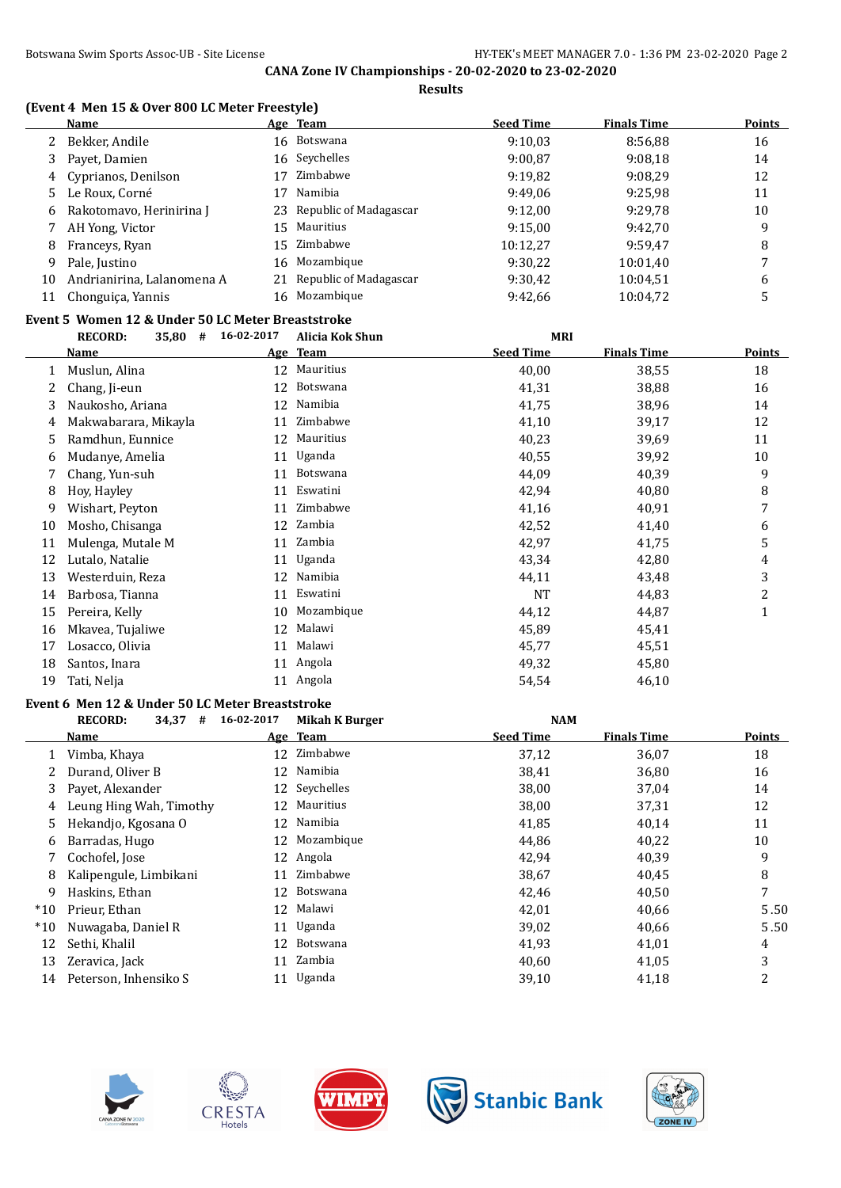**CANA Zone IV Championships - 20-02-2020 to 23-02-2020**

**Results**

### (Event 4 Men 15 & Over 800 LC Meter Freestyle)

| | Name | Age | Team | Seed Time | Finals Time | Points |
|---|---|---|---|---|---|---|
| 2 | Bekker, Andile | 16 | Botswana | 9:10,03 | 8:56,88 | 16 |
| 3 | Payet, Damien | 16 | Seychelles | 9:00,87 | 9:08,18 | 14 |
| 4 | Cyprianos, Denilson | 17 | Zimbabwe | 9:19,82 | 9:08,29 | 12 |
| 5 | Le Roux, Corné | 17 | Namibia | 9:49,06 | 9:25,98 | 11 |
| 6 | Rakotomavo, Herinirina J | 23 | Republic of Madagascar | 9:12,00 | 9:29,78 | 10 |
| 7 | AH Yong, Victor | 15 | Mauritius | 9:15,00 | 9:42,70 | 9 |
| 8 | Franceys, Ryan | 15 | Zimbabwe | 10:12,27 | 9:59,47 | 8 |
| 9 | Pale, Justino | 16 | Mozambique | 9:30,22 | 10:01,40 | 7 |
| 10 | Andrianirina, Lalanomena A | 21 | Republic of Madagascar | 9:30,42 | 10:04,51 | 6 |
| 11 | Chonguiça, Yannis | 16 | Mozambique | 9:42,66 | 10:04,72 | 5 |

### Event 5 Women 12 & Under 50 LC Meter Breaststroke

RECORD: 35,80 # 16-02-2017 Alicia Kok Shun MRI

| | Name | Age | Team | Seed Time | Finals Time | Points |
|---|---|---|---|---|---|---|
| 1 | Muslun, Alina | 12 | Mauritius | 40,00 | 38,55 | 18 |
| 2 | Chang, Ji-eun | 12 | Botswana | 41,31 | 38,88 | 16 |
| 3 | Naukosho, Ariana | 12 | Namibia | 41,75 | 38,96 | 14 |
| 4 | Makwabarara, Mikayla | 11 | Zimbabwe | 41,10 | 39,17 | 12 |
| 5 | Ramdhun, Eunnice | 12 | Mauritius | 40,23 | 39,69 | 11 |
| 6 | Mudanye, Amelia | 11 | Uganda | 40,55 | 39,92 | 10 |
| 7 | Chang, Yun-suh | 11 | Botswana | 44,09 | 40,39 | 9 |
| 8 | Hoy, Hayley | 11 | Eswatini | 42,94 | 40,80 | 8 |
| 9 | Wishart, Peyton | 11 | Zimbabwe | 41,16 | 40,91 | 7 |
| 10 | Mosho, Chisanga | 12 | Zambia | 42,52 | 41,40 | 6 |
| 11 | Mulenga, Mutale M | 11 | Zambia | 42,97 | 41,75 | 5 |
| 12 | Lutalo, Natalie | 11 | Uganda | 43,34 | 42,80 | 4 |
| 13 | Westerduin, Reza | 12 | Namibia | 44,11 | 43,48 | 3 |
| 14 | Barbosa, Tianna | 11 | Eswatini | NT | 44,83 | 2 |
| 15 | Pereira, Kelly | 10 | Mozambique | 44,12 | 44,87 | 1 |
| 16 | Mkavea, Tujaliwe | 12 | Malawi | 45,89 | 45,41 | |
| 17 | Losacco, Olivia | 11 | Malawi | 45,77 | 45,51 | |
| 18 | Santos, Inara | 11 | Angola | 49,32 | 45,80 | |
| 19 | Tati, Nelja | 11 | Angola | 54,54 | 46,10 | |

### Event 6 Men 12 & Under 50 LC Meter Breaststroke

RECORD: 34,37 # 16-02-2017 Mikah K Burger NAM

| | Name | Age | Team | Seed Time | Finals Time | Points |
|---|---|---|---|---|---|---|
| 1 | Vimba, Khaya | 12 | Zimbabwe | 37,12 | 36,07 | 18 |
| 2 | Durand, Oliver B | 12 | Namibia | 38,41 | 36,80 | 16 |
| 3 | Payet, Alexander | 12 | Seychelles | 38,00 | 37,04 | 14 |
| 4 | Leung Hing Wah, Timothy | 12 | Mauritius | 38,00 | 37,31 | 12 |
| 5 | Hekandjo, Kgosana O | 12 | Namibia | 41,85 | 40,14 | 11 |
| 6 | Barradas, Hugo | 12 | Mozambique | 44,86 | 40,22 | 10 |
| 7 | Cochofel, Jose | 12 | Angola | 42,94 | 40,39 | 9 |
| 8 | Kalipengule, Limbikani | 11 | Zimbabwe | 38,67 | 40,45 | 8 |
| 9 | Haskins, Ethan | 12 | Botswana | 42,46 | 40,50 | 7 |
| *10 | Prieur, Ethan | 12 | Malawi | 42,01 | 40,66 | 5.50 |
| *10 | Nuwagaba, Daniel R | 11 | Uganda | 39,02 | 40,66 | 5.50 |
| 12 | Sethi, Khalil | 12 | Botswana | 41,93 | 41,01 | 4 |
| 13 | Zeravica, Jack | 11 | Zambia | 40,60 | 41,05 | 3 |
| 14 | Peterson, Inhensiko S | 11 | Uganda | 39,10 | 41,18 | 2 |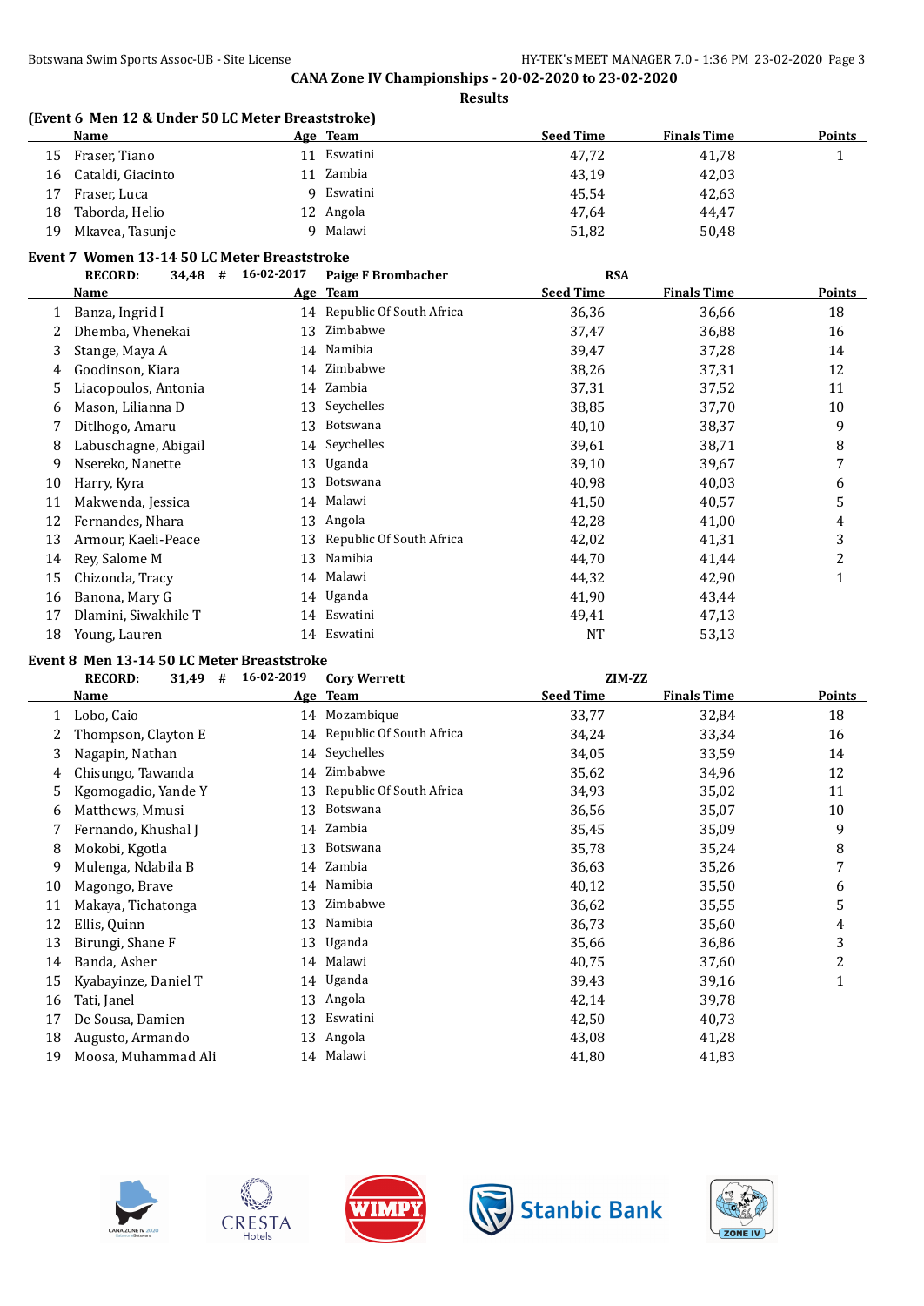**CANA Zone IV Championships - 20-02-2020 to 23-02-2020**

**Results**

### (Event 6 Men 12 & Under 50 LC Meter Breaststroke)

| | Name | Age | Team | Seed Time | Finals Time | Points |
|---|---|---|---|---|---|---|
| 15 | Fraser, Tiano | 11 | Eswatini | 47,72 | 41,78 | 1 |
| 16 | Cataldi, Giacinto | 11 | Zambia | 43,19 | 42,03 | |
| 17 | Fraser, Luca | 9 | Eswatini | 45,54 | 42,63 | |
| 18 | Taborda, Helio | 12 | Angola | 47,64 | 44,47 | |
| 19 | Mkavea, Tasunje | 9 | Malawi | 51,82 | 50,48 | |

### Event 7 Women 13-14 50 LC Meter Breaststroke

**RECORD:** 34,48 # 16-02-2017 Paige F Brombacher RSA

| | Name | Age | Team | Seed Time | Finals Time | Points |
|---|---|---|---|---|---|---|
| 1 | Banza, Ingrid I | 14 | Republic Of South Africa | 36,36 | 36,66 | 18 |
| 2 | Dhemba, Vhenekai | 13 | Zimbabwe | 37,47 | 36,88 | 16 |
| 3 | Stange, Maya A | 14 | Namibia | 39,47 | 37,28 | 14 |
| 4 | Goodinson, Kiara | 14 | Zimbabwe | 38,26 | 37,31 | 12 |
| 5 | Liacopoulos, Antonia | 14 | Zambia | 37,31 | 37,52 | 11 |
| 6 | Mason, Lilianna D | 13 | Seychelles | 38,85 | 37,70 | 10 |
| 7 | Ditlhogo, Amaru | 13 | Botswana | 40,10 | 38,37 | 9 |
| 8 | Labuschagne, Abigail | 14 | Seychelles | 39,61 | 38,71 | 8 |
| 9 | Nsereko, Nanette | 13 | Uganda | 39,10 | 39,67 | 7 |
| 10 | Harry, Kyra | 13 | Botswana | 40,98 | 40,03 | 6 |
| 11 | Makwenda, Jessica | 14 | Malawi | 41,50 | 40,57 | 5 |
| 12 | Fernandes, Nhara | 13 | Angola | 42,28 | 41,00 | 4 |
| 13 | Armour, Kaeli-Peace | 13 | Republic Of South Africa | 42,02 | 41,31 | 3 |
| 14 | Rey, Salome M | 13 | Namibia | 44,70 | 41,44 | 2 |
| 15 | Chizonda, Tracy | 14 | Malawi | 44,32 | 42,90 | 1 |
| 16 | Banona, Mary G | 14 | Uganda | 41,90 | 43,44 | |
| 17 | Dlamini, Siwakhile T | 14 | Eswatini | 49,41 | 47,13 | |
| 18 | Young, Lauren | 14 | Eswatini | NT | 53,13 | |

### Event 8 Men 13-14 50 LC Meter Breaststroke

**RECORD:** 31,49 # 16-02-2019 Cory Werrett ZIM-ZZ

| | Name | Age | Team | Seed Time | Finals Time | Points |
|---|---|---|---|---|---|---|
| 1 | Lobo, Caio | 14 | Mozambique | 33,77 | 32,84 | 18 |
| 2 | Thompson, Clayton E | 14 | Republic Of South Africa | 34,24 | 33,34 | 16 |
| 3 | Nagapin, Nathan | 14 | Seychelles | 34,05 | 33,59 | 14 |
| 4 | Chisungo, Tawanda | 14 | Zimbabwe | 35,62 | 34,96 | 12 |
| 5 | Kgomogadio, Yande Y | 13 | Republic Of South Africa | 34,93 | 35,02 | 11 |
| 6 | Matthews, Mmusi | 13 | Botswana | 36,56 | 35,07 | 10 |
| 7 | Fernando, Khushal J | 14 | Zambia | 35,45 | 35,09 | 9 |
| 8 | Mokobi, Kgotla | 13 | Botswana | 35,78 | 35,24 | 8 |
| 9 | Mulenga, Ndabila B | 14 | Zambia | 36,63 | 35,26 | 7 |
| 10 | Magongo, Brave | 14 | Namibia | 40,12 | 35,50 | 6 |
| 11 | Makaya, Tichatonga | 13 | Zimbabwe | 36,62 | 35,55 | 5 |
| 12 | Ellis, Quinn | 13 | Namibia | 36,73 | 35,60 | 4 |
| 13 | Birungi, Shane F | 13 | Uganda | 35,66 | 36,86 | 3 |
| 14 | Banda, Asher | 14 | Malawi | 40,75 | 37,60 | 2 |
| 15 | Kyabayinze, Daniel T | 14 | Uganda | 39,43 | 39,16 | 1 |
| 16 | Tati, Janel | 13 | Angola | 42,14 | 39,78 | |
| 17 | De Sousa, Damien | 13 | Eswatini | 42,50 | 40,73 | |
| 18 | Augusto, Armando | 13 | Angola | 43,08 | 41,28 | |
| 19 | Moosa, Muhammad Ali | 14 | Malawi | 41,80 | 41,83 | |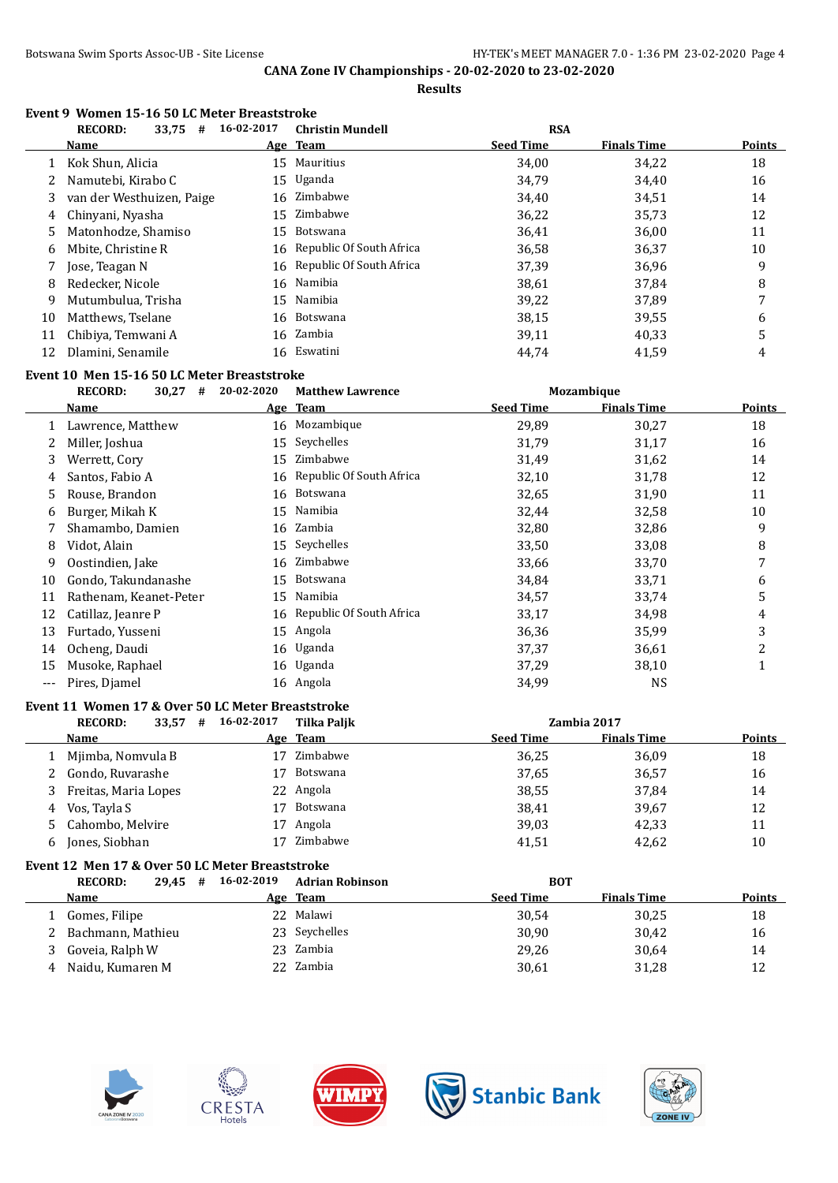**CANA Zone IV Championships - 20-02-2020 to 23-02-2020**

**Results**

### Event 9 Women 15-16 50 LC Meter Breaststroke

RECORD: 33,75 # 16-02-2017 Christin Mundell RSA

| | Name | Age | Team | Seed Time | Finals Time | Points |
|---|---|---|---|---|---|---|
| 1 | Kok Shun, Alicia | 15 | Mauritius | 34,00 | 34,22 | 18 |
| 2 | Namutebi, Kirabo C | 15 | Uganda | 34,79 | 34,40 | 16 |
| 3 | van der Westhuizen, Paige | 16 | Zimbabwe | 34,40 | 34,51 | 14 |
| 4 | Chinyani, Nyasha | 15 | Zimbabwe | 36,22 | 35,73 | 12 |
| 5 | Matonhodze, Shamiso | 15 | Botswana | 36,41 | 36,00 | 11 |
| 6 | Mbite, Christine R | 16 | Republic Of South Africa | 36,58 | 36,37 | 10 |
| 7 | Jose, Teagan N | 16 | Republic Of South Africa | 37,39 | 36,96 | 9 |
| 8 | Redecker, Nicole | 16 | Namibia | 38,61 | 37,84 | 8 |
| 9 | Mutumbulua, Trisha | 15 | Namibia | 39,22 | 37,89 | 7 |
| 10 | Matthews, Tselane | 16 | Botswana | 38,15 | 39,55 | 6 |
| 11 | Chibiya, Temwani A | 16 | Zambia | 39,11 | 40,33 | 5 |
| 12 | Dlamini, Senamile | 16 | Eswatini | 44,74 | 41,59 | 4 |

### Event 10 Men 15-16 50 LC Meter Breaststroke

RECORD: 30,27 # 20-02-2020 Matthew Lawrence Mozambique

| | Name | Age | Team | Seed Time | Finals Time | Points |
|---|---|---|---|---|---|---|
| 1 | Lawrence, Matthew | 16 | Mozambique | 29,89 | 30,27 | 18 |
| 2 | Miller, Joshua | 15 | Seychelles | 31,79 | 31,17 | 16 |
| 3 | Werrett, Cory | 15 | Zimbabwe | 31,49 | 31,62 | 14 |
| 4 | Santos, Fabio A | 16 | Republic Of South Africa | 32,10 | 31,78 | 12 |
| 5 | Rouse, Brandon | 16 | Botswana | 32,65 | 31,90 | 11 |
| 6 | Burger, Mikah K | 15 | Namibia | 32,44 | 32,58 | 10 |
| 7 | Shamambo, Damien | 16 | Zambia | 32,80 | 32,86 | 9 |
| 8 | Vidot, Alain | 15 | Seychelles | 33,50 | 33,08 | 8 |
| 9 | Oostindien, Jake | 16 | Zimbabwe | 33,66 | 33,70 | 7 |
| 10 | Gondo, Takundanashe | 15 | Botswana | 34,84 | 33,71 | 6 |
| 11 | Rathenam, Keanet-Peter | 15 | Namibia | 34,57 | 33,74 | 5 |
| 12 | Catillaz, Jeanre P | 16 | Republic Of South Africa | 33,17 | 34,98 | 4 |
| 13 | Furtado, Yusseni | 15 | Angola | 36,36 | 35,99 | 3 |
| 14 | Ocheng, Daudi | 16 | Uganda | 37,37 | 36,61 | 2 |
| 15 | Musoke, Raphael | 16 | Uganda | 37,29 | 38,10 | 1 |
| --- | Pires, Djamel | 16 | Angola | 34,99 | NS | |

### Event 11 Women 17 & Over 50 LC Meter Breaststroke

RECORD: 33,57 # 16-02-2017 Tilka Paljk Zambia 2017

| | Name | Age | Team | Seed Time | Finals Time | Points |
|---|---|---|---|---|---|---|
| 1 | Mjimba, Nomvula B | 17 | Zimbabwe | 36,25 | 36,09 | 18 |
| 2 | Gondo, Ruvarashe | 17 | Botswana | 37,65 | 36,57 | 16 |
| 3 | Freitas, Maria Lopes | 22 | Angola | 38,55 | 37,84 | 14 |
| 4 | Vos, Tayla S | 17 | Botswana | 38,41 | 39,67 | 12 |
| 5 | Cahombo, Melvire | 17 | Angola | 39,03 | 42,33 | 11 |
| 6 | Jones, Siobhan | 17 | Zimbabwe | 41,51 | 42,62 | 10 |

### Event 12 Men 17 & Over 50 LC Meter Breaststroke

RECORD: 29,45 # 16-02-2019 Adrian Robinson BOT

| | Name | Age | Team | Seed Time | Finals Time | Points |
|---|---|---|---|---|---|---|
| 1 | Gomes, Filipe | 22 | Malawi | 30,54 | 30,25 | 18 |
| 2 | Bachmann, Mathieu | 23 | Seychelles | 30,90 | 30,42 | 16 |
| 3 | Goveia, Ralph W | 23 | Zambia | 29,26 | 30,64 | 14 |
| 4 | Naidu, Kumaren M | 22 | Zambia | 30,61 | 31,28 | 12 |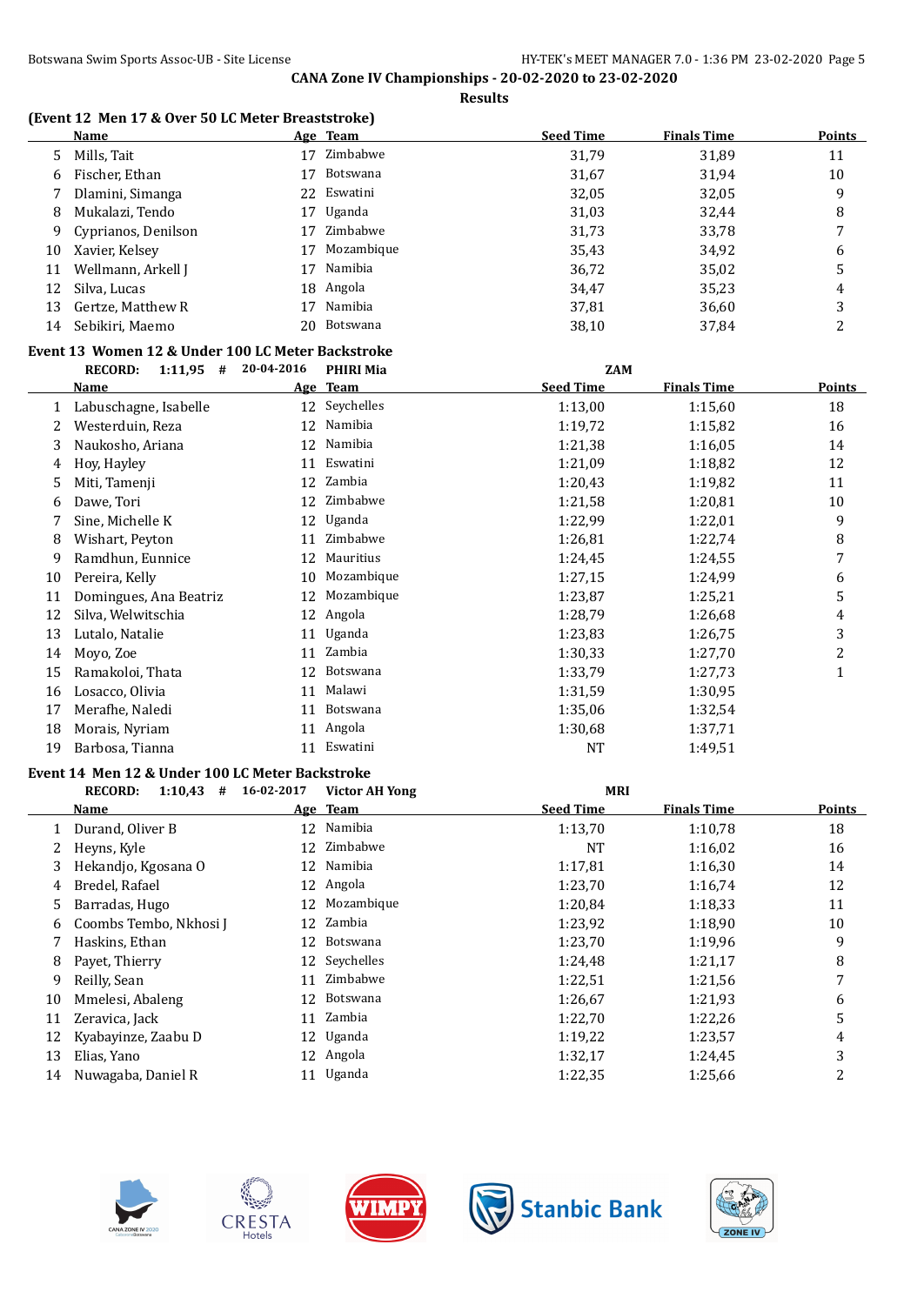**CANA Zone IV Championships - 20-02-2020 to 23-02-2020**

**Results**

### (Event 12 Men 17 & Over 50 LC Meter Breaststroke)

| | Name | Age | Team | Seed Time | Finals Time | Points |
|---|---|---|---|---|---|---|
| 5 | Mills, Tait | 17 | Zimbabwe | 31,79 | 31,89 | 11 |
| 6 | Fischer, Ethan | 17 | Botswana | 31,67 | 31,94 | 10 |
| 7 | Dlamini, Simanga | 22 | Eswatini | 32,05 | 32,05 | 9 |
| 8 | Mukalazi, Tendo | 17 | Uganda | 31,03 | 32,44 | 8 |
| 9 | Cyprianos, Denilson | 17 | Zimbabwe | 31,73 | 33,78 | 7 |
| 10 | Xavier, Kelsey | 17 | Mozambique | 35,43 | 34,92 | 6 |
| 11 | Wellmann, Arkell J | 17 | Namibia | 36,72 | 35,02 | 5 |
| 12 | Silva, Lucas | 18 | Angola | 34,47 | 35,23 | 4 |
| 13 | Gertze, Matthew R | 17 | Namibia | 37,81 | 36,60 | 3 |
| 14 | Sebikiri, Maemo | 20 | Botswana | 38,10 | 37,84 | 2 |

### Event 13 Women 12 & Under 100 LC Meter Backstroke

**RECORD: 1:11,95 # 20-04-2016 PHIRI Mia ZAM**

| | Name | Age | Team | Seed Time | Finals Time | Points |
|---|---|---|---|---|---|---|
| 1 | Labuschagne, Isabelle | 12 | Seychelles | 1:13,00 | 1:15,60 | 18 |
| 2 | Westerduin, Reza | 12 | Namibia | 1:19,72 | 1:15,82 | 16 |
| 3 | Naukosho, Ariana | 12 | Namibia | 1:21,38 | 1:16,05 | 14 |
| 4 | Hoy, Hayley | 11 | Eswatini | 1:21,09 | 1:18,82 | 12 |
| 5 | Miti, Tamenji | 12 | Zambia | 1:20,43 | 1:19,82 | 11 |
| 6 | Dawe, Tori | 12 | Zimbabwe | 1:21,58 | 1:20,81 | 10 |
| 7 | Sine, Michelle K | 12 | Uganda | 1:22,99 | 1:22,01 | 9 |
| 8 | Wishart, Peyton | 11 | Zimbabwe | 1:26,81 | 1:22,74 | 8 |
| 9 | Ramdhun, Eunnice | 12 | Mauritius | 1:24,45 | 1:24,55 | 7 |
| 10 | Pereira, Kelly | 10 | Mozambique | 1:27,15 | 1:24,99 | 6 |
| 11 | Domingues, Ana Beatriz | 12 | Mozambique | 1:23,87 | 1:25,21 | 5 |
| 12 | Silva, Welwitschia | 12 | Angola | 1:28,79 | 1:26,68 | 4 |
| 13 | Lutalo, Natalie | 11 | Uganda | 1:23,83 | 1:26,75 | 3 |
| 14 | Moyo, Zoe | 11 | Zambia | 1:30,33 | 1:27,70 | 2 |
| 15 | Ramakoloi, Thata | 12 | Botswana | 1:33,79 | 1:27,73 | 1 |
| 16 | Losacco, Olivia | 11 | Malawi | 1:31,59 | 1:30,95 | |
| 17 | Merafhe, Naledi | 11 | Botswana | 1:35,06 | 1:32,54 | |
| 18 | Morais, Nyriam | 11 | Angola | 1:30,68 | 1:37,71 | |
| 19 | Barbosa, Tianna | 11 | Eswatini | NT | 1:49,51 | |

### Event 14 Men 12 & Under 100 LC Meter Backstroke

**RECORD: 1:10,43 # 16-02-2017 Victor AH Yong MRI**

| | Name | Age | Team | Seed Time | Finals Time | Points |
|---|---|---|---|---|---|---|
| 1 | Durand, Oliver B | 12 | Namibia | 1:13,70 | 1:10,78 | 18 |
| 2 | Heyns, Kyle | 12 | Zimbabwe | NT | 1:16,02 | 16 |
| 3 | Hekandjo, Kgosana O | 12 | Namibia | 1:17,81 | 1:16,30 | 14 |
| 4 | Bredel, Rafael | 12 | Angola | 1:23,70 | 1:16,74 | 12 |
| 5 | Barradas, Hugo | 12 | Mozambique | 1:20,84 | 1:18,33 | 11 |
| 6 | Coombs Tembo, Nkhosi J | 12 | Zambia | 1:23,92 | 1:18,90 | 10 |
| 7 | Haskins, Ethan | 12 | Botswana | 1:23,70 | 1:19,96 | 9 |
| 8 | Payet, Thierry | 12 | Seychelles | 1:24,48 | 1:21,17 | 8 |
| 9 | Reilly, Sean | 11 | Zimbabwe | 1:22,51 | 1:21,56 | 7 |
| 10 | Mmelesi, Abaleng | 12 | Botswana | 1:26,67 | 1:21,93 | 6 |
| 11 | Zeravica, Jack | 11 | Zambia | 1:22,70 | 1:22,26 | 5 |
| 12 | Kyabayinze, Zaabu D | 12 | Uganda | 1:19,22 | 1:23,57 | 4 |
| 13 | Elias, Yano | 12 | Angola | 1:32,17 | 1:24,45 | 3 |
| 14 | Nuwagaba, Daniel R | 11 | Uganda | 1:22,35 | 1:25,66 | 2 |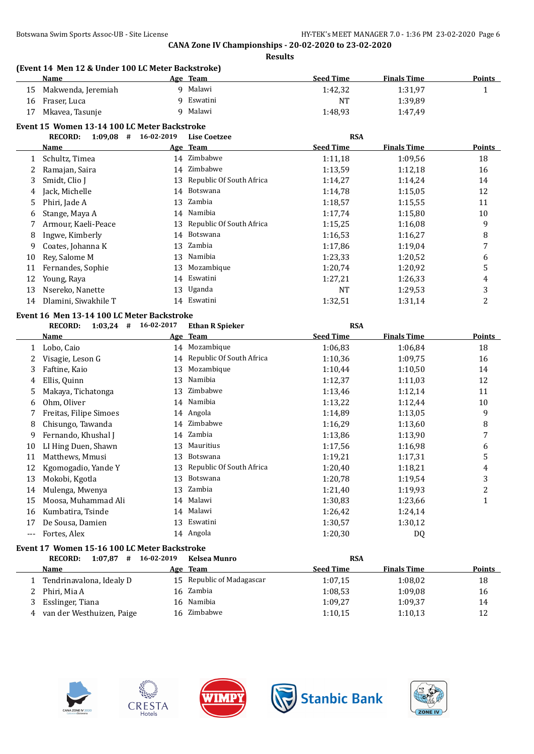## CANA Zone IV Championships - 20-02-2020 to 23-02-2020

### Results

**(Event 14 Men 12 & Under 100 LC Meter Backstroke)**

| | Name | Age | Team | Seed Time | Finals Time | Points |
|---|---|---|---|---|---|---|
| 15 | Makwenda, Jeremiah | 9 | Malawi | 1:42,32 | 1:31,97 | 1 |
| 16 | Fraser, Luca | 9 | Eswatini | NT | 1:39,89 | |
| 17 | Mkavea, Tasunje | 9 | Malawi | 1:48,93 | 1:47,49 | |

**Event 15 Women 13-14 100 LC Meter Backstroke**

RECORD: 1:09,08 # 16-02-2019 Lise Coetzee RSA

| | Name | Age | Team | Seed Time | Finals Time | Points |
|---|---|---|---|---|---|---|
| 1 | Schultz, Timea | 14 | Zimbabwe | 1:11,18 | 1:09,56 | 18 |
| 2 | Ramajan, Saira | 14 | Zimbabwe | 1:13,59 | 1:12,18 | 16 |
| 3 | Smidt, Clio J | 13 | Republic Of South Africa | 1:14,27 | 1:14,24 | 14 |
| 4 | Jack, Michelle | 14 | Botswana | 1:14,78 | 1:15,05 | 12 |
| 5 | Phiri, Jade A | 13 | Zambia | 1:18,57 | 1:15,55 | 11 |
| 6 | Stange, Maya A | 14 | Namibia | 1:17,74 | 1:15,80 | 10 |
| 7 | Armour, Kaeli-Peace | 13 | Republic Of South Africa | 1:15,25 | 1:16,08 | 9 |
| 8 | Ingwe, Kimberly | 14 | Botswana | 1:16,53 | 1:16,27 | 8 |
| 9 | Coates, Johanna K | 13 | Zambia | 1:17,86 | 1:19,04 | 7 |
| 10 | Rey, Salome M | 13 | Namibia | 1:23,33 | 1:20,52 | 6 |
| 11 | Fernandes, Sophie | 13 | Mozambique | 1:20,74 | 1:20,92 | 5 |
| 12 | Young, Raya | 14 | Eswatini | 1:27,21 | 1:26,33 | 4 |
| 13 | Nsereko, Nanette | 13 | Uganda | NT | 1:29,53 | 3 |
| 14 | Dlamini, Siwakhile T | 14 | Eswatini | 1:32,51 | 1:31,14 | 2 |

**Event 16 Men 13-14 100 LC Meter Backstroke**

RECORD: 1:03,24 # 16-02-2017 Ethan R Spieker RSA

| | Name | Age | Team | Seed Time | Finals Time | Points |
|---|---|---|---|---|---|---|
| 1 | Lobo, Caio | 14 | Mozambique | 1:06,83 | 1:06,84 | 18 |
| 2 | Visagie, Leson G | 14 | Republic Of South Africa | 1:10,36 | 1:09,75 | 16 |
| 3 | Faftine, Kaio | 13 | Mozambique | 1:10,44 | 1:10,50 | 14 |
| 4 | Ellis, Quinn | 13 | Namibia | 1:12,37 | 1:11,03 | 12 |
| 5 | Makaya, Tichatonga | 13 | Zimbabwe | 1:13,46 | 1:12,14 | 11 |
| 6 | Ohm, Oliver | 14 | Namibia | 1:13,22 | 1:12,44 | 10 |
| 7 | Freitas, Filipe Simoes | 14 | Angola | 1:14,89 | 1:13,05 | 9 |
| 8 | Chisungo, Tawanda | 14 | Zimbabwe | 1:16,29 | 1:13,60 | 8 |
| 9 | Fernando, Khushal J | 14 | Zambia | 1:13,86 | 1:13,90 | 7 |
| 10 | LI Hing Duen, Shawn | 13 | Mauritius | 1:17,56 | 1:16,98 | 6 |
| 11 | Matthews, Mmusi | 13 | Botswana | 1:19,21 | 1:17,31 | 5 |
| 12 | Kgomogadio, Yande Y | 13 | Republic Of South Africa | 1:20,40 | 1:18,21 | 4 |
| 13 | Mokobi, Kgotla | 13 | Botswana | 1:20,78 | 1:19,54 | 3 |
| 14 | Mulenga, Mwenya | 13 | Zambia | 1:21,40 | 1:19,93 | 2 |
| 15 | Moosa, Muhammad Ali | 14 | Malawi | 1:30,83 | 1:23,66 | 1 |
| 16 | Kumbatira, Tsinde | 14 | Malawi | 1:26,42 | 1:24,14 | |
| 17 | De Sousa, Damien | 13 | Eswatini | 1:30,57 | 1:30,12 | |
| --- | Fortes, Alex | 14 | Angola | 1:20,30 | DQ | |

**Event 17 Women 15-16 100 LC Meter Backstroke**

RECORD: 1:07,87 # 16-02-2019 Kelsea Munro RSA

| | Name | Age | Team | Seed Time | Finals Time | Points |
|---|---|---|---|---|---|---|
| 1 | Tendrinavalona, Idealy D | 15 | Republic of Madagascar | 1:07,15 | 1:08,02 | 18 |
| 2 | Phiri, Mia A | 16 | Zambia | 1:08,53 | 1:09,08 | 16 |
| 3 | Esslinger, Tiana | 16 | Namibia | 1:09,27 | 1:09,37 | 14 |
| 4 | van der Westhuizen, Paige | 16 | Zimbabwe | 1:10,15 | 1:10,13 | 12 |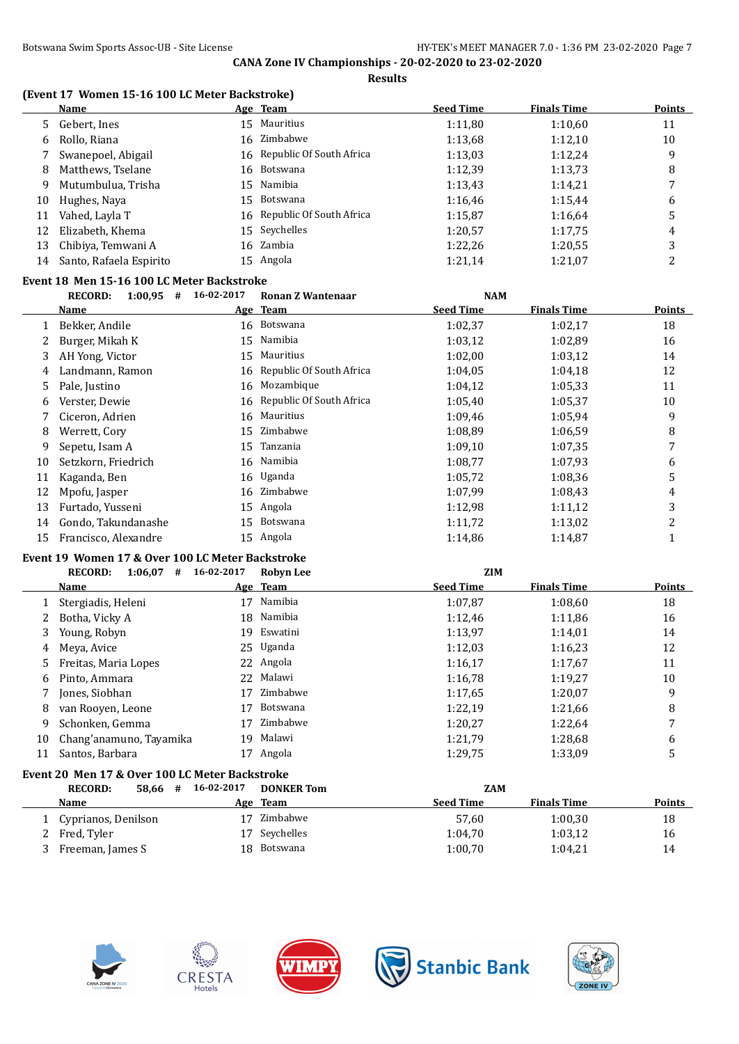CANA Zone IV Championships - 20-02-2020 to 23-02-2020

Results

### (Event 17 Women 15-16 100 LC Meter Backstroke)

| | Name | Age | Team | Seed Time | Finals Time | Points |
|---|---|---|---|---|---|---|
| 5 | Gebert, Ines | 15 | Mauritius | 1:11,80 | 1:10,60 | 11 |
| 6 | Rollo, Riana | 16 | Zimbabwe | 1:13,68 | 1:12,10 | 10 |
| 7 | Swanepoel, Abigail | 16 | Republic Of South Africa | 1:13,03 | 1:12,24 | 9 |
| 8 | Matthews, Tselane | 16 | Botswana | 1:12,39 | 1:13,73 | 8 |
| 9 | Mutumbulua, Trisha | 15 | Namibia | 1:13,43 | 1:14,21 | 7 |
| 10 | Hughes, Naya | 15 | Botswana | 1:16,46 | 1:15,44 | 6 |
| 11 | Vahed, Layla T | 16 | Republic Of South Africa | 1:15,87 | 1:16,64 | 5 |
| 12 | Elizabeth, Khema | 15 | Seychelles | 1:20,57 | 1:17,75 | 4 |
| 13 | Chibiya, Temwani A | 16 | Zambia | 1:22,26 | 1:20,55 | 3 |
| 14 | Santo, Rafaela Espirito | 15 | Angola | 1:21,14 | 1:21,07 | 2 |

### Event 18 Men 15-16 100 LC Meter Backstroke

RECORD: 1:00,95 # 16-02-2017 Ronan Z Wantenaar NAM

| | Name | Age | Team | Seed Time | Finals Time | Points |
|---|---|---|---|---|---|---|
| 1 | Bekker, Andile | 16 | Botswana | 1:02,37 | 1:02,17 | 18 |
| 2 | Burger, Mikah K | 15 | Namibia | 1:03,12 | 1:02,89 | 16 |
| 3 | AH Yong, Victor | 15 | Mauritius | 1:02,00 | 1:03,12 | 14 |
| 4 | Landmann, Ramon | 16 | Republic Of South Africa | 1:04,05 | 1:04,18 | 12 |
| 5 | Pale, Justino | 16 | Mozambique | 1:04,12 | 1:05,33 | 11 |
| 6 | Verster, Dewie | 16 | Republic Of South Africa | 1:05,40 | 1:05,37 | 10 |
| 7 | Ciceron, Adrien | 16 | Mauritius | 1:09,46 | 1:05,94 | 9 |
| 8 | Werrett, Cory | 15 | Zimbabwe | 1:08,89 | 1:06,59 | 8 |
| 9 | Sepetu, Isam A | 15 | Tanzania | 1:09,10 | 1:07,35 | 7 |
| 10 | Setzkorn, Friedrich | 16 | Namibia | 1:08,77 | 1:07,93 | 6 |
| 11 | Kaganda, Ben | 16 | Uganda | 1:05,72 | 1:08,36 | 5 |
| 12 | Mpofu, Jasper | 16 | Zimbabwe | 1:07,99 | 1:08,43 | 4 |
| 13 | Furtado, Yusseni | 15 | Angola | 1:12,98 | 1:11,12 | 3 |
| 14 | Gondo, Takundanashe | 15 | Botswana | 1:11,72 | 1:13,02 | 2 |
| 15 | Francisco, Alexandre | 15 | Angola | 1:14,86 | 1:14,87 | 1 |

### Event 19 Women 17 & Over 100 LC Meter Backstroke

RECORD: 1:06,07 # 16-02-2017 Robyn Lee ZIM

| | Name | Age | Team | Seed Time | Finals Time | Points |
|---|---|---|---|---|---|---|
| 1 | Stergiadis, Heleni | 17 | Namibia | 1:07,87 | 1:08,60 | 18 |
| 2 | Botha, Vicky A | 18 | Namibia | 1:12,46 | 1:11,86 | 16 |
| 3 | Young, Robyn | 19 | Eswatini | 1:13,97 | 1:14,01 | 14 |
| 4 | Meya, Avice | 25 | Uganda | 1:12,03 | 1:16,23 | 12 |
| 5 | Freitas, Maria Lopes | 22 | Angola | 1:16,17 | 1:17,67 | 11 |
| 6 | Pinto, Ammara | 22 | Malawi | 1:16,78 | 1:19,27 | 10 |
| 7 | Jones, Siobhan | 17 | Zimbabwe | 1:17,65 | 1:20,07 | 9 |
| 8 | van Rooyen, Leone | 17 | Botswana | 1:22,19 | 1:21,66 | 8 |
| 9 | Schonken, Gemma | 17 | Zimbabwe | 1:20,27 | 1:22,64 | 7 |
| 10 | Chang'anamuno, Tayamika | 19 | Malawi | 1:21,79 | 1:28,68 | 6 |
| 11 | Santos, Barbara | 17 | Angola | 1:29,75 | 1:33,09 | 5 |

### Event 20 Men 17 & Over 100 LC Meter Backstroke

RECORD: 58,66 # 16-02-2017 DONKER Tom ZAM

| | Name | Age | Team | Seed Time | Finals Time | Points |
|---|---|---|---|---|---|---|
| 1 | Cyprianos, Denilson | 17 | Zimbabwe | 57,60 | 1:00,30 | 18 |
| 2 | Fred, Tyler | 17 | Seychelles | 1:04,70 | 1:03,12 | 16 |
| 3 | Freeman, James S | 18 | Botswana | 1:00,70 | 1:04,21 | 14 |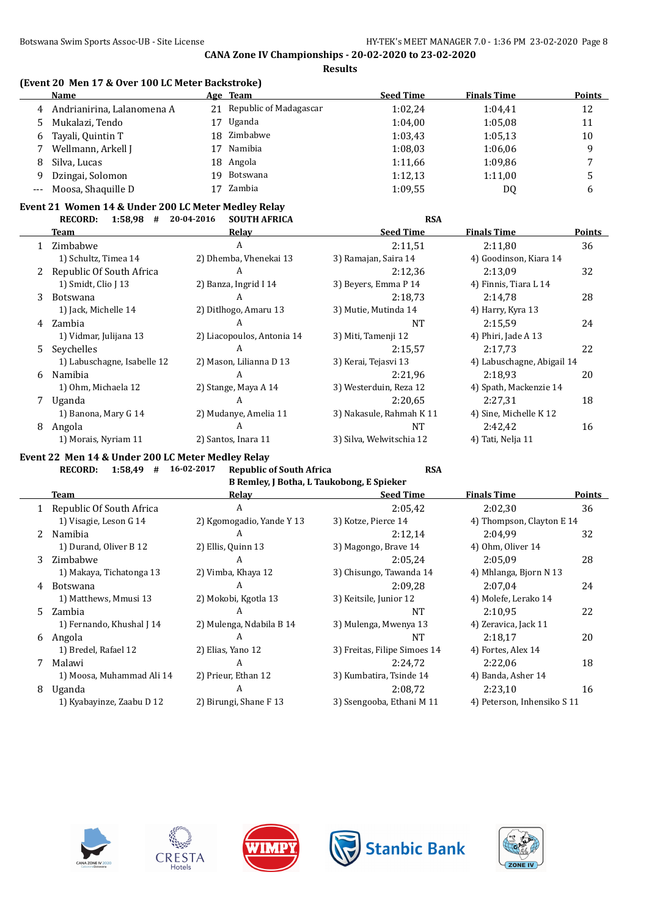**CANA Zone IV Championships - 20-02-2020 to 23-02-2020**

**Results**

### (Event 20 Men 17 & Over 100 LC Meter Backstroke)

| | Name | Age | Team | Seed Time | Finals Time | Points |
|---|---|---|---|---|---|---|
| 4 | Andrianirina, Lalanomena A | 21 | Republic of Madagascar | 1:02,24 | 1:04,41 | 12 |
| 5 | Mukalazi, Tendo | 17 | Uganda | 1:04,00 | 1:05,08 | 11 |
| 6 | Tayali, Quintin T | 18 | Zimbabwe | 1:03,43 | 1:05,13 | 10 |
| 7 | Wellmann, Arkell J | 17 | Namibia | 1:08,03 | 1:06,06 | 9 |
| 8 | Silva, Lucas | 18 | Angola | 1:11,66 | 1:09,86 | 7 |
| 9 | Dzingai, Solomon | 19 | Botswana | 1:12,13 | 1:11,00 | 5 |
| --- | Moosa, Shaquille D | 17 | Zambia | 1:09,55 | DQ | 6 |

### Event 21 Women 14 & Under 200 LC Meter Medley Relay

**RECORD: 1:58,98 # 20-04-2016 SOUTH AFRICA RSA**

| | Team | Relay | Seed Time | Finals Time | Points |
|---|---|---|---|---|---|
| 1 | Zimbabwe | A | 2:11,51 | 2:11,80 | 36 |
| | 1) Schultz, Timea 14 | 2) Dhemba, Vhenekai 13 | 3) Ramajan, Saira 14 | 4) Goodinson, Kiara 14 | |
| 2 | Republic Of South Africa | A | 2:12,36 | 2:13,09 | 32 |
| | 1) Smidt, Clio J 13 | 2) Banza, Ingrid I 14 | 3) Beyers, Emma P 14 | 4) Finnis, Tiara L 14 | |
| 3 | Botswana | A | 2:18,73 | 2:14,78 | 28 |
| | 1) Jack, Michelle 14 | 2) Ditlhogo, Amaru 13 | 3) Mutie, Mutinda 14 | 4) Harry, Kyra 13 | |
| 4 | Zambia | A | NT | 2:15,59 | 24 |
| | 1) Vidmar, Julijana 13 | 2) Liacopoulos, Antonia 14 | 3) Miti, Tamenji 12 | 4) Phiri, Jade A 13 | |
| 5 | Seychelles | A | 2:15,57 | 2:17,73 | 22 |
| | 1) Labuschagne, Isabelle 12 | 2) Mason, Lilianna D 13 | 3) Kerai, Tejasvi 13 | 4) Labuschagne, Abigail 14 | |
| 6 | Namibia | A | 2:21,96 | 2:18,93 | 20 |
| | 1) Ohm, Michaela 12 | 2) Stange, Maya A 14 | 3) Westerduin, Reza 12 | 4) Spath, Mackenzie 14 | |
| 7 | Uganda | A | 2:20,65 | 2:27,31 | 18 |
| | 1) Banona, Mary G 14 | 2) Mudanye, Amelia 11 | 3) Nakasule, Rahmah K 11 | 4) Sine, Michelle K 12 | |
| 8 | Angola | A | NT | 2:42,42 | 16 |
| | 1) Morais, Nyriam 11 | 2) Santos, Inara 11 | 3) Silva, Welwitschia 12 | 4) Tati, Nelja 11 | |

### Event 22 Men 14 & Under 200 LC Meter Medley Relay

**RECORD: 1:58,49 # 16-02-2017 Republic of South Africa RSA**
**B Remley, J Botha, L Taukobong, E Spieker**

| | Team | Relay | Seed Time | Finals Time | Points |
|---|---|---|---|---|---|
| 1 | Republic Of South Africa | A | 2:05,42 | 2:02,30 | 36 |
| | 1) Visagie, Leson G 14 | 2) Kgomogadio, Yande Y 13 | 3) Kotze, Pierce 14 | 4) Thompson, Clayton E 14 | |
| 2 | Namibia | A | 2:12,14 | 2:04,99 | 32 |
| | 1) Durand, Oliver B 12 | 2) Ellis, Quinn 13 | 3) Magongo, Brave 14 | 4) Ohm, Oliver 14 | |
| 3 | Zimbabwe | A | 2:05,24 | 2:05,09 | 28 |
| | 1) Makaya, Tichatonga 13 | 2) Vimba, Khaya 12 | 3) Chisungo, Tawanda 14 | 4) Mhlanga, Bjorn N 13 | |
| 4 | Botswana | A | 2:09,28 | 2:07,04 | 24 |
| | 1) Matthews, Mmusi 13 | 2) Mokobi, Kgotla 13 | 3) Keitsile, Junior 12 | 4) Molefe, Lerako 14 | |
| 5 | Zambia | A | NT | 2:10,95 | 22 |
| | 1) Fernando, Khushal J 14 | 2) Mulenga, Ndabila B 14 | 3) Mulenga, Mwenya 13 | 4) Zeravica, Jack 11 | |
| 6 | Angola | A | NT | 2:18,17 | 20 |
| | 1) Bredel, Rafael 12 | 2) Elias, Yano 12 | 3) Freitas, Filipe Simoes 14 | 4) Fortes, Alex 14 | |
| 7 | Malawi | A | 2:24,72 | 2:22,06 | 18 |
| | 1) Moosa, Muhammad Ali 14 | 2) Prieur, Ethan 12 | 3) Kumbatira, Tsinde 14 | 4) Banda, Asher 14 | |
| 8 | Uganda | A | 2:08,72 | 2:23,10 | 16 |
| | 1) Kyabayinze, Zaabu D 12 | 2) Birungi, Shane F 13 | 3) Ssengooba, Ethani M 11 | 4) Peterson, Inhensiko S 11 | |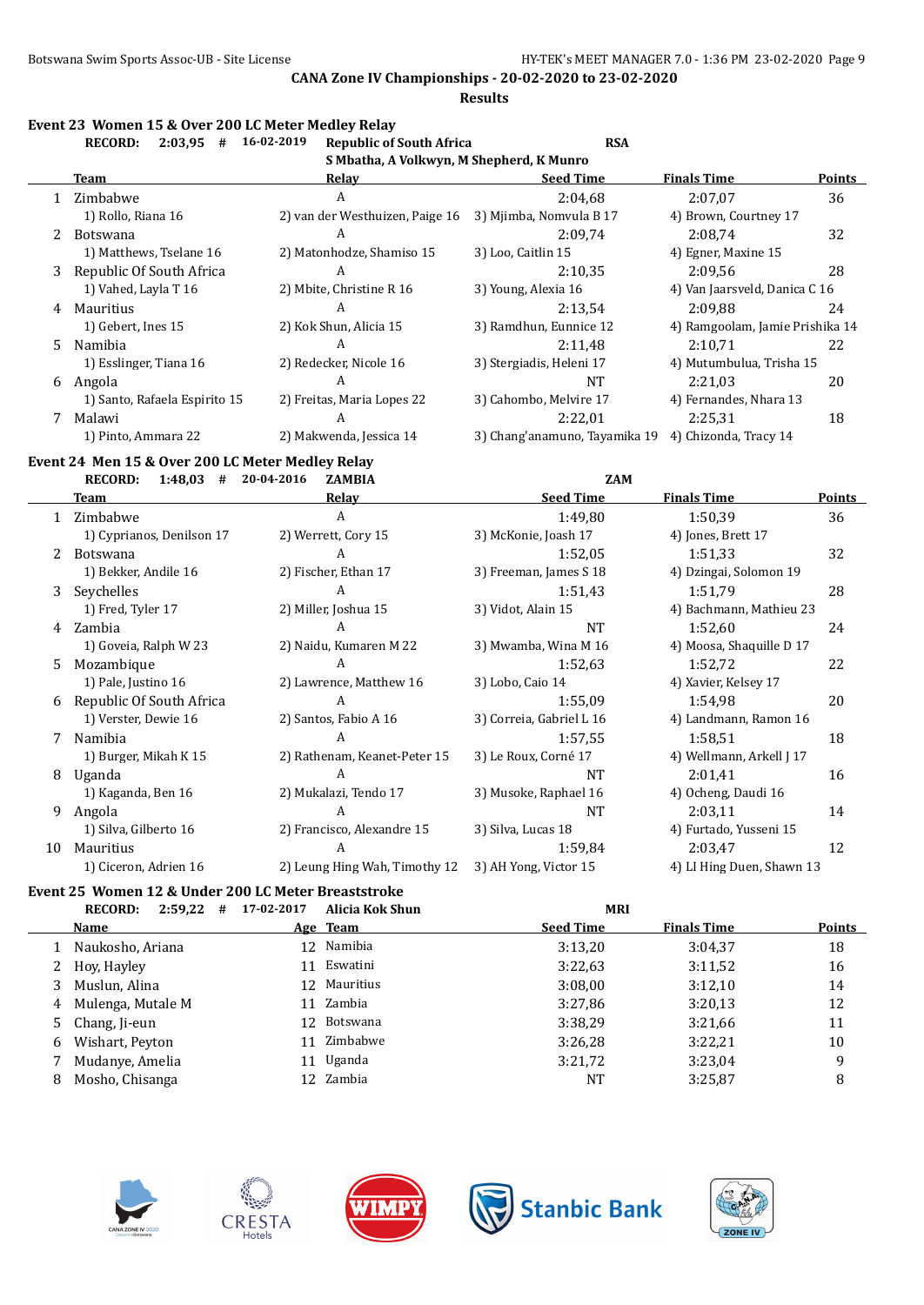Botswana Swim Sports Assoc-UB - Site License

**CANA Zone IV Championships - 20-02-2020 to 23-02-2020**

**Results**

### Event 23 Women 15 & Over 200 LC Meter Medley Relay

**RECORD: 2:03,95 # 16-02-2019 Republic of South Africa RSA**
**S Mbatha, A Volkwyn, M Shepherd, K Munro**

| | Team | Relay | Seed Time | Finals Time | Points |
|---|---|---|---|---|---|
| 1 | Zimbabwe | A | 2:04,68 | 2:07,07 | 36 |
| | 1) Rollo, Riana 16 | 2) van der Westhuizen, Paige 16 | 3) Mjimba, Nomvula B 17 | 4) Brown, Courtney 17 | |
| 2 | Botswana | A | 2:09,74 | 2:08,74 | 32 |
| | 1) Matthews, Tselane 16 | 2) Matonhodze, Shamiso 15 | 3) Loo, Caitlin 15 | 4) Egner, Maxine 15 | |
| 3 | Republic Of South Africa | A | 2:10,35 | 2:09,56 | 28 |
| | 1) Vahed, Layla T 16 | 2) Mbite, Christine R 16 | 3) Young, Alexia 16 | 4) Van Jaarsveld, Danica C 16 | |
| 4 | Mauritius | A | 2:13,54 | 2:09,88 | 24 |
| | 1) Gebert, Ines 15 | 2) Kok Shun, Alicia 15 | 3) Ramdhun, Eunnice 12 | 4) Ramgoolam, Jamie Prishika 14 | |
| 5 | Namibia | A | 2:11,48 | 2:10,71 | 22 |
| | 1) Esslinger, Tiana 16 | 2) Redecker, Nicole 16 | 3) Stergiadis, Heleni 17 | 4) Mutumbulua, Trisha 15 | |
| 6 | Angola | A | NT | 2:21,03 | 20 |
| | 1) Santo, Rafaela Espirito 15 | 2) Freitas, Maria Lopes 22 | 3) Cahombo, Melvire 17 | 4) Fernandes, Nhara 13 | |
| 7 | Malawi | A | 2:22,01 | 2:25,31 | 18 |
| | 1) Pinto, Ammara 22 | 2) Makwenda, Jessica 14 | 3) Chang'anamuno, Tayamika 19 | 4) Chizonda, Tracy 14 | |

### Event 24 Men 15 & Over 200 LC Meter Medley Relay

**RECORD: 1:48,03 # 20-04-2016 ZAMBIA ZAM**

| | Team | Relay | Seed Time | Finals Time | Points |
|---|---|---|---|---|---|
| 1 | Zimbabwe | A | 1:49,80 | 1:50,39 | 36 |
| | 1) Cyprianos, Denilson 17 | 2) Werrett, Cory 15 | 3) McKonie, Joash 17 | 4) Jones, Brett 17 | |
| 2 | Botswana | A | 1:52,05 | 1:51,33 | 32 |
| | 1) Bekker, Andile 16 | 2) Fischer, Ethan 17 | 3) Freeman, James S 18 | 4) Dzingai, Solomon 19 | |
| 3 | Seychelles | A | 1:51,43 | 1:51,79 | 28 |
| | 1) Fred, Tyler 17 | 2) Miller, Joshua 15 | 3) Vidot, Alain 15 | 4) Bachmann, Mathieu 23 | |
| 4 | Zambia | A | NT | 1:52,60 | 24 |
| | 1) Goveia, Ralph W 23 | 2) Naidu, Kumaren M 22 | 3) Mwamba, Wina M 16 | 4) Moosa, Shaquille D 17 | |
| 5 | Mozambique | A | 1:52,63 | 1:52,72 | 22 |
| | 1) Pale, Justino 16 | 2) Lawrence, Matthew 16 | 3) Lobo, Caio 14 | 4) Xavier, Kelsey 17 | |
| 6 | Republic Of South Africa | A | 1:55,09 | 1:54,98 | 20 |
| | 1) Verster, Dewie 16 | 2) Santos, Fabio A 16 | 3) Correia, Gabriel L 16 | 4) Landmann, Ramon 16 | |
| 7 | Namibia | A | 1:57,55 | 1:58,51 | 18 |
| | 1) Burger, Mikah K 15 | 2) Rathenam, Keanet-Peter 15 | 3) Le Roux, Corné 17 | 4) Wellmann, Arkell J 17 | |
| 8 | Uganda | A | NT | 2:01,41 | 16 |
| | 1) Kaganda, Ben 16 | 2) Mukalazi, Tendo 17 | 3) Musoke, Raphael 16 | 4) Ocheng, Daudi 16 | |
| 9 | Angola | A | NT | 2:03,11 | 14 |
| | 1) Silva, Gilberto 16 | 2) Francisco, Alexandre 15 | 3) Silva, Lucas 18 | 4) Furtado, Yusseni 15 | |
| 10 | Mauritius | A | 1:59,84 | 2:03,47 | 12 |
| | 1) Ciceron, Adrien 16 | 2) Leung Hing Wah, Timothy 12 | 3) AH Yong, Victor 15 | 4) LI Hing Duen, Shawn 13 | |

### Event 25 Women 12 & Under 200 LC Meter Breaststroke

**RECORD: 2:59,22 # 17-02-2017 Alicia Kok Shun MRI**

| | Name | Age | Team | Seed Time | Finals Time | Points |
|---|---|---|---|---|---|---|
| 1 | Naukosho, Ariana | 12 | Namibia | 3:13,20 | 3:04,37 | 18 |
| 2 | Hoy, Hayley | 11 | Eswatini | 3:22,63 | 3:11,52 | 16 |
| 3 | Muslun, Alina | 12 | Mauritius | 3:08,00 | 3:12,10 | 14 |
| 4 | Mulenga, Mutale M | 11 | Zambia | 3:27,86 | 3:20,13 | 12 |
| 5 | Chang, Ji-eun | 12 | Botswana | 3:38,29 | 3:21,66 | 11 |
| 6 | Wishart, Peyton | 11 | Zimbabwe | 3:26,28 | 3:22,21 | 10 |
| 7 | Mudanye, Amelia | 11 | Uganda | 3:21,72 | 3:23,04 | 9 |
| 8 | Mosho, Chisanga | 12 | Zambia | NT | 3:25,87 | 8 |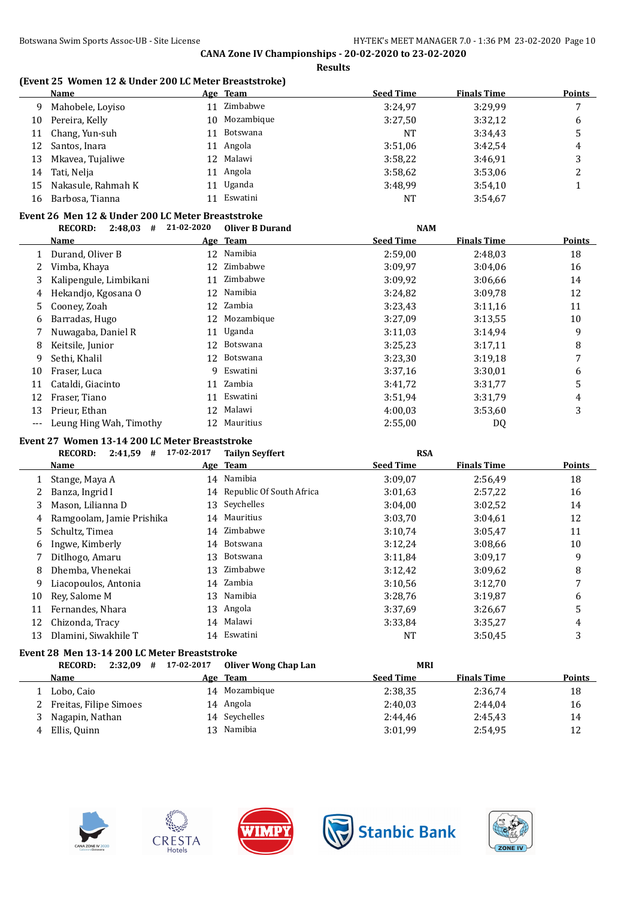CANA Zone IV Championships - 20-02-2020 to 23-02-2020

Results

### (Event 25 Women 12 & Under 200 LC Meter Breaststroke)

| | Name | Age | Team | Seed Time | Finals Time | Points |
|---|---|---|---|---|---|---|
| 9 | Mahobele, Loyiso | 11 | Zimbabwe | 3:24,97 | 3:29,99 | 7 |
| 10 | Pereira, Kelly | 10 | Mozambique | 3:27,50 | 3:32,12 | 6 |
| 11 | Chang, Yun-suh | 11 | Botswana | NT | 3:34,43 | 5 |
| 12 | Santos, Inara | 11 | Angola | 3:51,06 | 3:42,54 | 4 |
| 13 | Mkavea, Tujaliwe | 12 | Malawi | 3:58,22 | 3:46,91 | 3 |
| 14 | Tati, Nelja | 11 | Angola | 3:58,62 | 3:53,06 | 2 |
| 15 | Nakasule, Rahmah K | 11 | Uganda | 3:48,99 | 3:54,10 | 1 |
| 16 | Barbosa, Tianna | 11 | Eswatini | NT | 3:54,67 | |

### Event 26 Men 12 & Under 200 LC Meter Breaststroke

**RECORD: 2:48,03 # 21-02-2020 Oliver B Durand NAM**

| | Name | Age | Team | Seed Time | Finals Time | Points |
|---|---|---|---|---|---|---|
| 1 | Durand, Oliver B | 12 | Namibia | 2:59,00 | 2:48,03 | 18 |
| 2 | Vimba, Khaya | 12 | Zimbabwe | 3:09,97 | 3:04,06 | 16 |
| 3 | Kalipengule, Limbikani | 11 | Zimbabwe | 3:09,92 | 3:06,66 | 14 |
| 4 | Hekandjo, Kgosana O | 12 | Namibia | 3:24,82 | 3:09,78 | 12 |
| 5 | Cooney, Zoah | 12 | Zambia | 3:23,43 | 3:11,16 | 11 |
| 6 | Barradas, Hugo | 12 | Mozambique | 3:27,09 | 3:13,55 | 10 |
| 7 | Nuwagaba, Daniel R | 11 | Uganda | 3:11,03 | 3:14,94 | 9 |
| 8 | Keitsile, Junior | 12 | Botswana | 3:25,23 | 3:17,11 | 8 |
| 9 | Sethi, Khalil | 12 | Botswana | 3:23,30 | 3:19,18 | 7 |
| 10 | Fraser, Luca | 9 | Eswatini | 3:37,16 | 3:30,01 | 6 |
| 11 | Cataldi, Giacinto | 11 | Zambia | 3:41,72 | 3:31,77 | 5 |
| 12 | Fraser, Tiano | 11 | Eswatini | 3:51,94 | 3:31,79 | 4 |
| 13 | Prieur, Ethan | 12 | Malawi | 4:00,03 | 3:53,60 | 3 |
| --- | Leung Hing Wah, Timothy | 12 | Mauritius | 2:55,00 | DQ | |

### Event 27 Women 13-14 200 LC Meter Breaststroke

**RECORD: 2:41,59 # 17-02-2017 Tailyn Seyffert RSA**

| | Name | Age | Team | Seed Time | Finals Time | Points |
|---|---|---|---|---|---|---|
| 1 | Stange, Maya A | 14 | Namibia | 3:09,07 | 2:56,49 | 18 |
| 2 | Banza, Ingrid I | 14 | Republic Of South Africa | 3:01,63 | 2:57,22 | 16 |
| 3 | Mason, Lilianna D | 13 | Seychelles | 3:04,00 | 3:02,52 | 14 |
| 4 | Ramgoolam, Jamie Prishika | 14 | Mauritius | 3:03,70 | 3:04,61 | 12 |
| 5 | Schultz, Timea | 14 | Zimbabwe | 3:10,74 | 3:05,47 | 11 |
| 6 | Ingwe, Kimberly | 14 | Botswana | 3:12,24 | 3:08,66 | 10 |
| 7 | Ditlhogo, Amaru | 13 | Botswana | 3:11,84 | 3:09,17 | 9 |
| 8 | Dhemba, Vhenekai | 13 | Zimbabwe | 3:12,42 | 3:09,62 | 8 |
| 9 | Liacopoulos, Antonia | 14 | Zambia | 3:10,56 | 3:12,70 | 7 |
| 10 | Rey, Salome M | 13 | Namibia | 3:28,76 | 3:19,87 | 6 |
| 11 | Fernandes, Nhara | 13 | Angola | 3:37,69 | 3:26,67 | 5 |
| 12 | Chizonda, Tracy | 14 | Malawi | 3:33,84 | 3:35,27 | 4 |
| 13 | Dlamini, Siwakhile T | 14 | Eswatini | NT | 3:50,45 | 3 |

### Event 28 Men 13-14 200 LC Meter Breaststroke

**RECORD: 2:32,09 # 17-02-2017 Oliver Wong Chap Lan MRI**

| | Name | Age | Team | Seed Time | Finals Time | Points |
|---|---|---|---|---|---|---|
| 1 | Lobo, Caio | 14 | Mozambique | 2:38,35 | 2:36,74 | 18 |
| 2 | Freitas, Filipe Simoes | 14 | Angola | 2:40,03 | 2:44,04 | 16 |
| 3 | Nagapin, Nathan | 14 | Seychelles | 2:44,46 | 2:45,43 | 14 |
| 4 | Ellis, Quinn | 13 | Namibia | 3:01,99 | 2:54,95 | 12 |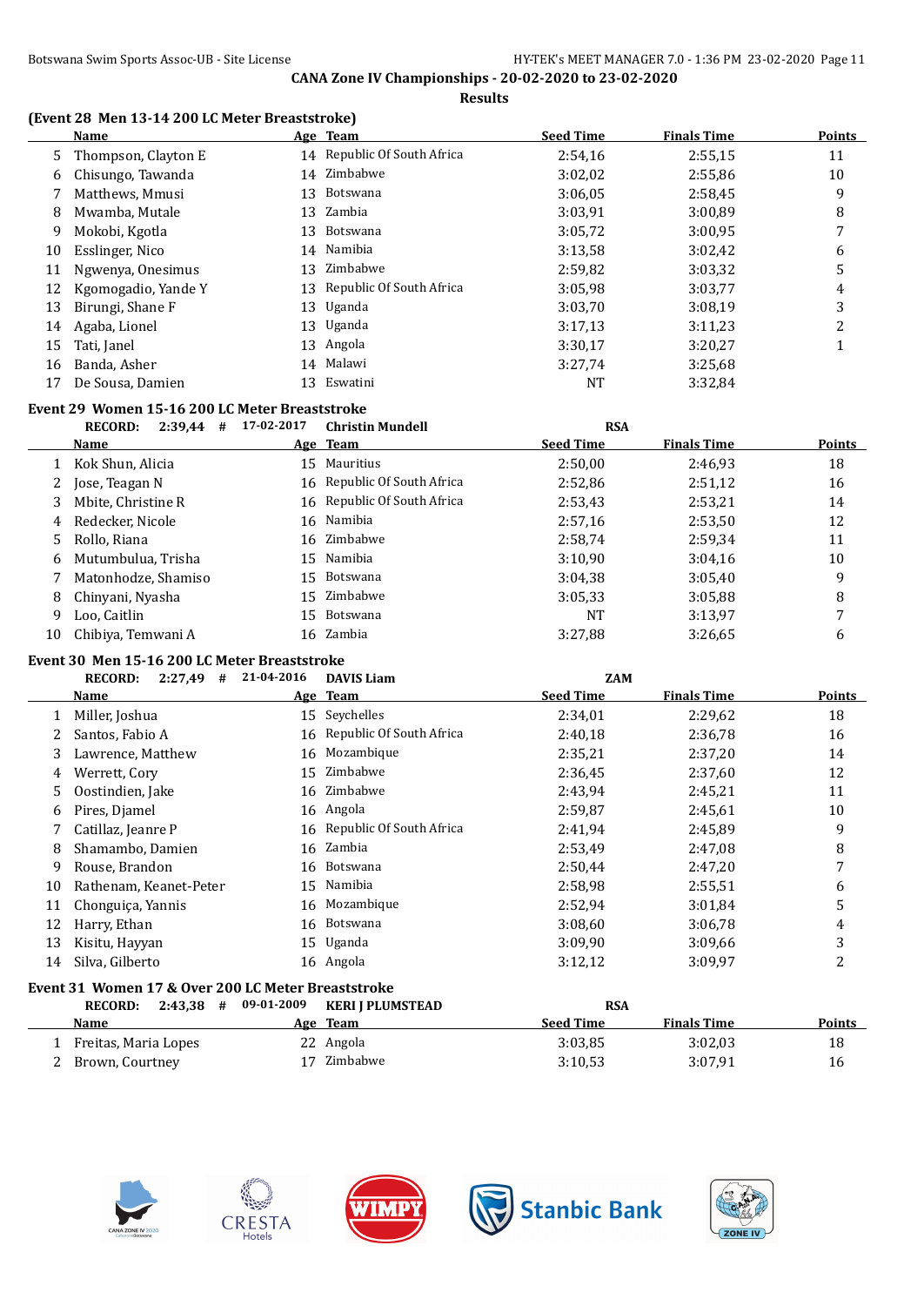**CANA Zone IV Championships - 20-02-2020 to 23-02-2020**

**Results**

### (Event 28 Men 13-14 200 LC Meter Breaststroke)

| | Name | Age | Team | Seed Time | Finals Time | Points |
|---|---|---|---|---|---|---|
| 5 | Thompson, Clayton E | 14 | Republic Of South Africa | 2:54,16 | 2:55,15 | 11 |
| 6 | Chisungo, Tawanda | 14 | Zimbabwe | 3:02,02 | 2:55,86 | 10 |
| 7 | Matthews, Mmusi | 13 | Botswana | 3:06,05 | 2:58,45 | 9 |
| 8 | Mwamba, Mutale | 13 | Zambia | 3:03,91 | 3:00,89 | 8 |
| 9 | Mokobi, Kgotla | 13 | Botswana | 3:05,72 | 3:00,95 | 7 |
| 10 | Esslinger, Nico | 14 | Namibia | 3:13,58 | 3:02,42 | 6 |
| 11 | Ngwenya, Onesimus | 13 | Zimbabwe | 2:59,82 | 3:03,32 | 5 |
| 12 | Kgomogadio, Yande Y | 13 | Republic Of South Africa | 3:05,98 | 3:03,77 | 4 |
| 13 | Birungi, Shane F | 13 | Uganda | 3:03,70 | 3:08,19 | 3 |
| 14 | Agaba, Lionel | 13 | Uganda | 3:17,13 | 3:11,23 | 2 |
| 15 | Tati, Janel | 13 | Angola | 3:30,17 | 3:20,27 | 1 |
| 16 | Banda, Asher | 14 | Malawi | 3:27,74 | 3:25,68 | |
| 17 | De Sousa, Damien | 13 | Eswatini | NT | 3:32,84 | |

### Event 29 Women 15-16 200 LC Meter Breaststroke

RECORD: 2:39,44 # 17-02-2017 Christin Mundell RSA

| | Name | Age | Team | Seed Time | Finals Time | Points |
|---|---|---|---|---|---|---|
| 1 | Kok Shun, Alicia | 15 | Mauritius | 2:50,00 | 2:46,93 | 18 |
| 2 | Jose, Teagan N | 16 | Republic Of South Africa | 2:52,86 | 2:51,12 | 16 |
| 3 | Mbite, Christine R | 16 | Republic Of South Africa | 2:53,43 | 2:53,21 | 14 |
| 4 | Redecker, Nicole | 16 | Namibia | 2:57,16 | 2:53,50 | 12 |
| 5 | Rollo, Riana | 16 | Zimbabwe | 2:58,74 | 2:59,34 | 11 |
| 6 | Mutumbulua, Trisha | 15 | Namibia | 3:10,90 | 3:04,16 | 10 |
| 7 | Matonhodze, Shamiso | 15 | Botswana | 3:04,38 | 3:05,40 | 9 |
| 8 | Chinyani, Nyasha | 15 | Zimbabwe | 3:05,33 | 3:05,88 | 8 |
| 9 | Loo, Caitlin | 15 | Botswana | NT | 3:13,97 | 7 |
| 10 | Chibiya, Temwani A | 16 | Zambia | 3:27,88 | 3:26,65 | 6 |

### Event 30 Men 15-16 200 LC Meter Breaststroke

RECORD: 2:27,49 # 21-04-2016 DAVIS Liam ZAM

| | Name | Age | Team | Seed Time | Finals Time | Points |
|---|---|---|---|---|---|---|
| 1 | Miller, Joshua | 15 | Seychelles | 2:34,01 | 2:29,62 | 18 |
| 2 | Santos, Fabio A | 16 | Republic Of South Africa | 2:40,18 | 2:36,78 | 16 |
| 3 | Lawrence, Matthew | 16 | Mozambique | 2:35,21 | 2:37,20 | 14 |
| 4 | Werrett, Cory | 15 | Zimbabwe | 2:36,45 | 2:37,60 | 12 |
| 5 | Oostindien, Jake | 16 | Zimbabwe | 2:43,94 | 2:45,21 | 11 |
| 6 | Pires, Djamel | 16 | Angola | 2:59,87 | 2:45,61 | 10 |
| 7 | Catillaz, Jeanre P | 16 | Republic Of South Africa | 2:41,94 | 2:45,89 | 9 |
| 8 | Shamambo, Damien | 16 | Zambia | 2:53,49 | 2:47,08 | 8 |
| 9 | Rouse, Brandon | 16 | Botswana | 2:50,44 | 2:47,20 | 7 |
| 10 | Rathenam, Keanet-Peter | 15 | Namibia | 2:58,98 | 2:55,51 | 6 |
| 11 | Chonguiça, Yannis | 16 | Mozambique | 2:52,94 | 3:01,84 | 5 |
| 12 | Harry, Ethan | 16 | Botswana | 3:08,60 | 3:06,78 | 4 |
| 13 | Kisitu, Hayyan | 15 | Uganda | 3:09,90 | 3:09,66 | 3 |
| 14 | Silva, Gilberto | 16 | Angola | 3:12,12 | 3:09,97 | 2 |

### Event 31 Women 17 & Over 200 LC Meter Breaststroke

RECORD: 2:43,38 # 09-01-2009 KERI J PLUMSTEAD RSA

| | Name | Age | Team | Seed Time | Finals Time | Points |
|---|---|---|---|---|---|---|
| 1 | Freitas, Maria Lopes | 22 | Angola | 3:03,85 | 3:02,03 | 18 |
| 2 | Brown, Courtney | 17 | Zimbabwe | 3:10,53 | 3:07,91 | 16 |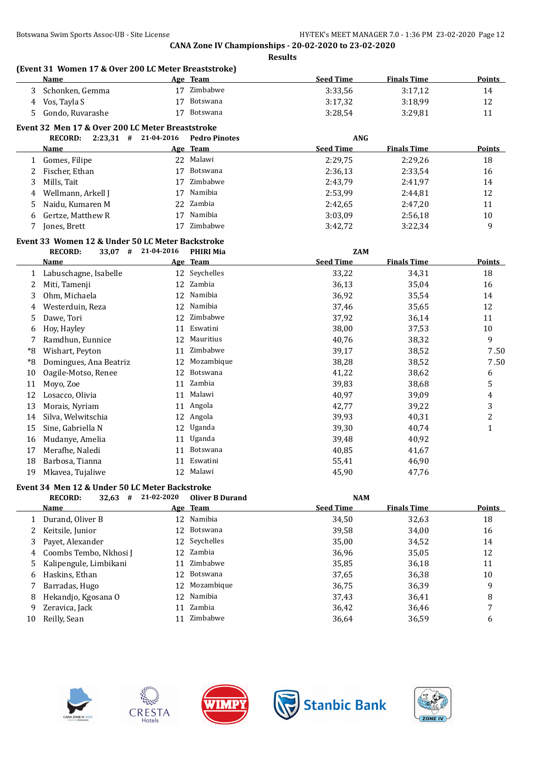**CANA Zone IV Championships - 20-02-2020 to 23-02-2020**

**Results**

### (Event 31 Women 17 & Over 200 LC Meter Breaststroke)

| | Name | Age | Team | Seed Time | Finals Time | Points |
|---|---|---|---|---|---|---|
| 3 | Schonken, Gemma | 17 | Zimbabwe | 3:33,56 | 3:17,12 | 14 |
| 4 | Vos, Tayla S | 17 | Botswana | 3:17,32 | 3:18,99 | 12 |
| 5 | Gondo, Ruvarashe | 17 | Botswana | 3:28,54 | 3:29,81 | 11 |

### Event 32 Men 17 & Over 200 LC Meter Breaststroke

RECORD: 2:23,31 # 21-04-2016 **Pedro Pinotes** ANG

| | Name | Age | Team | Seed Time | Finals Time | Points |
|---|---|---|---|---|---|---|
| 1 | Gomes, Filipe | 22 | Malawi | 2:29,75 | 2:29,26 | 18 |
| 2 | Fischer, Ethan | 17 | Botswana | 2:36,13 | 2:33,54 | 16 |
| 3 | Mills, Tait | 17 | Zimbabwe | 2:43,79 | 2:41,97 | 14 |
| 4 | Wellmann, Arkell J | 17 | Namibia | 2:53,99 | 2:44,81 | 12 |
| 5 | Naidu, Kumaren M | 22 | Zambia | 2:42,65 | 2:47,20 | 11 |
| 6 | Gertze, Matthew R | 17 | Namibia | 3:03,09 | 2:56,18 | 10 |
| 7 | Jones, Brett | 17 | Zimbabwe | 3:42,72 | 3:22,34 | 9 |

### Event 33 Women 12 & Under 50 LC Meter Backstroke

RECORD: 33,07 # 21-04-2016 **PHIRI Mia** ZAM

| | Name | Age | Team | Seed Time | Finals Time | Points |
|---|---|---|---|---|---|---|
| 1 | Labuschagne, Isabelle | 12 | Seychelles | 33,22 | 34,31 | 18 |
| 2 | Miti, Tamenji | 12 | Zambia | 36,13 | 35,04 | 16 |
| 3 | Ohm, Michaela | 12 | Namibia | 36,92 | 35,54 | 14 |
| 4 | Westerduin, Reza | 12 | Namibia | 37,46 | 35,65 | 12 |
| 5 | Dawe, Tori | 12 | Zimbabwe | 37,92 | 36,14 | 11 |
| 6 | Hoy, Hayley | 11 | Eswatini | 38,00 | 37,53 | 10 |
| 7 | Ramdhun, Eunnice | 12 | Mauritius | 40,76 | 38,32 | 9 |
| *8 | Wishart, Peyton | 11 | Zimbabwe | 39,17 | 38,52 | 7.50 |
| *8 | Domingues, Ana Beatriz | 12 | Mozambique | 38,28 | 38,52 | 7.50 |
| 10 | Oagile-Motso, Renee | 12 | Botswana | 41,22 | 38,62 | 6 |
| 11 | Moyo, Zoe | 11 | Zambia | 39,83 | 38,68 | 5 |
| 12 | Losacco, Olivia | 11 | Malawi | 40,97 | 39,09 | 4 |
| 13 | Morais, Nyriam | 11 | Angola | 42,77 | 39,22 | 3 |
| 14 | Silva, Welwitschia | 12 | Angola | 39,93 | 40,31 | 2 |
| 15 | Sine, Gabriella N | 12 | Uganda | 39,30 | 40,74 | 1 |
| 16 | Mudanye, Amelia | 11 | Uganda | 39,48 | 40,92 | |
| 17 | Merafhe, Naledi | 11 | Botswana | 40,85 | 41,67 | |
| 18 | Barbosa, Tianna | 11 | Eswatini | 55,41 | 46,90 | |
| 19 | Mkavea, Tujaliwe | 12 | Malawi | 45,90 | 47,76 | |

### Event 34 Men 12 & Under 50 LC Meter Backstroke

RECORD: 32,63 # 21-02-2020 **Oliver B Durand** NAM

| | Name | Age | Team | Seed Time | Finals Time | Points |
|---|---|---|---|---|---|---|
| 1 | Durand, Oliver B | 12 | Namibia | 34,50 | 32,63 | 18 |
| 2 | Keitsile, Junior | 12 | Botswana | 39,58 | 34,00 | 16 |
| 3 | Payet, Alexander | 12 | Seychelles | 35,00 | 34,52 | 14 |
| 4 | Coombs Tembo, Nkhosi J | 12 | Zambia | 36,96 | 35,05 | 12 |
| 5 | Kalipengule, Limbikani | 11 | Zimbabwe | 35,85 | 36,18 | 11 |
| 6 | Haskins, Ethan | 12 | Botswana | 37,65 | 36,38 | 10 |
| 7 | Barradas, Hugo | 12 | Mozambique | 36,75 | 36,39 | 9 |
| 8 | Hekandjo, Kgosana O | 12 | Namibia | 37,43 | 36,41 | 8 |
| 9 | Zeravica, Jack | 11 | Zambia | 36,42 | 36,46 | 7 |
| 10 | Reilly, Sean | 11 | Zimbabwe | 36,64 | 36,59 | 6 |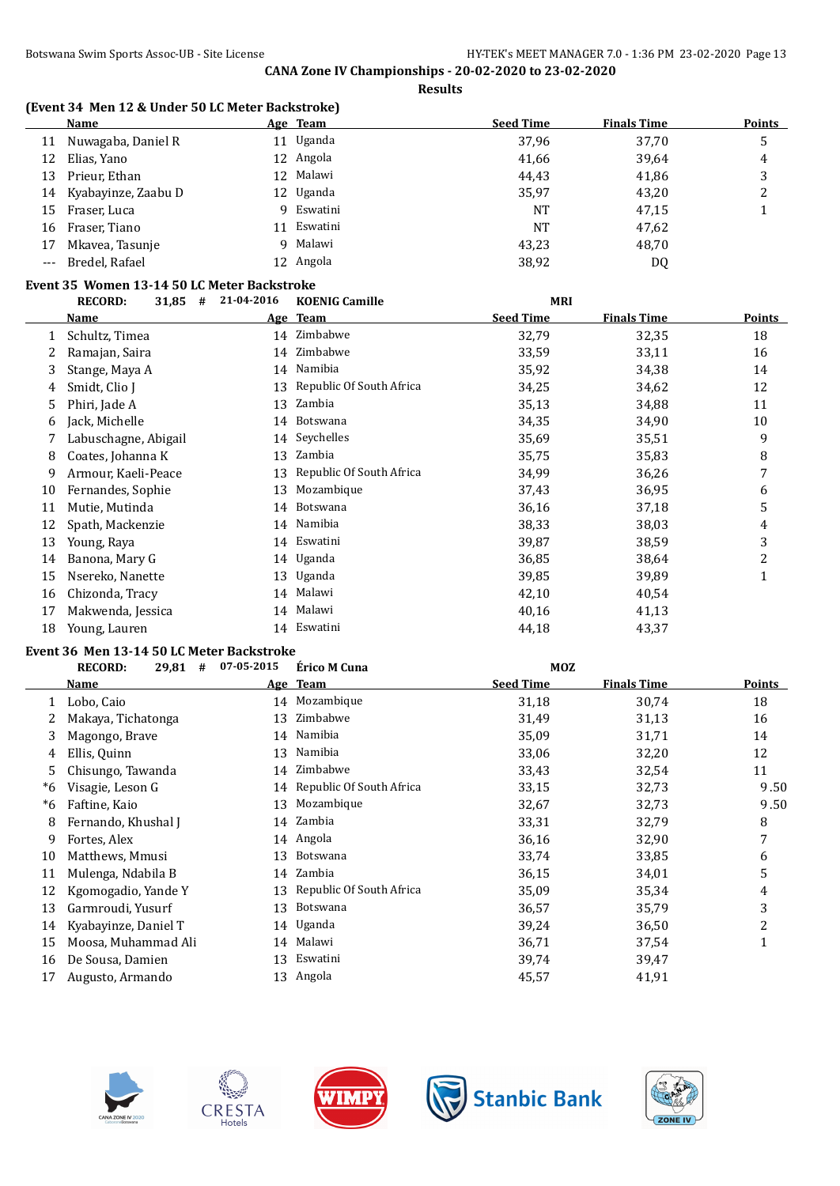CANA Zone IV Championships - 20-02-2020 to 23-02-2020

Results

### (Event 34 Men 12 & Under 50 LC Meter Backstroke)

| | Name | Age | Team | Seed Time | Finals Time | Points |
|---|---|---|---|---|---|---|
| 11 | Nuwagaba, Daniel R | 11 | Uganda | 37,96 | 37,70 | 5 |
| 12 | Elias, Yano | 12 | Angola | 41,66 | 39,64 | 4 |
| 13 | Prieur, Ethan | 12 | Malawi | 44,43 | 41,86 | 3 |
| 14 | Kyabayinze, Zaabu D | 12 | Uganda | 35,97 | 43,20 | 2 |
| 15 | Fraser, Luca | 9 | Eswatini | NT | 47,15 | 1 |
| 16 | Fraser, Tiano | 11 | Eswatini | NT | 47,62 | |
| 17 | Mkavea, Tasunje | 9 | Malawi | 43,23 | 48,70 | |
| --- | Bredel, Rafael | 12 | Angola | 38,92 | DQ | |

### Event 35 Women 13-14 50 LC Meter Backstroke

RECORD: 31,85 # 21-04-2016 KOENIG Camille MRI

| | Name | Age | Team | Seed Time | Finals Time | Points |
|---|---|---|---|---|---|---|
| 1 | Schultz, Timea | 14 | Zimbabwe | 32,79 | 32,35 | 18 |
| 2 | Ramajan, Saira | 14 | Zimbabwe | 33,59 | 33,11 | 16 |
| 3 | Stange, Maya A | 14 | Namibia | 35,92 | 34,38 | 14 |
| 4 | Smidt, Clio J | 13 | Republic Of South Africa | 34,25 | 34,62 | 12 |
| 5 | Phiri, Jade A | 13 | Zambia | 35,13 | 34,88 | 11 |
| 6 | Jack, Michelle | 14 | Botswana | 34,35 | 34,90 | 10 |
| 7 | Labuschagne, Abigail | 14 | Seychelles | 35,69 | 35,51 | 9 |
| 8 | Coates, Johanna K | 13 | Zambia | 35,75 | 35,83 | 8 |
| 9 | Armour, Kaeli-Peace | 13 | Republic Of South Africa | 34,99 | 36,26 | 7 |
| 10 | Fernandes, Sophie | 13 | Mozambique | 37,43 | 36,95 | 6 |
| 11 | Mutie, Mutinda | 14 | Botswana | 36,16 | 37,18 | 5 |
| 12 | Spath, Mackenzie | 14 | Namibia | 38,33 | 38,03 | 4 |
| 13 | Young, Raya | 14 | Eswatini | 39,87 | 38,59 | 3 |
| 14 | Banona, Mary G | 14 | Uganda | 36,85 | 38,64 | 2 |
| 15 | Nsereko, Nanette | 13 | Uganda | 39,85 | 39,89 | 1 |
| 16 | Chizonda, Tracy | 14 | Malawi | 42,10 | 40,54 | |
| 17 | Makwenda, Jessica | 14 | Malawi | 40,16 | 41,13 | |
| 18 | Young, Lauren | 14 | Eswatini | 44,18 | 43,37 | |

### Event 36 Men 13-14 50 LC Meter Backstroke

RECORD: 29,81 # 07-05-2015 Érico M Cuna MOZ

| | Name | Age | Team | Seed Time | Finals Time | Points |
|---|---|---|---|---|---|---|
| 1 | Lobo, Caio | 14 | Mozambique | 31,18 | 30,74 | 18 |
| 2 | Makaya, Tichatonga | 13 | Zimbabwe | 31,49 | 31,13 | 16 |
| 3 | Magongo, Brave | 14 | Namibia | 35,09 | 31,71 | 14 |
| 4 | Ellis, Quinn | 13 | Namibia | 33,06 | 32,20 | 12 |
| 5 | Chisungo, Tawanda | 14 | Zimbabwe | 33,43 | 32,54 | 11 |
| *6 | Visagie, Leson G | 14 | Republic Of South Africa | 33,15 | 32,73 | 9.50 |
| *6 | Faftine, Kaio | 13 | Mozambique | 32,67 | 32,73 | 9.50 |
| 8 | Fernando, Khushal J | 14 | Zambia | 33,31 | 32,79 | 8 |
| 9 | Fortes, Alex | 14 | Angola | 36,16 | 32,90 | 7 |
| 10 | Matthews, Mmusi | 13 | Botswana | 33,74 | 33,85 | 6 |
| 11 | Mulenga, Ndabila B | 14 | Zambia | 36,15 | 34,01 | 5 |
| 12 | Kgomogadio, Yande Y | 13 | Republic Of South Africa | 35,09 | 35,34 | 4 |
| 13 | Garmroudi, Yusurf | 13 | Botswana | 36,57 | 35,79 | 3 |
| 14 | Kyabayinze, Daniel T | 14 | Uganda | 39,24 | 36,50 | 2 |
| 15 | Moosa, Muhammad Ali | 14 | Malawi | 36,71 | 37,54 | 1 |
| 16 | De Sousa, Damien | 13 | Eswatini | 39,74 | 39,47 | |
| 17 | Augusto, Armando | 13 | Angola | 45,57 | 41,91 | |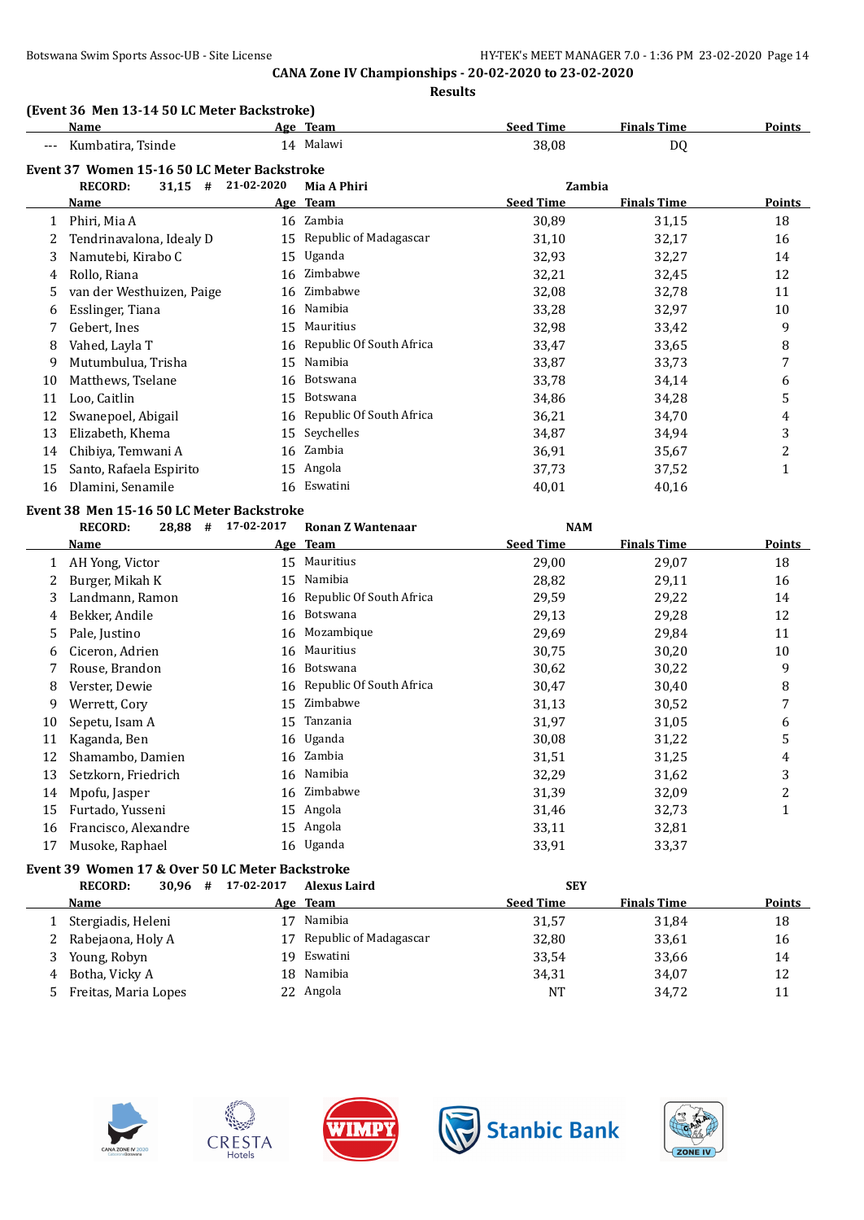CANA Zone IV Championships - 20-02-2020 to 23-02-2020

Results

### (Event 36 Men 13-14 50 LC Meter Backstroke)

| | Name | Age | Team | Seed Time | Finals Time | Points |
|---|---|---|---|---|---|---|
| --- | Kumbatira, Tsinde | 14 | Malawi | 38,08 | DQ | |

### Event 37 Women 15-16 50 LC Meter Backstroke

RECORD: 31,15 # 21-02-2020 Mia A Phiri Zambia

| | Name | Age | Team | Seed Time | Finals Time | Points |
|---|---|---|---|---|---|---|
| 1 | Phiri, Mia A | 16 | Zambia | 30,89 | 31,15 | 18 |
| 2 | Tendrinavalona, Idealy D | 15 | Republic of Madagascar | 31,10 | 32,17 | 16 |
| 3 | Namutebi, Kirabo C | 15 | Uganda | 32,93 | 32,27 | 14 |
| 4 | Rollo, Riana | 16 | Zimbabwe | 32,21 | 32,45 | 12 |
| 5 | van der Westhuizen, Paige | 16 | Zimbabwe | 32,08 | 32,78 | 11 |
| 6 | Esslinger, Tiana | 16 | Namibia | 33,28 | 32,97 | 10 |
| 7 | Gebert, Ines | 15 | Mauritius | 32,98 | 33,42 | 9 |
| 8 | Vahed, Layla T | 16 | Republic Of South Africa | 33,47 | 33,65 | 8 |
| 9 | Mutumbulua, Trisha | 15 | Namibia | 33,87 | 33,73 | 7 |
| 10 | Matthews, Tselane | 16 | Botswana | 33,78 | 34,14 | 6 |
| 11 | Loo, Caitlin | 15 | Botswana | 34,86 | 34,28 | 5 |
| 12 | Swanepoel, Abigail | 16 | Republic Of South Africa | 36,21 | 34,70 | 4 |
| 13 | Elizabeth, Khema | 15 | Seychelles | 34,87 | 34,94 | 3 |
| 14 | Chibiya, Temwani A | 16 | Zambia | 36,91 | 35,67 | 2 |
| 15 | Santo, Rafaela Espirito | 15 | Angola | 37,73 | 37,52 | 1 |
| 16 | Dlamini, Senamile | 16 | Eswatini | 40,01 | 40,16 | |

### Event 38 Men 15-16 50 LC Meter Backstroke

RECORD: 28,88 # 17-02-2017 Ronan Z Wantenaar NAM

| | Name | Age | Team | Seed Time | Finals Time | Points |
|---|---|---|---|---|---|---|
| 1 | AH Yong, Victor | 15 | Mauritius | 29,00 | 29,07 | 18 |
| 2 | Burger, Mikah K | 15 | Namibia | 28,82 | 29,11 | 16 |
| 3 | Landmann, Ramon | 16 | Republic Of South Africa | 29,59 | 29,22 | 14 |
| 4 | Bekker, Andile | 16 | Botswana | 29,13 | 29,28 | 12 |
| 5 | Pale, Justino | 16 | Mozambique | 29,69 | 29,84 | 11 |
| 6 | Ciceron, Adrien | 16 | Mauritius | 30,75 | 30,20 | 10 |
| 7 | Rouse, Brandon | 16 | Botswana | 30,62 | 30,22 | 9 |
| 8 | Verster, Dewie | 16 | Republic Of South Africa | 30,47 | 30,40 | 8 |
| 9 | Werrett, Cory | 15 | Zimbabwe | 31,13 | 30,52 | 7 |
| 10 | Sepetu, Isam A | 15 | Tanzania | 31,97 | 31,05 | 6 |
| 11 | Kaganda, Ben | 16 | Uganda | 30,08 | 31,22 | 5 |
| 12 | Shamambo, Damien | 16 | Zambia | 31,51 | 31,25 | 4 |
| 13 | Setzkorn, Friedrich | 16 | Namibia | 32,29 | 31,62 | 3 |
| 14 | Mpofu, Jasper | 16 | Zimbabwe | 31,39 | 32,09 | 2 |
| 15 | Furtado, Yusseni | 15 | Angola | 31,46 | 32,73 | 1 |
| 16 | Francisco, Alexandre | 15 | Angola | 33,11 | 32,81 | |
| 17 | Musoke, Raphael | 16 | Uganda | 33,91 | 33,37 | |

### Event 39 Women 17 & Over 50 LC Meter Backstroke

RECORD: 30,96 # 17-02-2017 Alexus Laird SEY

| | Name | Age | Team | Seed Time | Finals Time | Points |
|---|---|---|---|---|---|---|
| 1 | Stergiadis, Heleni | 17 | Namibia | 31,57 | 31,84 | 18 |
| 2 | Rabejaona, Holy A | 17 | Republic of Madagascar | 32,80 | 33,61 | 16 |
| 3 | Young, Robyn | 19 | Eswatini | 33,54 | 33,66 | 14 |
| 4 | Botha, Vicky A | 18 | Namibia | 34,31 | 34,07 | 12 |
| 5 | Freitas, Maria Lopes | 22 | Angola | NT | 34,72 | 11 |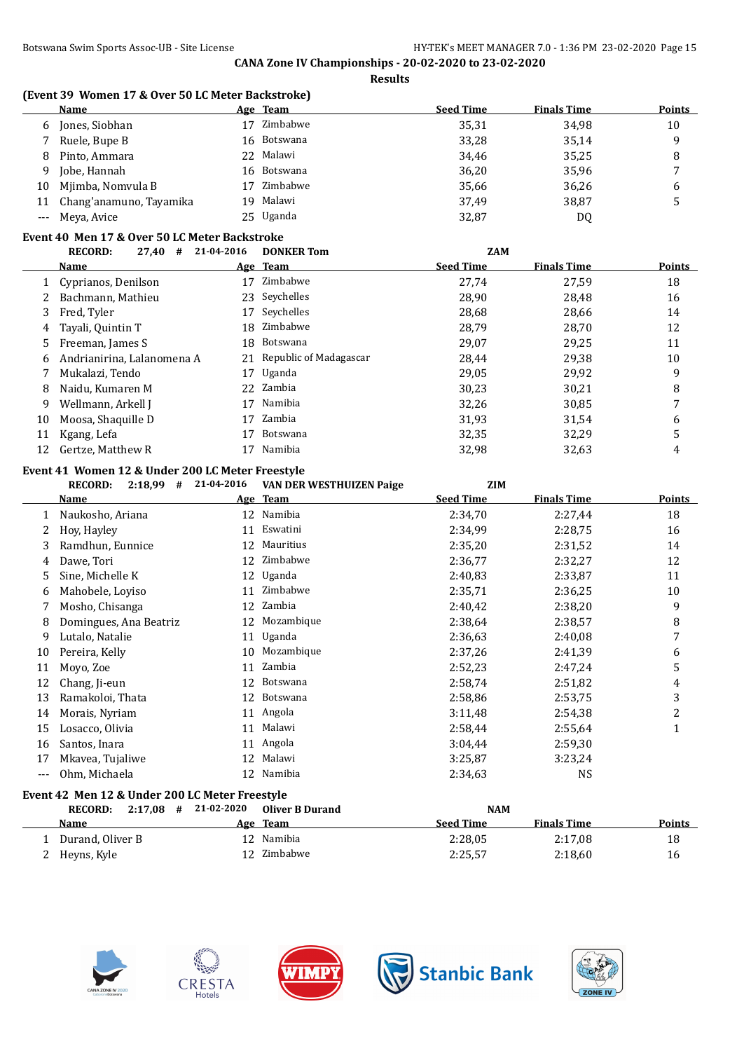Botswana Swim Sports Assoc-UB - Site License

**CANA Zone IV Championships - 20-02-2020 to 23-02-2020**

**Results**

### (Event 39 Women 17 & Over 50 LC Meter Backstroke)

| | Name | Age | Team | Seed Time | Finals Time | Points |
|---|---|---|---|---|---|---|
| 6 | Jones, Siobhan | 17 | Zimbabwe | 35,31 | 34,98 | 10 |
| 7 | Ruele, Bupe B | 16 | Botswana | 33,28 | 35,14 | 9 |
| 8 | Pinto, Ammara | 22 | Malawi | 34,46 | 35,25 | 8 |
| 9 | Jobe, Hannah | 16 | Botswana | 36,20 | 35,96 | 7 |
| 10 | Mjimba, Nomvula B | 17 | Zimbabwe | 35,66 | 36,26 | 6 |
| 11 | Chang'anamuno, Tayamika | 19 | Malawi | 37,49 | 38,87 | 5 |
| --- | Meya, Avice | 25 | Uganda | 32,87 | DQ | |

### Event 40 Men 17 & Over 50 LC Meter Backstroke

**RECORD: 27,40 # 21-04-2016 DONKER Tom ZAM**

| | Name | Age | Team | Seed Time | Finals Time | Points |
|---|---|---|---|---|---|---|
| 1 | Cyprianos, Denilson | 17 | Zimbabwe | 27,74 | 27,59 | 18 |
| 2 | Bachmann, Mathieu | 23 | Seychelles | 28,90 | 28,48 | 16 |
| 3 | Fred, Tyler | 17 | Seychelles | 28,68 | 28,66 | 14 |
| 4 | Tayali, Quintin T | 18 | Zimbabwe | 28,79 | 28,70 | 12 |
| 5 | Freeman, James S | 18 | Botswana | 29,07 | 29,25 | 11 |
| 6 | Andrianirina, Lalanomena A | 21 | Republic of Madagascar | 28,44 | 29,38 | 10 |
| 7 | Mukalazi, Tendo | 17 | Uganda | 29,05 | 29,92 | 9 |
| 8 | Naidu, Kumaren M | 22 | Zambia | 30,23 | 30,21 | 8 |
| 9 | Wellmann, Arkell J | 17 | Namibia | 32,26 | 30,85 | 7 |
| 10 | Moosa, Shaquille D | 17 | Zambia | 31,93 | 31,54 | 6 |
| 11 | Kgang, Lefa | 17 | Botswana | 32,35 | 32,29 | 5 |
| 12 | Gertze, Matthew R | 17 | Namibia | 32,98 | 32,63 | 4 |

### Event 41 Women 12 & Under 200 LC Meter Freestyle

**RECORD: 2:18,99 # 21-04-2016 VAN DER WESTHUIZEN Paige ZIM**

| | Name | Age | Team | Seed Time | Finals Time | Points |
|---|---|---|---|---|---|---|
| 1 | Naukosho, Ariana | 12 | Namibia | 2:34,70 | 2:27,44 | 18 |
| 2 | Hoy, Hayley | 11 | Eswatini | 2:34,99 | 2:28,75 | 16 |
| 3 | Ramdhun, Eunnice | 12 | Mauritius | 2:35,20 | 2:31,52 | 14 |
| 4 | Dawe, Tori | 12 | Zimbabwe | 2:36,77 | 2:32,27 | 12 |
| 5 | Sine, Michelle K | 12 | Uganda | 2:40,83 | 2:33,87 | 11 |
| 6 | Mahobele, Loyiso | 11 | Zimbabwe | 2:35,71 | 2:36,25 | 10 |
| 7 | Mosho, Chisanga | 12 | Zambia | 2:40,42 | 2:38,20 | 9 |
| 8 | Domingues, Ana Beatriz | 12 | Mozambique | 2:38,64 | 2:38,57 | 8 |
| 9 | Lutalo, Natalie | 11 | Uganda | 2:36,63 | 2:40,08 | 7 |
| 10 | Pereira, Kelly | 10 | Mozambique | 2:37,26 | 2:41,39 | 6 |
| 11 | Moyo, Zoe | 11 | Zambia | 2:52,23 | 2:47,24 | 5 |
| 12 | Chang, Ji-eun | 12 | Botswana | 2:58,74 | 2:51,82 | 4 |
| 13 | Ramakoloi, Thata | 12 | Botswana | 2:58,86 | 2:53,75 | 3 |
| 14 | Morais, Nyriam | 11 | Angola | 3:11,48 | 2:54,38 | 2 |
| 15 | Losacco, Olivia | 11 | Malawi | 2:58,44 | 2:55,64 | 1 |
| 16 | Santos, Inara | 11 | Angola | 3:04,44 | 2:59,30 | |
| 17 | Mkavea, Tujaliwe | 12 | Malawi | 3:25,87 | 3:23,24 | |
| --- | Ohm, Michaela | 12 | Namibia | 2:34,63 | NS | |

### Event 42 Men 12 & Under 200 LC Meter Freestyle

**RECORD: 2:17,08 # 21-02-2020 Oliver B Durand NAM**

| | Name | Age | Team | Seed Time | Finals Time | Points |
|---|---|---|---|---|---|---|
| 1 | Durand, Oliver B | 12 | Namibia | 2:28,05 | 2:17,08 | 18 |
| 2 | Heyns, Kyle | 12 | Zimbabwe | 2:25,57 | 2:18,60 | 16 |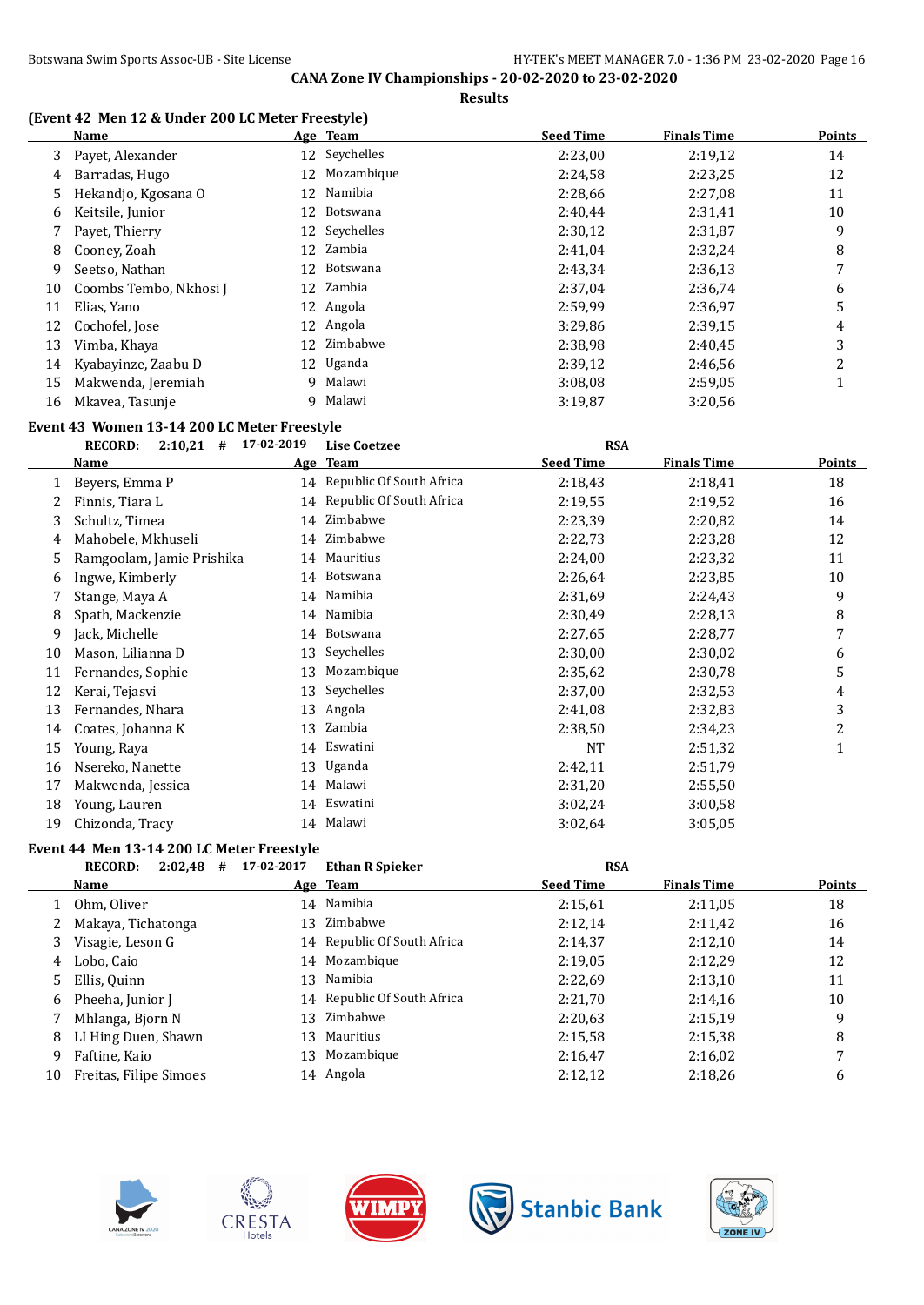## CANA Zone IV Championships - 20-02-2020 to 23-02-2020

### Results

### (Event 42 Men 12 & Under 200 LC Meter Freestyle)

| | Name | Age | Team | Seed Time | Finals Time | Points |
|---|---|---|---|---|---|---|
| 3 | Payet, Alexander | 12 | Seychelles | 2:23,00 | 2:19,12 | 14 |
| 4 | Barradas, Hugo | 12 | Mozambique | 2:24,58 | 2:23,25 | 12 |
| 5 | Hekandjo, Kgosana O | 12 | Namibia | 2:28,66 | 2:27,08 | 11 |
| 6 | Keitsile, Junior | 12 | Botswana | 2:40,44 | 2:31,41 | 10 |
| 7 | Payet, Thierry | 12 | Seychelles | 2:30,12 | 2:31,87 | 9 |
| 8 | Cooney, Zoah | 12 | Zambia | 2:41,04 | 2:32,24 | 8 |
| 9 | Seetso, Nathan | 12 | Botswana | 2:43,34 | 2:36,13 | 7 |
| 10 | Coombs Tembo, Nkhosi J | 12 | Zambia | 2:37,04 | 2:36,74 | 6 |
| 11 | Elias, Yano | 12 | Angola | 2:59,99 | 2:36,97 | 5 |
| 12 | Cochofel, Jose | 12 | Angola | 3:29,86 | 2:39,15 | 4 |
| 13 | Vimba, Khaya | 12 | Zimbabwe | 2:38,98 | 2:40,45 | 3 |
| 14 | Kyabayinze, Zaabu D | 12 | Uganda | 2:39,12 | 2:46,56 | 2 |
| 15 | Makwenda, Jeremiah | 9 | Malawi | 3:08,08 | 2:59,05 | 1 |
| 16 | Mkavea, Tasunje | 9 | Malawi | 3:19,87 | 3:20,56 | |

### Event 43 Women 13-14 200 LC Meter Freestyle

RECORD: 2:10,21 # 17-02-2019 Lise Coetzee RSA

| | Name | Age | Team | Seed Time | Finals Time | Points |
|---|---|---|---|---|---|---|
| 1 | Beyers, Emma P | 14 | Republic Of South Africa | 2:18,43 | 2:18,41 | 18 |
| 2 | Finnis, Tiara L | 14 | Republic Of South Africa | 2:19,55 | 2:19,52 | 16 |
| 3 | Schultz, Timea | 14 | Zimbabwe | 2:23,39 | 2:20,82 | 14 |
| 4 | Mahobele, Mkhuseli | 14 | Zimbabwe | 2:22,73 | 2:23,28 | 12 |
| 5 | Ramgoolam, Jamie Prishika | 14 | Mauritius | 2:24,00 | 2:23,32 | 11 |
| 6 | Ingwe, Kimberly | 14 | Botswana | 2:26,64 | 2:23,85 | 10 |
| 7 | Stange, Maya A | 14 | Namibia | 2:31,69 | 2:24,43 | 9 |
| 8 | Spath, Mackenzie | 14 | Namibia | 2:30,49 | 2:28,13 | 8 |
| 9 | Jack, Michelle | 14 | Botswana | 2:27,65 | 2:28,77 | 7 |
| 10 | Mason, Lilianna D | 13 | Seychelles | 2:30,00 | 2:30,02 | 6 |
| 11 | Fernandes, Sophie | 13 | Mozambique | 2:35,62 | 2:30,78 | 5 |
| 12 | Kerai, Tejasvi | 13 | Seychelles | 2:37,00 | 2:32,53 | 4 |
| 13 | Fernandes, Nhara | 13 | Angola | 2:41,08 | 2:32,83 | 3 |
| 14 | Coates, Johanna K | 13 | Zambia | 2:38,50 | 2:34,23 | 2 |
| 15 | Young, Raya | 14 | Eswatini | NT | 2:51,32 | 1 |
| 16 | Nsereko, Nanette | 13 | Uganda | 2:42,11 | 2:51,79 | |
| 17 | Makwenda, Jessica | 14 | Malawi | 2:31,20 | 2:55,50 | |
| 18 | Young, Lauren | 14 | Eswatini | 3:02,24 | 3:00,58 | |
| 19 | Chizonda, Tracy | 14 | Malawi | 3:02,64 | 3:05,05 | |

### Event 44 Men 13-14 200 LC Meter Freestyle

RECORD: 2:02,48 # 17-02-2017 Ethan R Spieker RSA

| | Name | Age | Team | Seed Time | Finals Time | Points |
|---|---|---|---|---|---|---|
| 1 | Ohm, Oliver | 14 | Namibia | 2:15,61 | 2:11,05 | 18 |
| 2 | Makaya, Tichatonga | 13 | Zimbabwe | 2:12,14 | 2:11,42 | 16 |
| 3 | Visagie, Leson G | 14 | Republic Of South Africa | 2:14,37 | 2:12,10 | 14 |
| 4 | Lobo, Caio | 14 | Mozambique | 2:19,05 | 2:12,29 | 12 |
| 5 | Ellis, Quinn | 13 | Namibia | 2:22,69 | 2:13,10 | 11 |
| 6 | Pheeha, Junior J | 14 | Republic Of South Africa | 2:21,70 | 2:14,16 | 10 |
| 7 | Mhlanga, Bjorn N | 13 | Zimbabwe | 2:20,63 | 2:15,19 | 9 |
| 8 | LI Hing Duen, Shawn | 13 | Mauritius | 2:15,58 | 2:15,38 | 8 |
| 9 | Faftine, Kaio | 13 | Mozambique | 2:16,47 | 2:16,02 | 7 |
| 10 | Freitas, Filipe Simoes | 14 | Angola | 2:12,12 | 2:18,26 | 6 |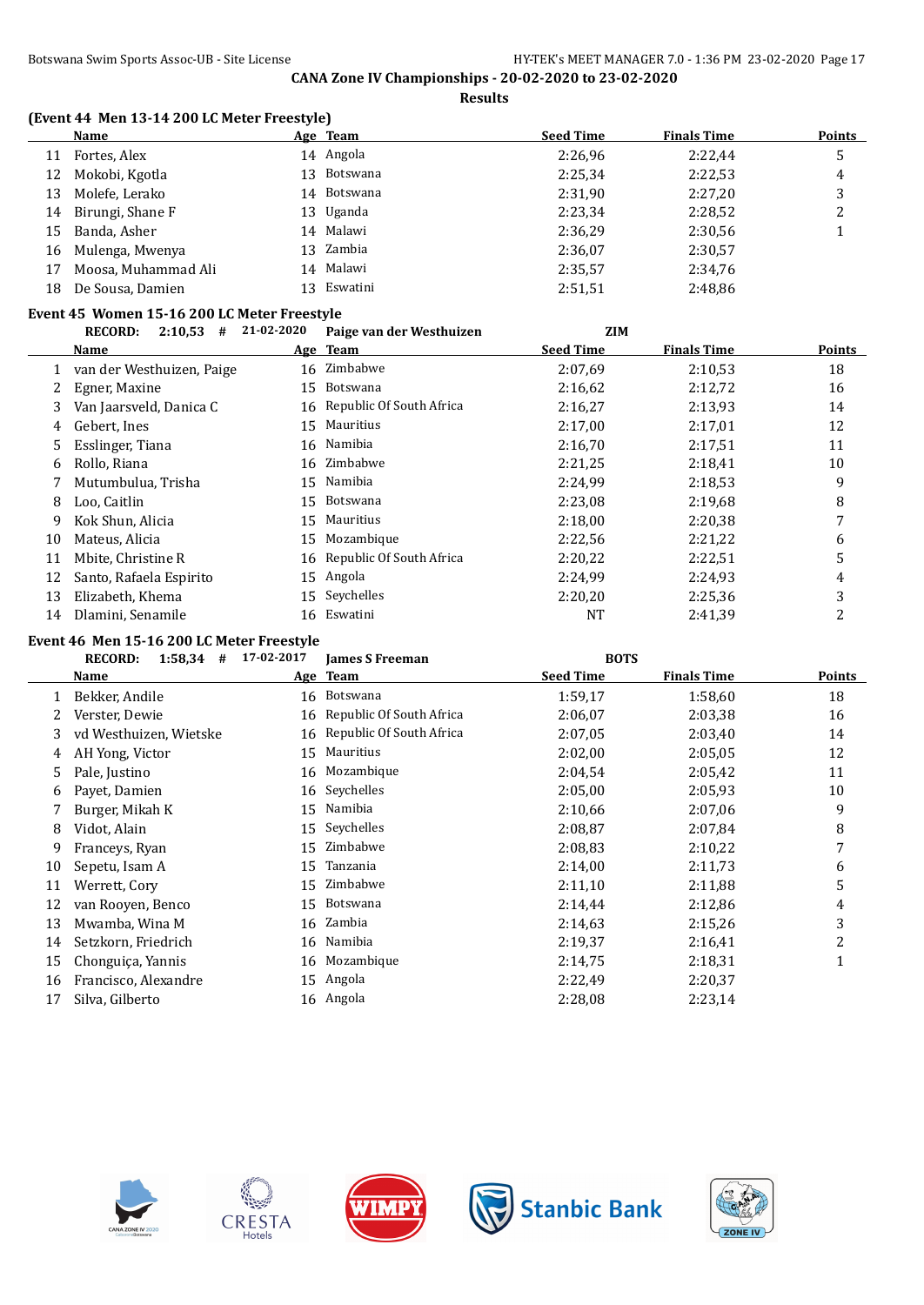**CANA Zone IV Championships - 20-02-2020 to 23-02-2020**

**Results**

### (Event 44 Men 13-14 200 LC Meter Freestyle)

| | Name | Age | Team | Seed Time | Finals Time | Points |
|---|---|---|---|---|---|---|
| 11 | Fortes, Alex | 14 | Angola | 2:26,96 | 2:22,44 | 5 |
| 12 | Mokobi, Kgotla | 13 | Botswana | 2:25,34 | 2:22,53 | 4 |
| 13 | Molefe, Lerako | 14 | Botswana | 2:31,90 | 2:27,20 | 3 |
| 14 | Birungi, Shane F | 13 | Uganda | 2:23,34 | 2:28,52 | 2 |
| 15 | Banda, Asher | 14 | Malawi | 2:36,29 | 2:30,56 | 1 |
| 16 | Mulenga, Mwenya | 13 | Zambia | 2:36,07 | 2:30,57 | |
| 17 | Moosa, Muhammad Ali | 14 | Malawi | 2:35,57 | 2:34,76 | |
| 18 | De Sousa, Damien | 13 | Eswatini | 2:51,51 | 2:48,86 | |

### Event 45 Women 15-16 200 LC Meter Freestyle

RECORD: 2:10,53 # 21-02-2020 Paige van der Westhuizen ZIM

| | Name | Age | Team | Seed Time | Finals Time | Points |
|---|---|---|---|---|---|---|
| 1 | van der Westhuizen, Paige | 16 | Zimbabwe | 2:07,69 | 2:10,53 | 18 |
| 2 | Egner, Maxine | 15 | Botswana | 2:16,62 | 2:12,72 | 16 |
| 3 | Van Jaarsveld, Danica C | 16 | Republic Of South Africa | 2:16,27 | 2:13,93 | 14 |
| 4 | Gebert, Ines | 15 | Mauritius | 2:17,00 | 2:17,01 | 12 |
| 5 | Esslinger, Tiana | 16 | Namibia | 2:16,70 | 2:17,51 | 11 |
| 6 | Rollo, Riana | 16 | Zimbabwe | 2:21,25 | 2:18,41 | 10 |
| 7 | Mutumbulua, Trisha | 15 | Namibia | 2:24,99 | 2:18,53 | 9 |
| 8 | Loo, Caitlin | 15 | Botswana | 2:23,08 | 2:19,68 | 8 |
| 9 | Kok Shun, Alicia | 15 | Mauritius | 2:18,00 | 2:20,38 | 7 |
| 10 | Mateus, Alicia | 15 | Mozambique | 2:22,56 | 2:21,22 | 6 |
| 11 | Mbite, Christine R | 16 | Republic Of South Africa | 2:20,22 | 2:22,51 | 5 |
| 12 | Santo, Rafaela Espirito | 15 | Angola | 2:24,99 | 2:24,93 | 4 |
| 13 | Elizabeth, Khema | 15 | Seychelles | 2:20,20 | 2:25,36 | 3 |
| 14 | Dlamini, Senamile | 16 | Eswatini | NT | 2:41,39 | 2 |

### Event 46 Men 15-16 200 LC Meter Freestyle

RECORD: 1:58,34 # 17-02-2017 James S Freeman BOTS

| | Name | Age | Team | Seed Time | Finals Time | Points |
|---|---|---|---|---|---|---|
| 1 | Bekker, Andile | 16 | Botswana | 1:59,17 | 1:58,60 | 18 |
| 2 | Verster, Dewie | 16 | Republic Of South Africa | 2:06,07 | 2:03,38 | 16 |
| 3 | vd Westhuizen, Wietske | 16 | Republic Of South Africa | 2:07,05 | 2:03,40 | 14 |
| 4 | AH Yong, Victor | 15 | Mauritius | 2:02,00 | 2:05,05 | 12 |
| 5 | Pale, Justino | 16 | Mozambique | 2:04,54 | 2:05,42 | 11 |
| 6 | Payet, Damien | 16 | Seychelles | 2:05,00 | 2:05,93 | 10 |
| 7 | Burger, Mikah K | 15 | Namibia | 2:10,66 | 2:07,06 | 9 |
| 8 | Vidot, Alain | 15 | Seychelles | 2:08,87 | 2:07,84 | 8 |
| 9 | Franceys, Ryan | 15 | Zimbabwe | 2:08,83 | 2:10,22 | 7 |
| 10 | Sepetu, Isam A | 15 | Tanzania | 2:14,00 | 2:11,73 | 6 |
| 11 | Werrett, Cory | 15 | Zimbabwe | 2:11,10 | 2:11,88 | 5 |
| 12 | van Rooyen, Benco | 15 | Botswana | 2:14,44 | 2:12,86 | 4 |
| 13 | Mwamba, Wina M | 16 | Zambia | 2:14,63 | 2:15,26 | 3 |
| 14 | Setzkorn, Friedrich | 16 | Namibia | 2:19,37 | 2:16,41 | 2 |
| 15 | Chonguiça, Yannis | 16 | Mozambique | 2:14,75 | 2:18,31 | 1 |
| 16 | Francisco, Alexandre | 15 | Angola | 2:22,49 | 2:20,37 | |
| 17 | Silva, Gilberto | 16 | Angola | 2:28,08 | 2:23,14 | |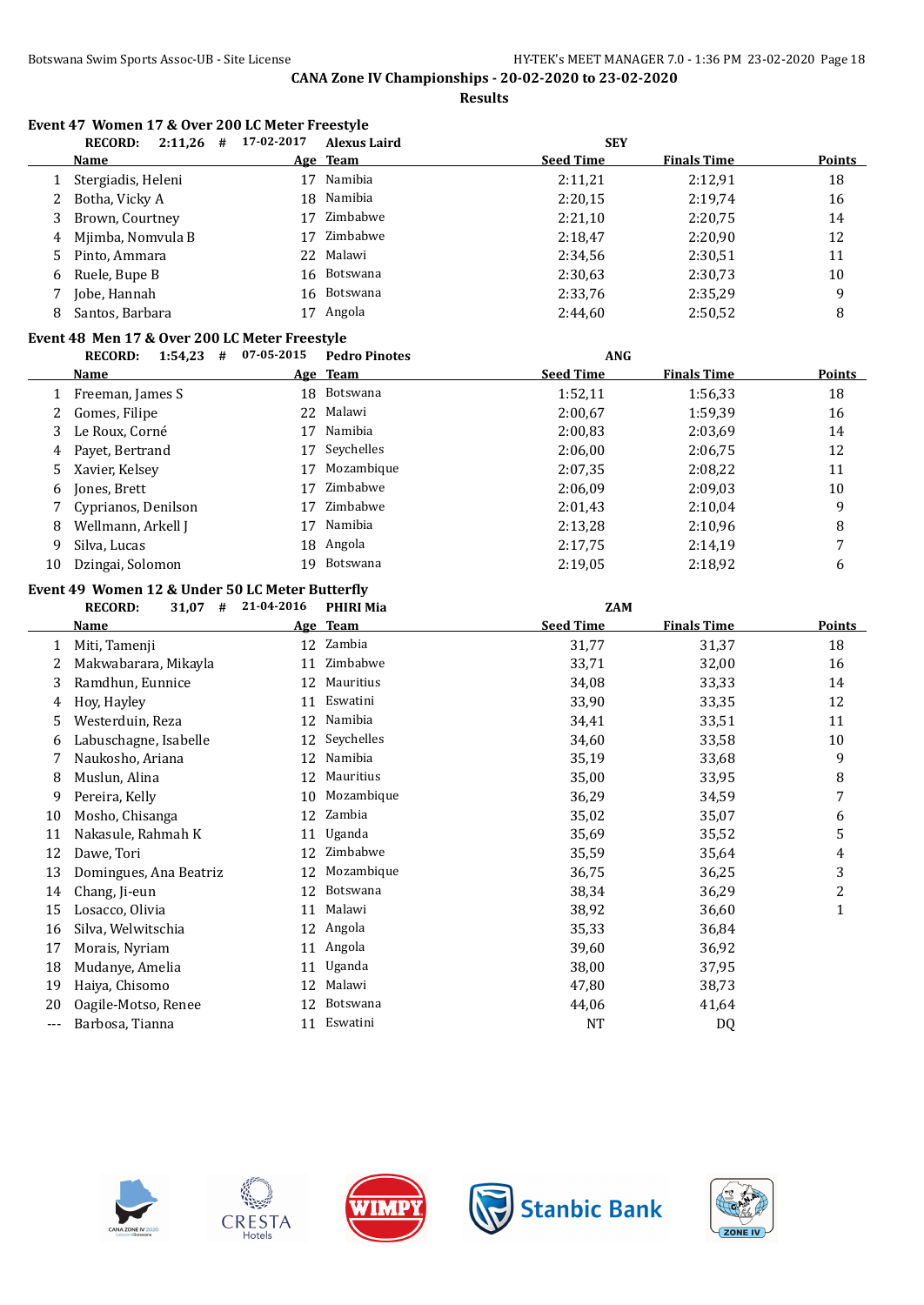## CANA Zone IV Championships - 20-02-2020 to 23-02-2020

### Results

#### Event 47 Women 17 & Over 200 LC Meter Freestyle

**RECORD:** 2:11,26 # 17-02-2017 **Alexus Laird** SEY

| | Name | Age | Team | Seed Time | Finals Time | Points |
|---|---|---|---|---|---|---|
| 1 | Stergiadis, Heleni | 17 | Namibia | 2:11,21 | 2:12,91 | 18 |
| 2 | Botha, Vicky A | 18 | Namibia | 2:20,15 | 2:19,74 | 16 |
| 3 | Brown, Courtney | 17 | Zimbabwe | 2:21,10 | 2:20,75 | 14 |
| 4 | Mjimba, Nomvula B | 17 | Zimbabwe | 2:18,47 | 2:20,90 | 12 |
| 5 | Pinto, Ammara | 22 | Malawi | 2:34,56 | 2:30,51 | 11 |
| 6 | Ruele, Bupe B | 16 | Botswana | 2:30,63 | 2:30,73 | 10 |
| 7 | Jobe, Hannah | 16 | Botswana | 2:33,76 | 2:35,29 | 9 |
| 8 | Santos, Barbara | 17 | Angola | 2:44,60 | 2:50,52 | 8 |

#### Event 48 Men 17 & Over 200 LC Meter Freestyle

**RECORD:** 1:54,23 # 07-05-2015 **Pedro Pinotes** ANG

| | Name | Age | Team | Seed Time | Finals Time | Points |
|---|---|---|---|---|---|---|
| 1 | Freeman, James S | 18 | Botswana | 1:52,11 | 1:56,33 | 18 |
| 2 | Gomes, Filipe | 22 | Malawi | 2:00,67 | 1:59,39 | 16 |
| 3 | Le Roux, Corné | 17 | Namibia | 2:00,83 | 2:03,69 | 14 |
| 4 | Payet, Bertrand | 17 | Seychelles | 2:06,00 | 2:06,75 | 12 |
| 5 | Xavier, Kelsey | 17 | Mozambique | 2:07,35 | 2:08,22 | 11 |
| 6 | Jones, Brett | 17 | Zimbabwe | 2:06,09 | 2:09,03 | 10 |
| 7 | Cyprianos, Denilson | 17 | Zimbabwe | 2:01,43 | 2:10,04 | 9 |
| 8 | Wellmann, Arkell J | 17 | Namibia | 2:13,28 | 2:10,96 | 8 |
| 9 | Silva, Lucas | 18 | Angola | 2:17,75 | 2:14,19 | 7 |
| 10 | Dzingai, Solomon | 19 | Botswana | 2:19,05 | 2:18,92 | 6 |

#### Event 49 Women 12 & Under 50 LC Meter Butterfly

**RECORD:** 31,07 # 21-04-2016 **PHIRI Mia** ZAM

| | Name | Age | Team | Seed Time | Finals Time | Points |
|---|---|---|---|---|---|---|
| 1 | Miti, Tamenji | 12 | Zambia | 31,77 | 31,37 | 18 |
| 2 | Makwabarara, Mikayla | 11 | Zimbabwe | 33,71 | 32,00 | 16 |
| 3 | Ramdhun, Eunnice | 12 | Mauritius | 34,08 | 33,33 | 14 |
| 4 | Hoy, Hayley | 11 | Eswatini | 33,90 | 33,35 | 12 |
| 5 | Westerduin, Reza | 12 | Namibia | 34,41 | 33,51 | 11 |
| 6 | Labuschagne, Isabelle | 12 | Seychelles | 34,60 | 33,58 | 10 |
| 7 | Naukosho, Ariana | 12 | Namibia | 35,19 | 33,68 | 9 |
| 8 | Muslun, Alina | 12 | Mauritius | 35,00 | 33,95 | 8 |
| 9 | Pereira, Kelly | 10 | Mozambique | 36,29 | 34,59 | 7 |
| 10 | Mosho, Chisanga | 12 | Zambia | 35,02 | 35,07 | 6 |
| 11 | Nakasule, Rahmah K | 11 | Uganda | 35,69 | 35,52 | 5 |
| 12 | Dawe, Tori | 12 | Zimbabwe | 35,59 | 35,64 | 4 |
| 13 | Domingues, Ana Beatriz | 12 | Mozambique | 36,75 | 36,25 | 3 |
| 14 | Chang, Ji-eun | 12 | Botswana | 38,34 | 36,29 | 2 |
| 15 | Losacco, Olivia | 11 | Malawi | 38,92 | 36,60 | 1 |
| 16 | Silva, Welwitschia | 12 | Angola | 35,33 | 36,84 | |
| 17 | Morais, Nyriam | 11 | Angola | 39,60 | 36,92 | |
| 18 | Mudanye, Amelia | 11 | Uganda | 38,00 | 37,95 | |
| 19 | Haiya, Chisomo | 12 | Malawi | 47,80 | 38,73 | |
| 20 | Oagile-Motso, Renee | 12 | Botswana | 44,06 | 41,64 | |
| --- | Barbosa, Tianna | 11 | Eswatini | NT | DQ | |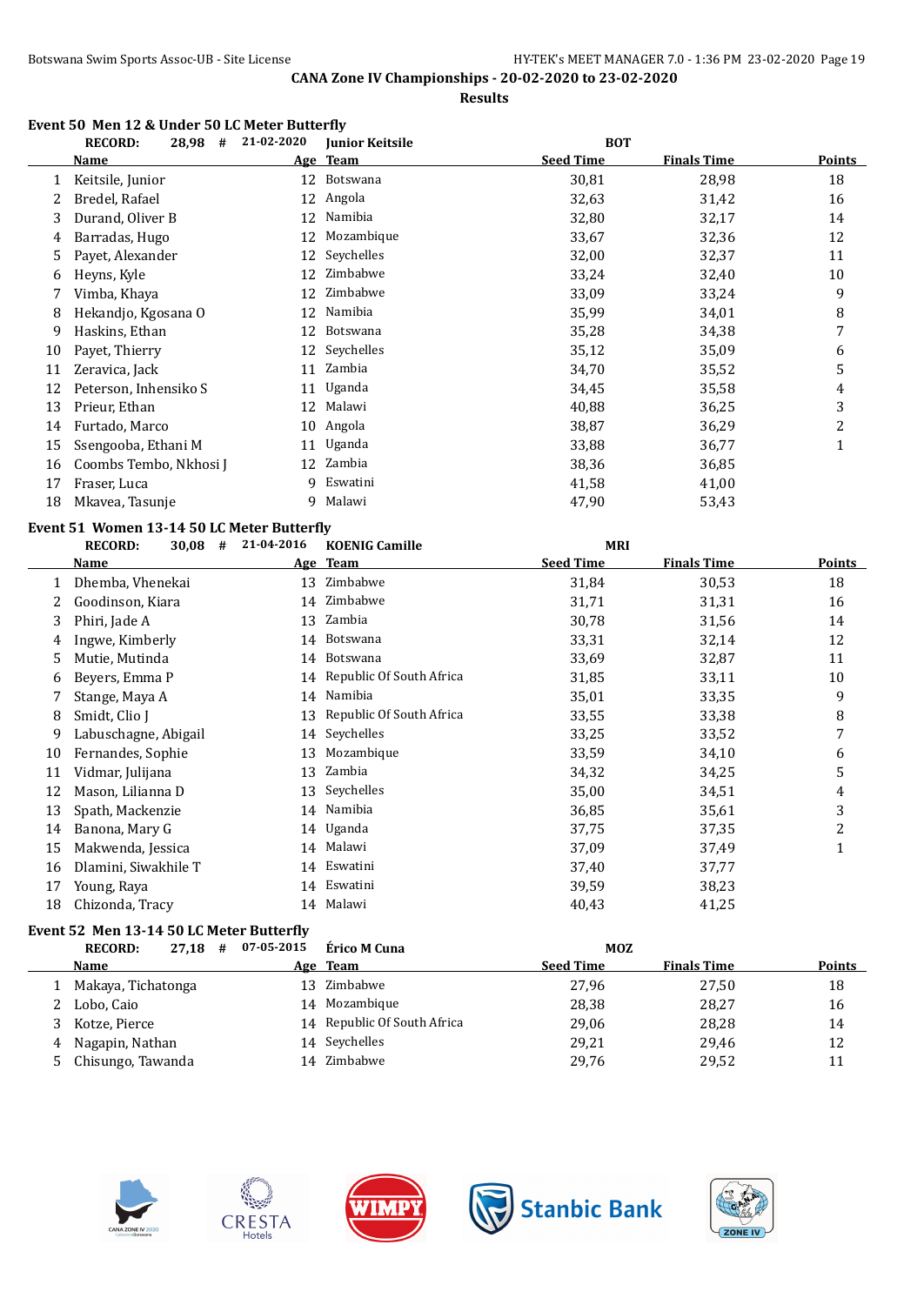CANA Zone IV Championships - 20-02-2020 to 23-02-2020

Results

### Event 50 Men 12 & Under 50 LC Meter Butterfly

RECORD: 28,98 # 21-02-2020 Junior Keitsile BOT

| | Name | Age | Team | Seed Time | Finals Time | Points |
|---|---|---|---|---|---|---|
| 1 | Keitsile, Junior | 12 | Botswana | 30,81 | 28,98 | 18 |
| 2 | Bredel, Rafael | 12 | Angola | 32,63 | 31,42 | 16 |
| 3 | Durand, Oliver B | 12 | Namibia | 32,80 | 32,17 | 14 |
| 4 | Barradas, Hugo | 12 | Mozambique | 33,67 | 32,36 | 12 |
| 5 | Payet, Alexander | 12 | Seychelles | 32,00 | 32,37 | 11 |
| 6 | Heyns, Kyle | 12 | Zimbabwe | 33,24 | 32,40 | 10 |
| 7 | Vimba, Khaya | 12 | Zimbabwe | 33,09 | 33,24 | 9 |
| 8 | Hekandjo, Kgosana O | 12 | Namibia | 35,99 | 34,01 | 8 |
| 9 | Haskins, Ethan | 12 | Botswana | 35,28 | 34,38 | 7 |
| 10 | Payet, Thierry | 12 | Seychelles | 35,12 | 35,09 | 6 |
| 11 | Zeravica, Jack | 11 | Zambia | 34,70 | 35,52 | 5 |
| 12 | Peterson, Inhensiko S | 11 | Uganda | 34,45 | 35,58 | 4 |
| 13 | Prieur, Ethan | 12 | Malawi | 40,88 | 36,25 | 3 |
| 14 | Furtado, Marco | 10 | Angola | 38,87 | 36,29 | 2 |
| 15 | Ssengooba, Ethani M | 11 | Uganda | 33,88 | 36,77 | 1 |
| 16 | Coombs Tembo, Nkhosi J | 12 | Zambia | 38,36 | 36,85 | |
| 17 | Fraser, Luca | 9 | Eswatini | 41,58 | 41,00 | |
| 18 | Mkavea, Tasunje | 9 | Malawi | 47,90 | 53,43 | |

### Event 51 Women 13-14 50 LC Meter Butterfly

RECORD: 30,08 # 21-04-2016 KOENIG Camille MRI

| | Name | Age | Team | Seed Time | Finals Time | Points |
|---|---|---|---|---|---|---|
| 1 | Dhemba, Vhenekai | 13 | Zimbabwe | 31,84 | 30,53 | 18 |
| 2 | Goodinson, Kiara | 14 | Zimbabwe | 31,71 | 31,31 | 16 |
| 3 | Phiri, Jade A | 13 | Zambia | 30,78 | 31,56 | 14 |
| 4 | Ingwe, Kimberly | 14 | Botswana | 33,31 | 32,14 | 12 |
| 5 | Mutie, Mutinda | 14 | Botswana | 33,69 | 32,87 | 11 |
| 6 | Beyers, Emma P | 14 | Republic Of South Africa | 31,85 | 33,11 | 10 |
| 7 | Stange, Maya A | 14 | Namibia | 35,01 | 33,35 | 9 |
| 8 | Smidt, Clio J | 13 | Republic Of South Africa | 33,55 | 33,38 | 8 |
| 9 | Labuschagne, Abigail | 14 | Seychelles | 33,25 | 33,52 | 7 |
| 10 | Fernandes, Sophie | 13 | Mozambique | 33,59 | 34,10 | 6 |
| 11 | Vidmar, Julijana | 13 | Zambia | 34,32 | 34,25 | 5 |
| 12 | Mason, Lilianna D | 13 | Seychelles | 35,00 | 34,51 | 4 |
| 13 | Spath, Mackenzie | 14 | Namibia | 36,85 | 35,61 | 3 |
| 14 | Banona, Mary G | 14 | Uganda | 37,75 | 37,35 | 2 |
| 15 | Makwenda, Jessica | 14 | Malawi | 37,09 | 37,49 | 1 |
| 16 | Dlamini, Siwakhile T | 14 | Eswatini | 37,40 | 37,77 | |
| 17 | Young, Raya | 14 | Eswatini | 39,59 | 38,23 | |
| 18 | Chizonda, Tracy | 14 | Malawi | 40,43 | 41,25 | |

### Event 52 Men 13-14 50 LC Meter Butterfly

RECORD: 27,18 # 07-05-2015 Érico M Cuna MOZ

| | Name | Age | Team | Seed Time | Finals Time | Points |
|---|---|---|---|---|---|---|
| 1 | Makaya, Tichatonga | 13 | Zimbabwe | 27,96 | 27,50 | 18 |
| 2 | Lobo, Caio | 14 | Mozambique | 28,38 | 28,27 | 16 |
| 3 | Kotze, Pierce | 14 | Republic Of South Africa | 29,06 | 28,28 | 14 |
| 4 | Nagapin, Nathan | 14 | Seychelles | 29,21 | 29,46 | 12 |
| 5 | Chisungo, Tawanda | 14 | Zimbabwe | 29,76 | 29,52 | 11 |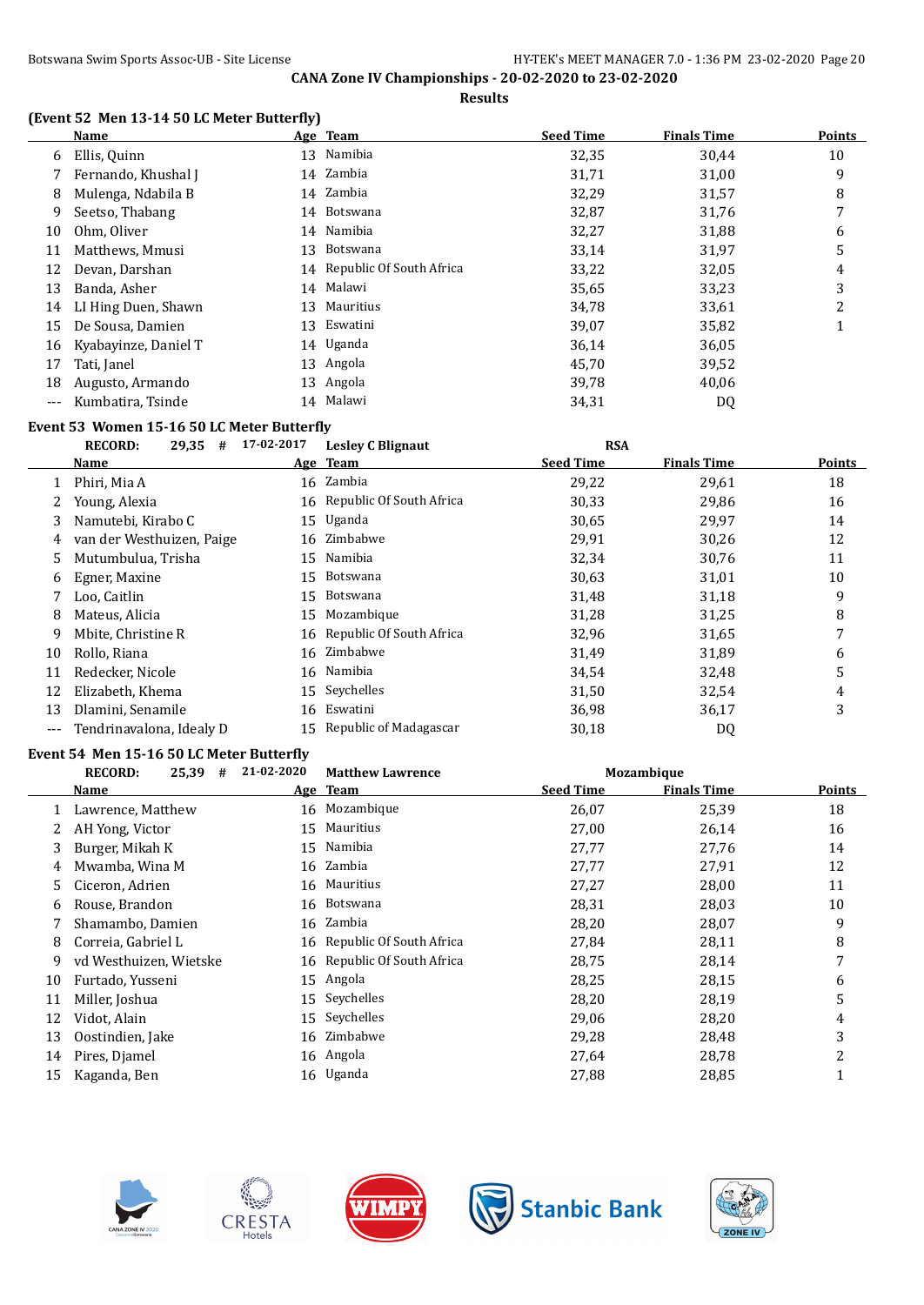## CANA Zone IV Championships - 20-02-2020 to 23-02-2020

### Results

**(Event 52 Men 13-14 50 LC Meter Butterfly)**

| | Name | Age | Team | Seed Time | Finals Time | Points |
|---|---|---|---|---|---|---|
| 6 | Ellis, Quinn | 13 | Namibia | 32,35 | 30,44 | 10 |
| 7 | Fernando, Khushal J | 14 | Zambia | 31,71 | 31,00 | 9 |
| 8 | Mulenga, Ndabila B | 14 | Zambia | 32,29 | 31,57 | 8 |
| 9 | Seetso, Thabang | 14 | Botswana | 32,87 | 31,76 | 7 |
| 10 | Ohm, Oliver | 14 | Namibia | 32,27 | 31,88 | 6 |
| 11 | Matthews, Mmusi | 13 | Botswana | 33,14 | 31,97 | 5 |
| 12 | Devan, Darshan | 14 | Republic Of South Africa | 33,22 | 32,05 | 4 |
| 13 | Banda, Asher | 14 | Malawi | 35,65 | 33,23 | 3 |
| 14 | LI Hing Duen, Shawn | 13 | Mauritius | 34,78 | 33,61 | 2 |
| 15 | De Sousa, Damien | 13 | Eswatini | 39,07 | 35,82 | 1 |
| 16 | Kyabayinze, Daniel T | 14 | Uganda | 36,14 | 36,05 | |
| 17 | Tati, Janel | 13 | Angola | 45,70 | 39,52 | |
| 18 | Augusto, Armando | 13 | Angola | 39,78 | 40,06 | |
| --- | Kumbatira, Tsinde | 14 | Malawi | 34,31 | DQ | |

**Event 53 Women 15-16 50 LC Meter Butterfly**

RECORD: 29,35 # 17-02-2017 Lesley C Blignaut RSA

| | Name | Age | Team | Seed Time | Finals Time | Points |
|---|---|---|---|---|---|---|
| 1 | Phiri, Mia A | 16 | Zambia | 29,22 | 29,61 | 18 |
| 2 | Young, Alexia | 16 | Republic Of South Africa | 30,33 | 29,86 | 16 |
| 3 | Namutebi, Kirabo C | 15 | Uganda | 30,65 | 29,97 | 14 |
| 4 | van der Westhuizen, Paige | 16 | Zimbabwe | 29,91 | 30,26 | 12 |
| 5 | Mutumbulua, Trisha | 15 | Namibia | 32,34 | 30,76 | 11 |
| 6 | Egner, Maxine | 15 | Botswana | 30,63 | 31,01 | 10 |
| 7 | Loo, Caitlin | 15 | Botswana | 31,48 | 31,18 | 9 |
| 8 | Mateus, Alicia | 15 | Mozambique | 31,28 | 31,25 | 8 |
| 9 | Mbite, Christine R | 16 | Republic Of South Africa | 32,96 | 31,65 | 7 |
| 10 | Rollo, Riana | 16 | Zimbabwe | 31,49 | 31,89 | 6 |
| 11 | Redecker, Nicole | 16 | Namibia | 34,54 | 32,48 | 5 |
| 12 | Elizabeth, Khema | 15 | Seychelles | 31,50 | 32,54 | 4 |
| 13 | Dlamini, Senamile | 16 | Eswatini | 36,98 | 36,17 | 3 |
| --- | Tendrinavalona, Idealy D | 15 | Republic of Madagascar | 30,18 | DQ | |

**Event 54 Men 15-16 50 LC Meter Butterfly**

RECORD: 25,39 # 21-02-2020 Matthew Lawrence Mozambique

| | Name | Age | Team | Seed Time | Finals Time | Points |
|---|---|---|---|---|---|---|
| 1 | Lawrence, Matthew | 16 | Mozambique | 26,07 | 25,39 | 18 |
| 2 | AH Yong, Victor | 15 | Mauritius | 27,00 | 26,14 | 16 |
| 3 | Burger, Mikah K | 15 | Namibia | 27,77 | 27,76 | 14 |
| 4 | Mwamba, Wina M | 16 | Zambia | 27,77 | 27,91 | 12 |
| 5 | Ciceron, Adrien | 16 | Mauritius | 27,27 | 28,00 | 11 |
| 6 | Rouse, Brandon | 16 | Botswana | 28,31 | 28,03 | 10 |
| 7 | Shamambo, Damien | 16 | Zambia | 28,20 | 28,07 | 9 |
| 8 | Correia, Gabriel L | 16 | Republic Of South Africa | 27,84 | 28,11 | 8 |
| 9 | vd Westhuizen, Wietske | 16 | Republic Of South Africa | 28,75 | 28,14 | 7 |
| 10 | Furtado, Yusseni | 15 | Angola | 28,25 | 28,15 | 6 |
| 11 | Miller, Joshua | 15 | Seychelles | 28,20 | 28,19 | 5 |
| 12 | Vidot, Alain | 15 | Seychelles | 29,06 | 28,20 | 4 |
| 13 | Oostindien, Jake | 16 | Zimbabwe | 29,28 | 28,48 | 3 |
| 14 | Pires, Djamel | 16 | Angola | 27,64 | 28,78 | 2 |
| 15 | Kaganda, Ben | 16 | Uganda | 27,88 | 28,85 | 1 |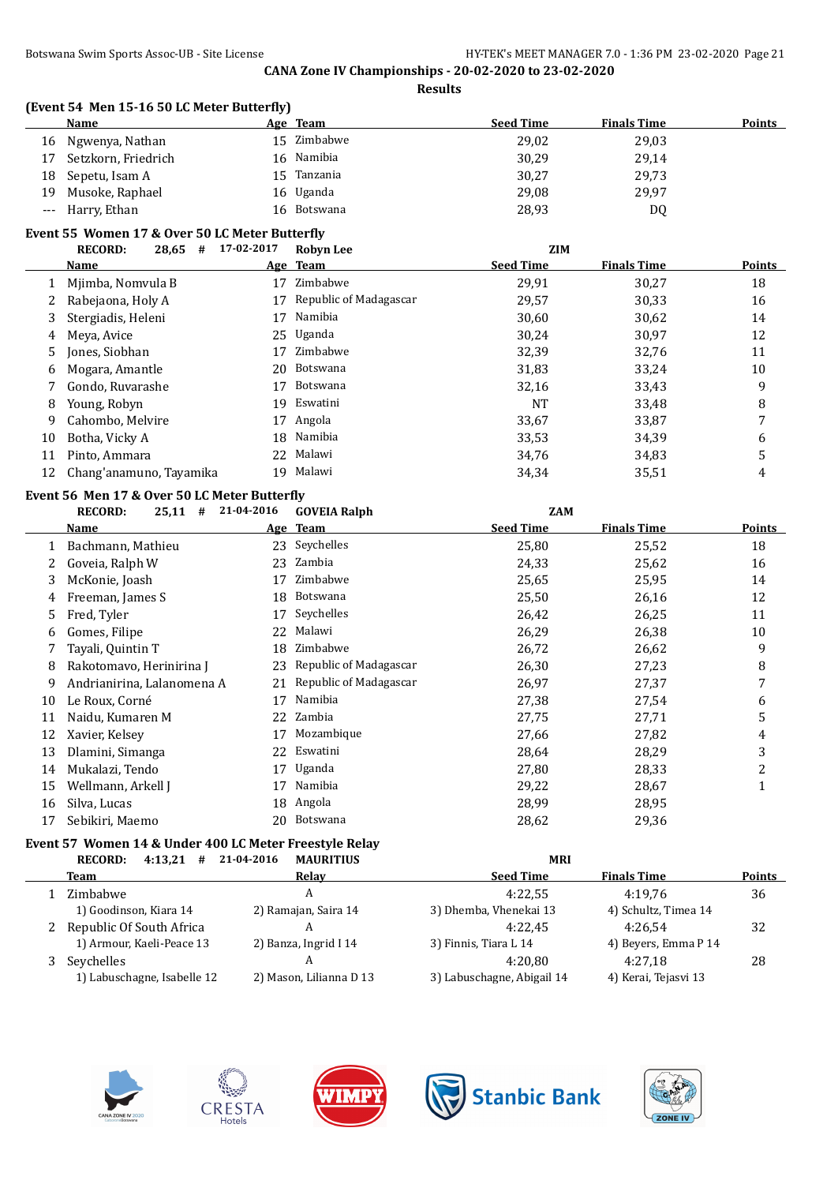CANA Zone IV Championships - 20-02-2020 to 23-02-2020

Results

### (Event 54 Men 15-16 50 LC Meter Butterfly)

| | Name | Age | Team | Seed Time | Finals Time | Points |
|---|---|---|---|---|---|---|
| 16 | Ngwenya, Nathan | 15 | Zimbabwe | 29,02 | 29,03 | |
| 17 | Setzkorn, Friedrich | 16 | Namibia | 30,29 | 29,14 | |
| 18 | Sepetu, Isam A | 15 | Tanzania | 30,27 | 29,73 | |
| 19 | Musoke, Raphael | 16 | Uganda | 29,08 | 29,97 | |
| --- | Harry, Ethan | 16 | Botswana | 28,93 | DQ | |

### Event 55 Women 17 & Over 50 LC Meter Butterfly

RECORD: 28,65 # 17-02-2017 Robyn Lee ZIM

| | Name | Age | Team | Seed Time | Finals Time | Points |
|---|---|---|---|---|---|---|
| 1 | Mjimba, Nomvula B | 17 | Zimbabwe | 29,91 | 30,27 | 18 |
| 2 | Rabejaona, Holy A | 17 | Republic of Madagascar | 29,57 | 30,33 | 16 |
| 3 | Stergiadis, Heleni | 17 | Namibia | 30,60 | 30,62 | 14 |
| 4 | Meya, Avice | 25 | Uganda | 30,24 | 30,97 | 12 |
| 5 | Jones, Siobhan | 17 | Zimbabwe | 32,39 | 32,76 | 11 |
| 6 | Mogara, Amantle | 20 | Botswana | 31,83 | 33,24 | 10 |
| 7 | Gondo, Ruvarashe | 17 | Botswana | 32,16 | 33,43 | 9 |
| 8 | Young, Robyn | 19 | Eswatini | NT | 33,48 | 8 |
| 9 | Cahombo, Melvire | 17 | Angola | 33,67 | 33,87 | 7 |
| 10 | Botha, Vicky A | 18 | Namibia | 33,53 | 34,39 | 6 |
| 11 | Pinto, Ammara | 22 | Malawi | 34,76 | 34,83 | 5 |
| 12 | Chang'anamuno, Tayamika | 19 | Malawi | 34,34 | 35,51 | 4 |

### Event 56 Men 17 & Over 50 LC Meter Butterfly

RECORD: 25,11 # 21-04-2016 GOVEIA Ralph ZAM

| | Name | Age | Team | Seed Time | Finals Time | Points |
|---|---|---|---|---|---|---|
| 1 | Bachmann, Mathieu | 23 | Seychelles | 25,80 | 25,52 | 18 |
| 2 | Goveia, Ralph W | 23 | Zambia | 24,33 | 25,62 | 16 |
| 3 | McKonie, Joash | 17 | Zimbabwe | 25,65 | 25,95 | 14 |
| 4 | Freeman, James S | 18 | Botswana | 25,50 | 26,16 | 12 |
| 5 | Fred, Tyler | 17 | Seychelles | 26,42 | 26,25 | 11 |
| 6 | Gomes, Filipe | 22 | Malawi | 26,29 | 26,38 | 10 |
| 7 | Tayali, Quintin T | 18 | Zimbabwe | 26,72 | 26,62 | 9 |
| 8 | Rakotomavo, Herinirina J | 23 | Republic of Madagascar | 26,30 | 27,23 | 8 |
| 9 | Andrianirina, Lalanomena A | 21 | Republic of Madagascar | 26,97 | 27,37 | 7 |
| 10 | Le Roux, Corné | 17 | Namibia | 27,38 | 27,54 | 6 |
| 11 | Naidu, Kumaren M | 22 | Zambia | 27,75 | 27,71 | 5 |
| 12 | Xavier, Kelsey | 17 | Mozambique | 27,66 | 27,82 | 4 |
| 13 | Dlamini, Simanga | 22 | Eswatini | 28,64 | 28,29 | 3 |
| 14 | Mukalazi, Tendo | 17 | Uganda | 27,80 | 28,33 | 2 |
| 15 | Wellmann, Arkell J | 17 | Namibia | 29,22 | 28,67 | 1 |
| 16 | Silva, Lucas | 18 | Angola | 28,99 | 28,95 | |
| 17 | Sebikiri, Maemo | 20 | Botswana | 28,62 | 29,36 | |

### Event 57 Women 14 & Under 400 LC Meter Freestyle Relay

RECORD: 4:13,21 # 21-04-2016 MAURITIUS MRI

| | Team | Relay | Seed Time | Finals Time | Points |
|---|---|---|---|---|---|
| 1 | Zimbabwe | A | 4:22,55 | 4:19,76 | 36 |
| | 1) Goodinson, Kiara 14 | 2) Ramajan, Saira 14 | 3) Dhemba, Vhenekai 13 | 4) Schultz, Timea 14 | |
| 2 | Republic Of South Africa | A | 4:22,45 | 4:26,54 | 32 |
| | 1) Armour, Kaeli-Peace 13 | 2) Banza, Ingrid I 14 | 3) Finnis, Tiara L 14 | 4) Beyers, Emma P 14 | |
| 3 | Seychelles | A | 4:20,80 | 4:27,18 | 28 |
| | 1) Labuschagne, Isabelle 12 | 2) Mason, Lilianna D 13 | 3) Labuschagne, Abigail 14 | 4) Kerai, Tejasvi 13 | |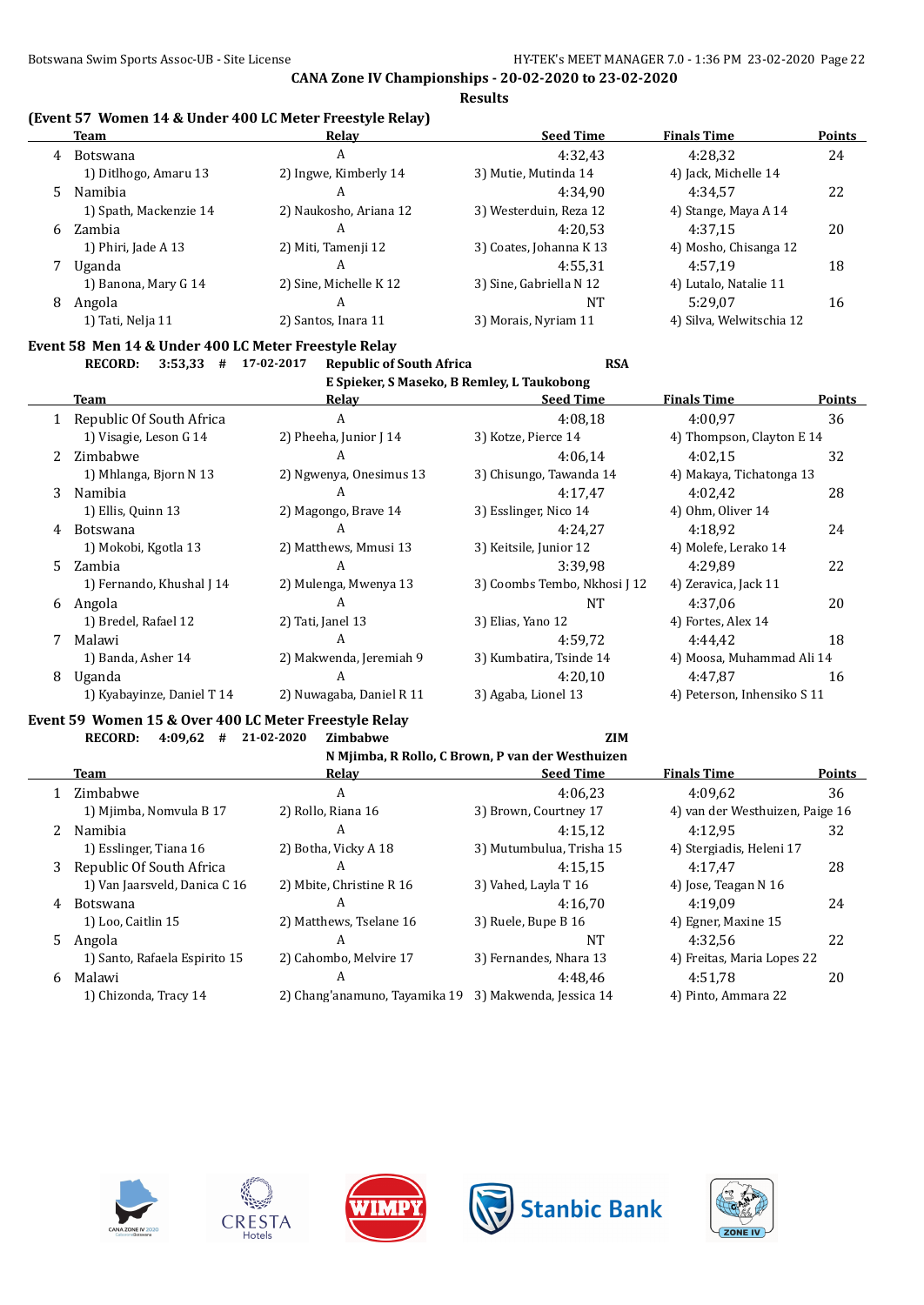**CANA Zone IV Championships - 20-02-2020 to 23-02-2020**

**Results**

### (Event 57 Women 14 & Under 400 LC Meter Freestyle Relay)

| | Team | Relay | Seed Time | Finals Time | Points |
|---|---|---|---|---|---|
| 4 | Botswana | A | 4:32,43 | 4:28,32 | 24 |
| | 1) Ditlhogo, Amaru 13 | 2) Ingwe, Kimberly 14 | 3) Mutie, Mutinda 14 | 4) Jack, Michelle 14 | |
| 5 | Namibia | A | 4:34,90 | 4:34,57 | 22 |
| | 1) Spath, Mackenzie 14 | 2) Naukosho, Ariana 12 | 3) Westerduin, Reza 12 | 4) Stange, Maya A 14 | |
| 6 | Zambia | A | 4:20,53 | 4:37,15 | 20 |
| | 1) Phiri, Jade A 13 | 2) Miti, Tamenji 12 | 3) Coates, Johanna K 13 | 4) Mosho, Chisanga 12 | |
| 7 | Uganda | A | 4:55,31 | 4:57,19 | 18 |
| | 1) Banona, Mary G 14 | 2) Sine, Michelle K 12 | 3) Sine, Gabriella N 12 | 4) Lutalo, Natalie 11 | |
| 8 | Angola | A | NT | 5:29,07 | 16 |
| | 1) Tati, Nelja 11 | 2) Santos, Inara 11 | 3) Morais, Nyriam 11 | 4) Silva, Welwitschia 12 | |

### Event 58 Men 14 & Under 400 LC Meter Freestyle Relay

**RECORD: 3:53,33 # 17-02-2017 Republic of South Africa RSA**
E Spieker, S Maseko, B Remley, L Taukobong

| | Team | Relay | Seed Time | Finals Time | Points |
|---|---|---|---|---|---|
| 1 | Republic Of South Africa | A | 4:08,18 | 4:00,97 | 36 |
| | 1) Visagie, Leson G 14 | 2) Pheeha, Junior J 14 | 3) Kotze, Pierce 14 | 4) Thompson, Clayton E 14 | |
| 2 | Zimbabwe | A | 4:06,14 | 4:02,15 | 32 |
| | 1) Mhlanga, Bjorn N 13 | 2) Ngwenya, Onesimus 13 | 3) Chisungo, Tawanda 14 | 4) Makaya, Tichatonga 13 | |
| 3 | Namibia | A | 4:17,47 | 4:02,42 | 28 |
| | 1) Ellis, Quinn 13 | 2) Magongo, Brave 14 | 3) Esslinger, Nico 14 | 4) Ohm, Oliver 14 | |
| 4 | Botswana | A | 4:24,27 | 4:18,92 | 24 |
| | 1) Mokobi, Kgotla 13 | 2) Matthews, Mmusi 13 | 3) Keitsile, Junior 12 | 4) Molefe, Lerako 14 | |
| 5 | Zambia | A | 3:39,98 | 4:29,89 | 22 |
| | 1) Fernando, Khushal J 14 | 2) Mulenga, Mwenya 13 | 3) Coombs Tembo, Nkhosi J 12 | 4) Zeravica, Jack 11 | |
| 6 | Angola | A | NT | 4:37,06 | 20 |
| | 1) Bredel, Rafael 12 | 2) Tati, Janel 13 | 3) Elias, Yano 12 | 4) Fortes, Alex 14 | |
| 7 | Malawi | A | 4:59,72 | 4:44,42 | 18 |
| | 1) Banda, Asher 14 | 2) Makwenda, Jeremiah 9 | 3) Kumbatira, Tsinde 14 | 4) Moosa, Muhammad Ali 14 | |
| 8 | Uganda | A | 4:20,10 | 4:47,87 | 16 |
| | 1) Kyabayinze, Daniel T 14 | 2) Nuwagaba, Daniel R 11 | 3) Agaba, Lionel 13 | 4) Peterson, Inhensiko S 11 | |

### Event 59 Women 15 & Over 400 LC Meter Freestyle Relay

**RECORD: 4:09,62 # 21-02-2020 Zimbabwe ZIM**
N Mjimba, R Rollo, C Brown, P van der Westhuizen

| | Team | Relay | Seed Time | Finals Time | Points |
|---|---|---|---|---|---|
| 1 | Zimbabwe | A | 4:06,23 | 4:09,62 | 36 |
| | 1) Mjimba, Nomvula B 17 | 2) Rollo, Riana 16 | 3) Brown, Courtney 17 | 4) van der Westhuizen, Paige 16 | |
| 2 | Namibia | A | 4:15,12 | 4:12,95 | 32 |
| | 1) Esslinger, Tiana 16 | 2) Botha, Vicky A 18 | 3) Mutumbulua, Trisha 15 | 4) Stergiadis, Heleni 17 | |
| 3 | Republic Of South Africa | A | 4:15,15 | 4:17,47 | 28 |
| | 1) Van Jaarsveld, Danica C 16 | 2) Mbite, Christine R 16 | 3) Vahed, Layla T 16 | 4) Jose, Teagan N 16 | |
| 4 | Botswana | A | 4:16,70 | 4:19,09 | 24 |
| | 1) Loo, Caitlin 15 | 2) Matthews, Tselane 16 | 3) Ruele, Bupe B 16 | 4) Egner, Maxine 15 | |
| 5 | Angola | A | NT | 4:32,56 | 22 |
| | 1) Santo, Rafaela Espirito 15 | 2) Cahombo, Melvire 17 | 3) Fernandes, Nhara 13 | 4) Freitas, Maria Lopes 22 | |
| 6 | Malawi | A | 4:48,46 | 4:51,78 | 20 |
| | 1) Chizonda, Tracy 14 | 2) Chang'anamuno, Tayamika 19 | 3) Makwenda, Jessica 14 | 4) Pinto, Ammara 22 | |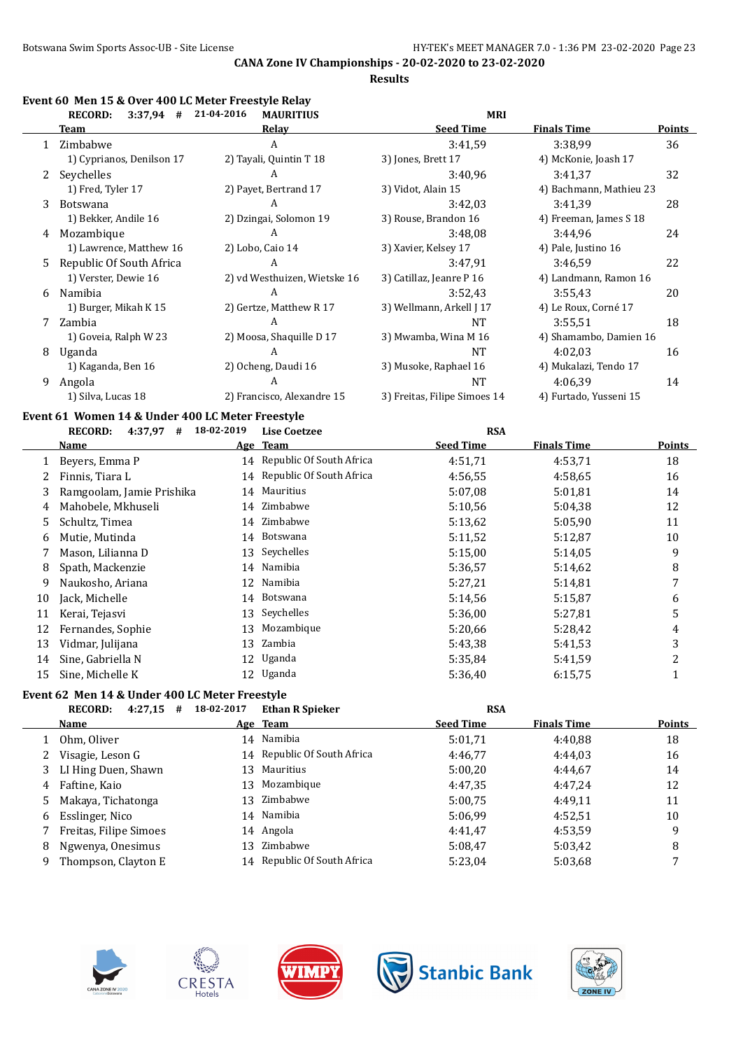CANA Zone IV Championships - 20-02-2020 to 23-02-2020

Results

### Event 60 Men 15 & Over 400 LC Meter Freestyle Relay

RECORD: 3:37,94 # 21-04-2016 MAURITIUS MRI

| | Team | Relay | Seed Time | Finals Time | Points |
|---|---|---|---|---|---|
| 1 | Zimbabwe | A | 3:41,59 | 3:38,99 | 36 |
| | 1) Cyprianos, Denilson 17 | 2) Tayali, Quintin T 18 | 3) Jones, Brett 17 | 4) McKonie, Joash 17 | |
| 2 | Seychelles | A | 3:40,96 | 3:41,37 | 32 |
| | 1) Fred, Tyler 17 | 2) Payet, Bertrand 17 | 3) Vidot, Alain 15 | 4) Bachmann, Mathieu 23 | |
| 3 | Botswana | A | 3:42,03 | 3:41,39 | 28 |
| | 1) Bekker, Andile 16 | 2) Dzingai, Solomon 19 | 3) Rouse, Brandon 16 | 4) Freeman, James S 18 | |
| 4 | Mozambique | A | 3:48,08 | 3:44,96 | 24 |
| | 1) Lawrence, Matthew 16 | 2) Lobo, Caio 14 | 3) Xavier, Kelsey 17 | 4) Pale, Justino 16 | |
| 5 | Republic Of South Africa | A | 3:47,91 | 3:46,59 | 22 |
| | 1) Verster, Dewie 16 | 2) vd Westhuizen, Wietske 16 | 3) Catillaz, Jeanre P 16 | 4) Landmann, Ramon 16 | |
| 6 | Namibia | A | 3:52,43 | 3:55,43 | 20 |
| | 1) Burger, Mikah K 15 | 2) Gertze, Matthew R 17 | 3) Wellmann, Arkell J 17 | 4) Le Roux, Corné 17 | |
| 7 | Zambia | A | NT | 3:55,51 | 18 |
| | 1) Goveia, Ralph W 23 | 2) Moosa, Shaquille D 17 | 3) Mwamba, Wina M 16 | 4) Shamambo, Damien 16 | |
| 8 | Uganda | A | NT | 4:02,03 | 16 |
| | 1) Kaganda, Ben 16 | 2) Ocheng, Daudi 16 | 3) Musoke, Raphael 16 | 4) Mukalazi, Tendo 17 | |
| 9 | Angola | A | NT | 4:06,39 | 14 |
| | 1) Silva, Lucas 18 | 2) Francisco, Alexandre 15 | 3) Freitas, Filipe Simoes 14 | 4) Furtado, Yusseni 15 | |

### Event 61 Women 14 & Under 400 LC Meter Freestyle

RECORD: 4:37,97 # 18-02-2019 Lise Coetzee RSA

| | Name | Age | Team | Seed Time | Finals Time | Points |
|---|---|---|---|---|---|---|
| 1 | Beyers, Emma P | 14 | Republic Of South Africa | 4:51,71 | 4:53,71 | 18 |
| 2 | Finnis, Tiara L | 14 | Republic Of South Africa | 4:56,55 | 4:58,65 | 16 |
| 3 | Ramgoolam, Jamie Prishika | 14 | Mauritius | 5:07,08 | 5:01,81 | 14 |
| 4 | Mahobele, Mkhuseli | 14 | Zimbabwe | 5:10,56 | 5:04,38 | 12 |
| 5 | Schultz, Timea | 14 | Zimbabwe | 5:13,62 | 5:05,90 | 11 |
| 6 | Mutie, Mutinda | 14 | Botswana | 5:11,52 | 5:12,87 | 10 |
| 7 | Mason, Lilianna D | 13 | Seychelles | 5:15,00 | 5:14,05 | 9 |
| 8 | Spath, Mackenzie | 14 | Namibia | 5:36,57 | 5:14,62 | 8 |
| 9 | Naukosho, Ariana | 12 | Namibia | 5:27,21 | 5:14,81 | 7 |
| 10 | Jack, Michelle | 14 | Botswana | 5:14,56 | 5:15,87 | 6 |
| 11 | Kerai, Tejasvi | 13 | Seychelles | 5:36,00 | 5:27,81 | 5 |
| 12 | Fernandes, Sophie | 13 | Mozambique | 5:20,66 | 5:28,42 | 4 |
| 13 | Vidmar, Julijana | 13 | Zambia | 5:43,38 | 5:41,53 | 3 |
| 14 | Sine, Gabriella N | 12 | Uganda | 5:35,84 | 5:41,59 | 2 |
| 15 | Sine, Michelle K | 12 | Uganda | 5:36,40 | 6:15,75 | 1 |

### Event 62 Men 14 & Under 400 LC Meter Freestyle

RECORD: 4:27,15 # 18-02-2017 Ethan R Spieker RSA

| | Name | Age | Team | Seed Time | Finals Time | Points |
|---|---|---|---|---|---|---|
| 1 | Ohm, Oliver | 14 | Namibia | 5:01,71 | 4:40,88 | 18 |
| 2 | Visagie, Leson G | 14 | Republic Of South Africa | 4:46,77 | 4:44,03 | 16 |
| 3 | LI Hing Duen, Shawn | 13 | Mauritius | 5:00,20 | 4:44,67 | 14 |
| 4 | Faftine, Kaio | 13 | Mozambique | 4:47,35 | 4:47,24 | 12 |
| 5 | Makaya, Tichatonga | 13 | Zimbabwe | 5:00,75 | 4:49,11 | 11 |
| 6 | Esslinger, Nico | 14 | Namibia | 5:06,99 | 4:52,51 | 10 |
| 7 | Freitas, Filipe Simoes | 14 | Angola | 4:41,47 | 4:53,59 | 9 |
| 8 | Ngwenya, Onesimus | 13 | Zimbabwe | 5:08,47 | 5:03,42 | 8 |
| 9 | Thompson, Clayton E | 14 | Republic Of South Africa | 5:23,04 | 5:03,68 | 7 |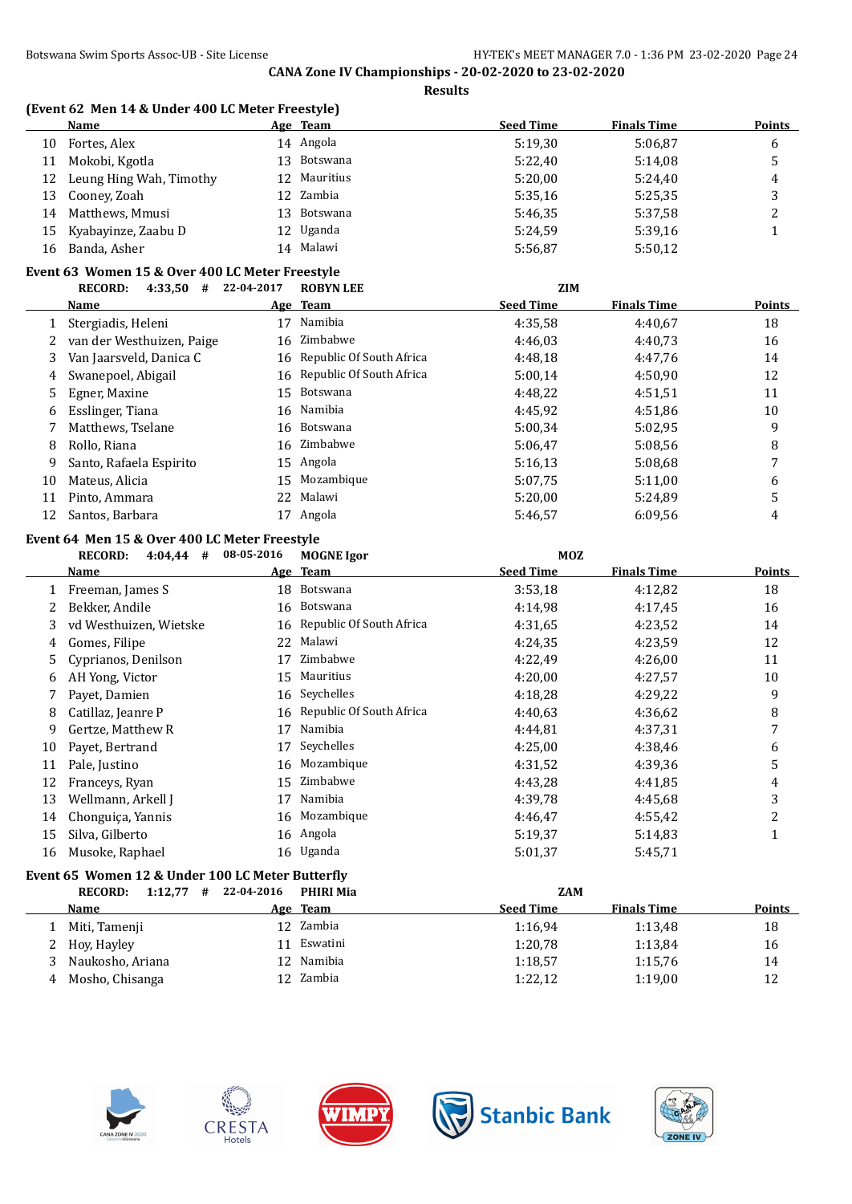## CANA Zone IV Championships - 20-02-2020 to 23-02-2020

**Results**

### (Event 62 Men 14 & Under 400 LC Meter Freestyle)

| | Name | Age | Team | Seed Time | Finals Time | Points |
|---|---|---|---|---|---|---|
| 10 | Fortes, Alex | 14 | Angola | 5:19,30 | 5:06,87 | 6 |
| 11 | Mokobi, Kgotla | 13 | Botswana | 5:22,40 | 5:14,08 | 5 |
| 12 | Leung Hing Wah, Timothy | 12 | Mauritius | 5:20,00 | 5:24,40 | 4 |
| 13 | Cooney, Zoah | 12 | Zambia | 5:35,16 | 5:25,35 | 3 |
| 14 | Matthews, Mmusi | 13 | Botswana | 5:46,35 | 5:37,58 | 2 |
| 15 | Kyabayinze, Zaabu D | 12 | Uganda | 5:24,59 | 5:39,16 | 1 |
| 16 | Banda, Asher | 14 | Malawi | 5:56,87 | 5:50,12 | |

### Event 63 Women 15 & Over 400 LC Meter Freestyle

**RECORD: 4:33,50 # 22-04-2017 ROBYN LEE ZIM**

| | Name | Age | Team | Seed Time | Finals Time | Points |
|---|---|---|---|---|---|---|
| 1 | Stergiadis, Heleni | 17 | Namibia | 4:35,58 | 4:40,67 | 18 |
| 2 | van der Westhuizen, Paige | 16 | Zimbabwe | 4:46,03 | 4:40,73 | 16 |
| 3 | Van Jaarsveld, Danica C | 16 | Republic Of South Africa | 4:48,18 | 4:47,76 | 14 |
| 4 | Swanepoel, Abigail | 16 | Republic Of South Africa | 5:00,14 | 4:50,90 | 12 |
| 5 | Egner, Maxine | 15 | Botswana | 4:48,22 | 4:51,51 | 11 |
| 6 | Esslinger, Tiana | 16 | Namibia | 4:45,92 | 4:51,86 | 10 |
| 7 | Matthews, Tselane | 16 | Botswana | 5:00,34 | 5:02,95 | 9 |
| 8 | Rollo, Riana | 16 | Zimbabwe | 5:06,47 | 5:08,56 | 8 |
| 9 | Santo, Rafaela Espirito | 15 | Angola | 5:16,13 | 5:08,68 | 7 |
| 10 | Mateus, Alicia | 15 | Mozambique | 5:07,75 | 5:11,00 | 6 |
| 11 | Pinto, Ammara | 22 | Malawi | 5:20,00 | 5:24,89 | 5 |
| 12 | Santos, Barbara | 17 | Angola | 5:46,57 | 6:09,56 | 4 |

### Event 64 Men 15 & Over 400 LC Meter Freestyle

**RECORD: 4:04,44 # 08-05-2016 MOGNE Igor MOZ**

| | Name | Age | Team | Seed Time | Finals Time | Points |
|---|---|---|---|---|---|---|
| 1 | Freeman, James S | 18 | Botswana | 3:53,18 | 4:12,82 | 18 |
| 2 | Bekker, Andile | 16 | Botswana | 4:14,98 | 4:17,45 | 16 |
| 3 | vd Westhuizen, Wietske | 16 | Republic Of South Africa | 4:31,65 | 4:23,52 | 14 |
| 4 | Gomes, Filipe | 22 | Malawi | 4:24,35 | 4:23,59 | 12 |
| 5 | Cyprianos, Denilson | 17 | Zimbabwe | 4:22,49 | 4:26,00 | 11 |
| 6 | AH Yong, Victor | 15 | Mauritius | 4:20,00 | 4:27,57 | 10 |
| 7 | Payet, Damien | 16 | Seychelles | 4:18,28 | 4:29,22 | 9 |
| 8 | Catillaz, Jeanre P | 16 | Republic Of South Africa | 4:40,63 | 4:36,62 | 8 |
| 9 | Gertze, Matthew R | 17 | Namibia | 4:44,81 | 4:37,31 | 7 |
| 10 | Payet, Bertrand | 17 | Seychelles | 4:25,00 | 4:38,46 | 6 |
| 11 | Pale, Justino | 16 | Mozambique | 4:31,52 | 4:39,36 | 5 |
| 12 | Franceys, Ryan | 15 | Zimbabwe | 4:43,28 | 4:41,85 | 4 |
| 13 | Wellmann, Arkell J | 17 | Namibia | 4:39,78 | 4:45,68 | 3 |
| 14 | Chonguiça, Yannis | 16 | Mozambique | 4:46,47 | 4:55,42 | 2 |
| 15 | Silva, Gilberto | 16 | Angola | 5:19,37 | 5:14,83 | 1 |
| 16 | Musoke, Raphael | 16 | Uganda | 5:01,37 | 5:45,71 | |

### Event 65 Women 12 & Under 100 LC Meter Butterfly

**RECORD: 1:12,77 # 22-04-2016 PHIRI Mia ZAM**

| | Name | Age | Team | Seed Time | Finals Time | Points |
|---|---|---|---|---|---|---|
| 1 | Miti, Tamenji | 12 | Zambia | 1:16,94 | 1:13,48 | 18 |
| 2 | Hoy, Hayley | 11 | Eswatini | 1:20,78 | 1:13,84 | 16 |
| 3 | Naukosho, Ariana | 12 | Namibia | 1:18,57 | 1:15,76 | 14 |
| 4 | Mosho, Chisanga | 12 | Zambia | 1:22,12 | 1:19,00 | 12 |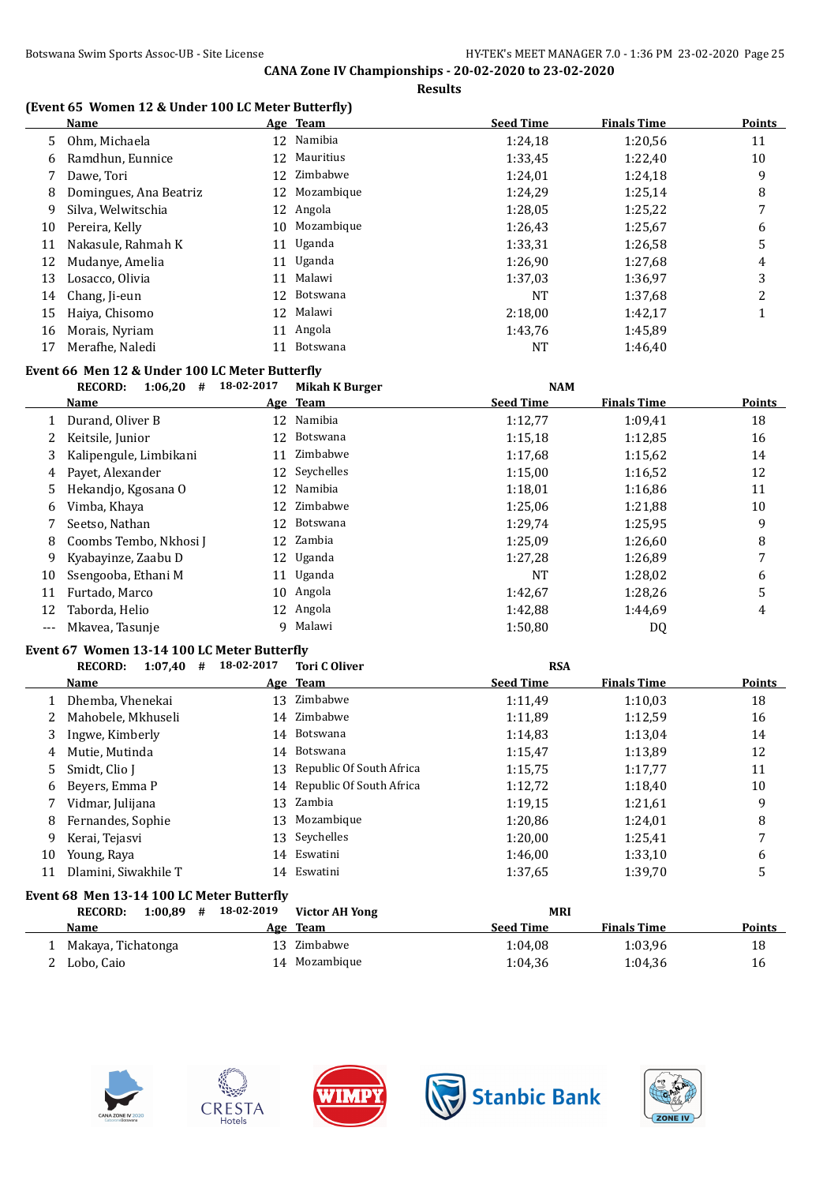## CANA Zone IV Championships - 20-02-2020 to 23-02-2020

### Results

### (Event 65 Women 12 & Under 100 LC Meter Butterfly)

| | Name | Age | Team | Seed Time | Finals Time | Points |
|---|---|---|---|---|---|---|
| 5 | Ohm, Michaela | 12 | Namibia | 1:24,18 | 1:20,56 | 11 |
| 6 | Ramdhun, Eunnice | 12 | Mauritius | 1:33,45 | 1:22,40 | 10 |
| 7 | Dawe, Tori | 12 | Zimbabwe | 1:24,01 | 1:24,18 | 9 |
| 8 | Domingues, Ana Beatriz | 12 | Mozambique | 1:24,29 | 1:25,14 | 8 |
| 9 | Silva, Welwitschia | 12 | Angola | 1:28,05 | 1:25,22 | 7 |
| 10 | Pereira, Kelly | 10 | Mozambique | 1:26,43 | 1:25,67 | 6 |
| 11 | Nakasule, Rahmah K | 11 | Uganda | 1:33,31 | 1:26,58 | 5 |
| 12 | Mudanye, Amelia | 11 | Uganda | 1:26,90 | 1:27,68 | 4 |
| 13 | Losacco, Olivia | 11 | Malawi | 1:37,03 | 1:36,97 | 3 |
| 14 | Chang, Ji-eun | 12 | Botswana | NT | 1:37,68 | 2 |
| 15 | Haiya, Chisomo | 12 | Malawi | 2:18,00 | 1:42,17 | 1 |
| 16 | Morais, Nyriam | 11 | Angola | 1:43,76 | 1:45,89 | |
| 17 | Merafhe, Naledi | 11 | Botswana | NT | 1:46,40 | |

### Event 66 Men 12 & Under 100 LC Meter Butterfly

RECORD: 1:06,20 # 18-02-2017 Mikah K Burger NAM

| | Name | Age | Team | Seed Time | Finals Time | Points |
|---|---|---|---|---|---|---|
| 1 | Durand, Oliver B | 12 | Namibia | 1:12,77 | 1:09,41 | 18 |
| 2 | Keitsile, Junior | 12 | Botswana | 1:15,18 | 1:12,85 | 16 |
| 3 | Kalipengule, Limbikani | 11 | Zimbabwe | 1:17,68 | 1:15,62 | 14 |
| 4 | Payet, Alexander | 12 | Seychelles | 1:15,00 | 1:16,52 | 12 |
| 5 | Hekandjo, Kgosana O | 12 | Namibia | 1:18,01 | 1:16,86 | 11 |
| 6 | Vimba, Khaya | 12 | Zimbabwe | 1:25,06 | 1:21,88 | 10 |
| 7 | Seetso, Nathan | 12 | Botswana | 1:29,74 | 1:25,95 | 9 |
| 8 | Coombs Tembo, Nkhosi J | 12 | Zambia | 1:25,09 | 1:26,60 | 8 |
| 9 | Kyabayinze, Zaabu D | 12 | Uganda | 1:27,28 | 1:26,89 | 7 |
| 10 | Ssengooba, Ethani M | 11 | Uganda | NT | 1:28,02 | 6 |
| 11 | Furtado, Marco | 10 | Angola | 1:42,67 | 1:28,26 | 5 |
| 12 | Taborda, Helio | 12 | Angola | 1:42,88 | 1:44,69 | 4 |
| --- | Mkavea, Tasunje | 9 | Malawi | 1:50,80 | DQ | |

### Event 67 Women 13-14 100 LC Meter Butterfly

RECORD: 1:07,40 # 18-02-2017 Tori C Oliver RSA

| | Name | Age | Team | Seed Time | Finals Time | Points |
|---|---|---|---|---|---|---|
| 1 | Dhemba, Vhenekai | 13 | Zimbabwe | 1:11,49 | 1:10,03 | 18 |
| 2 | Mahobele, Mkhuseli | 14 | Zimbabwe | 1:11,89 | 1:12,59 | 16 |
| 3 | Ingwe, Kimberly | 14 | Botswana | 1:14,83 | 1:13,04 | 14 |
| 4 | Mutie, Mutinda | 14 | Botswana | 1:15,47 | 1:13,89 | 12 |
| 5 | Smidt, Clio J | 13 | Republic Of South Africa | 1:15,75 | 1:17,77 | 11 |
| 6 | Beyers, Emma P | 14 | Republic Of South Africa | 1:12,72 | 1:18,40 | 10 |
| 7 | Vidmar, Julijana | 13 | Zambia | 1:19,15 | 1:21,61 | 9 |
| 8 | Fernandes, Sophie | 13 | Mozambique | 1:20,86 | 1:24,01 | 8 |
| 9 | Kerai, Tejasvi | 13 | Seychelles | 1:20,00 | 1:25,41 | 7 |
| 10 | Young, Raya | 14 | Eswatini | 1:46,00 | 1:33,10 | 6 |
| 11 | Dlamini, Siwakhile T | 14 | Eswatini | 1:37,65 | 1:39,70 | 5 |

### Event 68 Men 13-14 100 LC Meter Butterfly

RECORD: 1:00,89 # 18-02-2019 Victor AH Yong MRI

| | Name | Age | Team | Seed Time | Finals Time | Points |
|---|---|---|---|---|---|---|
| 1 | Makaya, Tichatonga | 13 | Zimbabwe | 1:04,08 | 1:03,96 | 18 |
| 2 | Lobo, Caio | 14 | Mozambique | 1:04,36 | 1:04,36 | 16 |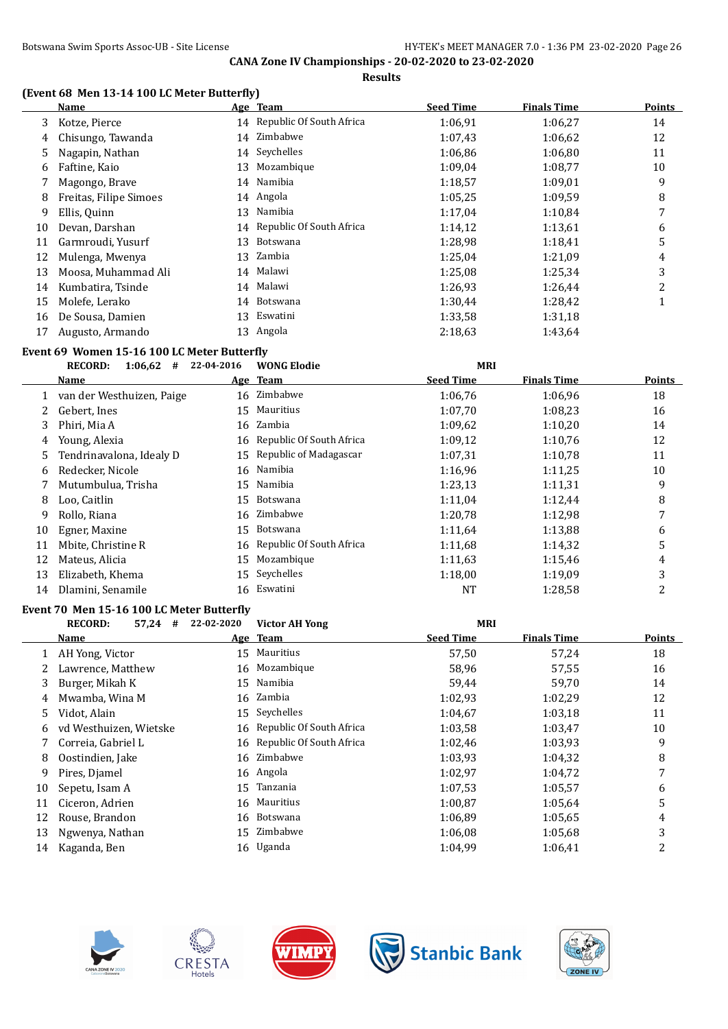**CANA Zone IV Championships - 20-02-2020 to 23-02-2020**

**Results**

### (Event 68 Men 13-14 100 LC Meter Butterfly)

| | Name | Age | Team | Seed Time | Finals Time | Points |
|---|---|---|---|---|---|---|
| 3 | Kotze, Pierce | 14 | Republic Of South Africa | 1:06,91 | 1:06,27 | 14 |
| 4 | Chisungo, Tawanda | 14 | Zimbabwe | 1:07,43 | 1:06,62 | 12 |
| 5 | Nagapin, Nathan | 14 | Seychelles | 1:06,86 | 1:06,80 | 11 |
| 6 | Faftine, Kaio | 13 | Mozambique | 1:09,04 | 1:08,77 | 10 |
| 7 | Magongo, Brave | 14 | Namibia | 1:18,57 | 1:09,01 | 9 |
| 8 | Freitas, Filipe Simoes | 14 | Angola | 1:05,25 | 1:09,59 | 8 |
| 9 | Ellis, Quinn | 13 | Namibia | 1:17,04 | 1:10,84 | 7 |
| 10 | Devan, Darshan | 14 | Republic Of South Africa | 1:14,12 | 1:13,61 | 6 |
| 11 | Garmroudi, Yusurf | 13 | Botswana | 1:28,98 | 1:18,41 | 5 |
| 12 | Mulenga, Mwenya | 13 | Zambia | 1:25,04 | 1:21,09 | 4 |
| 13 | Moosa, Muhammad Ali | 14 | Malawi | 1:25,08 | 1:25,34 | 3 |
| 14 | Kumbatira, Tsinde | 14 | Malawi | 1:26,93 | 1:26,44 | 2 |
| 15 | Molefe, Lerako | 14 | Botswana | 1:30,44 | 1:28,42 | 1 |
| 16 | De Sousa, Damien | 13 | Eswatini | 1:33,58 | 1:31,18 | |
| 17 | Augusto, Armando | 13 | Angola | 2:18,63 | 1:43,64 | |

### Event 69 Women 15-16 100 LC Meter Butterfly

RECORD: 1:06,62 # 22-04-2016 WONG Elodie MRI

| | Name | Age | Team | Seed Time | Finals Time | Points |
|---|---|---|---|---|---|---|
| 1 | van der Westhuizen, Paige | 16 | Zimbabwe | 1:06,76 | 1:06,96 | 18 |
| 2 | Gebert, Ines | 15 | Mauritius | 1:07,70 | 1:08,23 | 16 |
| 3 | Phiri, Mia A | 16 | Zambia | 1:09,62 | 1:10,20 | 14 |
| 4 | Young, Alexia | 16 | Republic Of South Africa | 1:09,12 | 1:10,76 | 12 |
| 5 | Tendrinavalona, Idealy D | 15 | Republic of Madagascar | 1:07,31 | 1:10,78 | 11 |
| 6 | Redecker, Nicole | 16 | Namibia | 1:16,96 | 1:11,25 | 10 |
| 7 | Mutumbulua, Trisha | 15 | Namibia | 1:23,13 | 1:11,31 | 9 |
| 8 | Loo, Caitlin | 15 | Botswana | 1:11,04 | 1:12,44 | 8 |
| 9 | Rollo, Riana | 16 | Zimbabwe | 1:20,78 | 1:12,98 | 7 |
| 10 | Egner, Maxine | 15 | Botswana | 1:11,64 | 1:13,88 | 6 |
| 11 | Mbite, Christine R | 16 | Republic Of South Africa | 1:11,68 | 1:14,32 | 5 |
| 12 | Mateus, Alicia | 15 | Mozambique | 1:11,63 | 1:15,46 | 4 |
| 13 | Elizabeth, Khema | 15 | Seychelles | 1:18,00 | 1:19,09 | 3 |
| 14 | Dlamini, Senamile | 16 | Eswatini | NT | 1:28,58 | 2 |

### Event 70 Men 15-16 100 LC Meter Butterfly

RECORD: 57,24 # 22-02-2020 Victor AH Yong MRI

| | Name | Age | Team | Seed Time | Finals Time | Points |
|---|---|---|---|---|---|---|
| 1 | AH Yong, Victor | 15 | Mauritius | 57,50 | 57,24 | 18 |
| 2 | Lawrence, Matthew | 16 | Mozambique | 58,96 | 57,55 | 16 |
| 3 | Burger, Mikah K | 15 | Namibia | 59,44 | 59,70 | 14 |
| 4 | Mwamba, Wina M | 16 | Zambia | 1:02,93 | 1:02,29 | 12 |
| 5 | Vidot, Alain | 15 | Seychelles | 1:04,67 | 1:03,18 | 11 |
| 6 | vd Westhuizen, Wietske | 16 | Republic Of South Africa | 1:03,58 | 1:03,47 | 10 |
| 7 | Correia, Gabriel L | 16 | Republic Of South Africa | 1:02,46 | 1:03,93 | 9 |
| 8 | Oostindien, Jake | 16 | Zimbabwe | 1:03,93 | 1:04,32 | 8 |
| 9 | Pires, Djamel | 16 | Angola | 1:02,97 | 1:04,72 | 7 |
| 10 | Sepetu, Isam A | 15 | Tanzania | 1:07,53 | 1:05,57 | 6 |
| 11 | Ciceron, Adrien | 16 | Mauritius | 1:00,87 | 1:05,64 | 5 |
| 12 | Rouse, Brandon | 16 | Botswana | 1:06,89 | 1:05,65 | 4 |
| 13 | Ngwenya, Nathan | 15 | Zimbabwe | 1:06,08 | 1:05,68 | 3 |
| 14 | Kaganda, Ben | 16 | Uganda | 1:04,99 | 1:06,41 | 2 |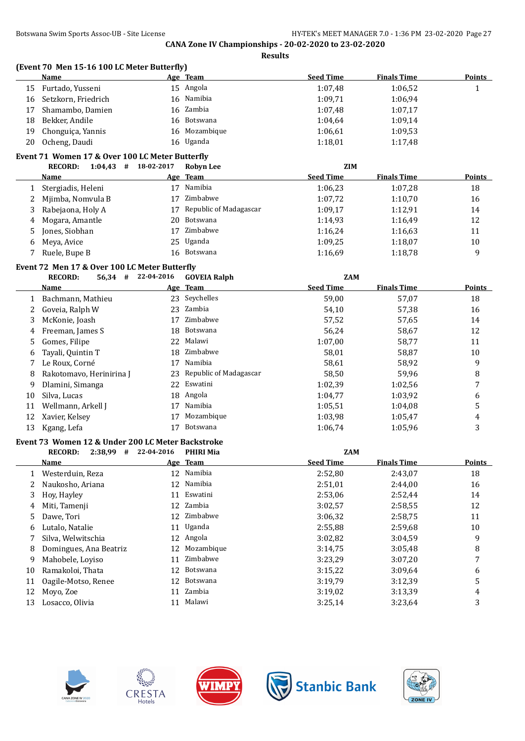### CANA Zone IV Championships - 20-02-2020 to 23-02-2020

**Results**

**(Event 70 Men 15-16 100 LC Meter Butterfly)**

| | Name | Age | Team | Seed Time | Finals Time | Points |
|---|---|---|---|---|---|---|
| 15 | Furtado, Yusseni | 15 | Angola | 1:07,48 | 1:06,52 | 1 |
| 16 | Setzkorn, Friedrich | 16 | Namibia | 1:09,71 | 1:06,94 | |
| 17 | Shamambo, Damien | 16 | Zambia | 1:07,48 | 1:07,17 | |
| 18 | Bekker, Andile | 16 | Botswana | 1:04,64 | 1:09,14 | |
| 19 | Chonguiça, Yannis | 16 | Mozambique | 1:06,61 | 1:09,53 | |
| 20 | Ocheng, Daudi | 16 | Uganda | 1:18,01 | 1:17,48 | |

**Event 71 Women 17 & Over 100 LC Meter Butterfly**

RECORD: 1:04,43 # 18-02-2017 Robyn Lee ZIM

| | Name | Age | Team | Seed Time | Finals Time | Points |
|---|---|---|---|---|---|---|
| 1 | Stergiadis, Heleni | 17 | Namibia | 1:06,23 | 1:07,28 | 18 |
| 2 | Mjimba, Nomvula B | 17 | Zimbabwe | 1:07,72 | 1:10,70 | 16 |
| 3 | Rabejaona, Holy A | 17 | Republic of Madagascar | 1:09,17 | 1:12,91 | 14 |
| 4 | Mogara, Amantle | 20 | Botswana | 1:14,93 | 1:16,49 | 12 |
| 5 | Jones, Siobhan | 17 | Zimbabwe | 1:16,24 | 1:16,63 | 11 |
| 6 | Meya, Avice | 25 | Uganda | 1:09,25 | 1:18,07 | 10 |
| 7 | Ruele, Bupe B | 16 | Botswana | 1:16,69 | 1:18,78 | 9 |

**Event 72 Men 17 & Over 100 LC Meter Butterfly**

RECORD: 56,34 # 22-04-2016 GOVEIA Ralph ZAM

| | Name | Age | Team | Seed Time | Finals Time | Points |
|---|---|---|---|---|---|---|
| 1 | Bachmann, Mathieu | 23 | Seychelles | 59,00 | 57,07 | 18 |
| 2 | Goveia, Ralph W | 23 | Zambia | 54,10 | 57,38 | 16 |
| 3 | McKonie, Joash | 17 | Zimbabwe | 57,52 | 57,65 | 14 |
| 4 | Freeman, James S | 18 | Botswana | 56,24 | 58,67 | 12 |
| 5 | Gomes, Filipe | 22 | Malawi | 1:07,00 | 58,77 | 11 |
| 6 | Tayali, Quintin T | 18 | Zimbabwe | 58,01 | 58,87 | 10 |
| 7 | Le Roux, Corné | 17 | Namibia | 58,61 | 58,92 | 9 |
| 8 | Rakotomavo, Herinirina J | 23 | Republic of Madagascar | 58,50 | 59,96 | 8 |
| 9 | Dlamini, Simanga | 22 | Eswatini | 1:02,39 | 1:02,56 | 7 |
| 10 | Silva, Lucas | 18 | Angola | 1:04,77 | 1:03,92 | 6 |
| 11 | Wellmann, Arkell J | 17 | Namibia | 1:05,51 | 1:04,08 | 5 |
| 12 | Xavier, Kelsey | 17 | Mozambique | 1:03,98 | 1:05,47 | 4 |
| 13 | Kgang, Lefa | 17 | Botswana | 1:06,74 | 1:05,96 | 3 |

**Event 73 Women 12 & Under 200 LC Meter Backstroke**

RECORD: 2:38,99 # 22-04-2016 PHIRI Mia ZAM

| | Name | Age | Team | Seed Time | Finals Time | Points |
|---|---|---|---|---|---|---|
| 1 | Westerduin, Reza | 12 | Namibia | 2:52,80 | 2:43,07 | 18 |
| 2 | Naukosho, Ariana | 12 | Namibia | 2:51,01 | 2:44,00 | 16 |
| 3 | Hoy, Hayley | 11 | Eswatini | 2:53,06 | 2:52,44 | 14 |
| 4 | Miti, Tamenji | 12 | Zambia | 3:02,57 | 2:58,55 | 12 |
| 5 | Dawe, Tori | 12 | Zimbabwe | 3:06,32 | 2:58,75 | 11 |
| 6 | Lutalo, Natalie | 11 | Uganda | 2:55,88 | 2:59,68 | 10 |
| 7 | Silva, Welwitschia | 12 | Angola | 3:02,82 | 3:04,59 | 9 |
| 8 | Domingues, Ana Beatriz | 12 | Mozambique | 3:14,75 | 3:05,48 | 8 |
| 9 | Mahobele, Loyiso | 11 | Zimbabwe | 3:23,29 | 3:07,20 | 7 |
| 10 | Ramakoloi, Thata | 12 | Botswana | 3:15,22 | 3:09,64 | 6 |
| 11 | Oagile-Motso, Renee | 12 | Botswana | 3:19,79 | 3:12,39 | 5 |
| 12 | Moyo, Zoe | 11 | Zambia | 3:19,02 | 3:13,39 | 4 |
| 13 | Losacco, Olivia | 11 | Malawi | 3:25,14 | 3:23,64 | 3 |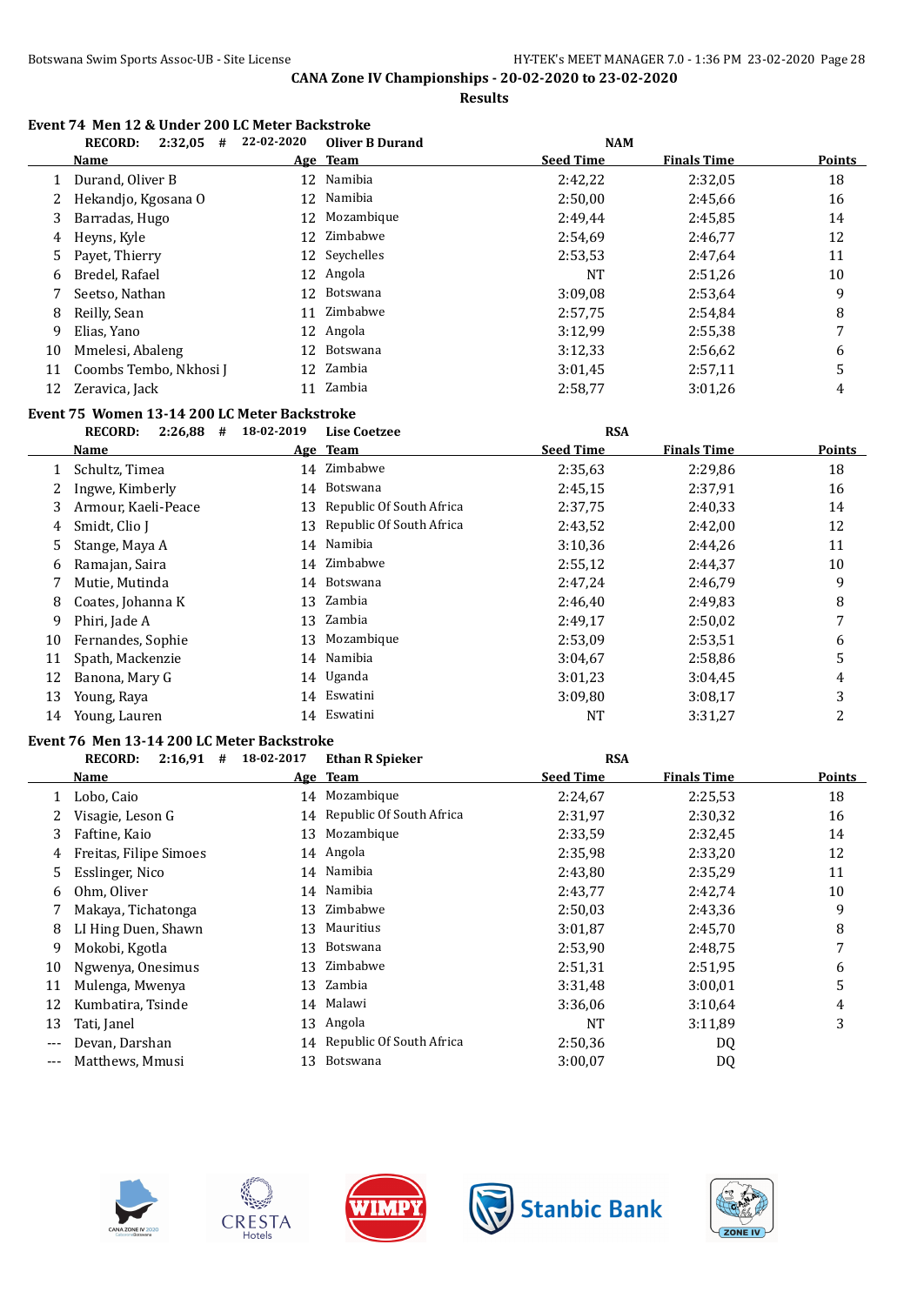**CANA Zone IV Championships - 20-02-2020 to 23-02-2020**

**Results**

### Event 74 Men 12 & Under 200 LC Meter Backstroke

**RECORD: 2:32,05 # 22-02-2020 Oliver B Durand NAM**

| | Name | Age | Team | Seed Time | Finals Time | Points |
|---|---|---|---|---|---|---|
| 1 | Durand, Oliver B | 12 | Namibia | 2:42,22 | 2:32,05 | 18 |
| 2 | Hekandjo, Kgosana O | 12 | Namibia | 2:50,00 | 2:45,66 | 16 |
| 3 | Barradas, Hugo | 12 | Mozambique | 2:49,44 | 2:45,85 | 14 |
| 4 | Heyns, Kyle | 12 | Zimbabwe | 2:54,69 | 2:46,77 | 12 |
| 5 | Payet, Thierry | 12 | Seychelles | 2:53,53 | 2:47,64 | 11 |
| 6 | Bredel, Rafael | 12 | Angola | NT | 2:51,26 | 10 |
| 7 | Seetso, Nathan | 12 | Botswana | 3:09,08 | 2:53,64 | 9 |
| 8 | Reilly, Sean | 11 | Zimbabwe | 2:57,75 | 2:54,84 | 8 |
| 9 | Elias, Yano | 12 | Angola | 3:12,99 | 2:55,38 | 7 |
| 10 | Mmelesi, Abaleng | 12 | Botswana | 3:12,33 | 2:56,62 | 6 |
| 11 | Coombs Tembo, Nkhosi J | 12 | Zambia | 3:01,45 | 2:57,11 | 5 |
| 12 | Zeravica, Jack | 11 | Zambia | 2:58,77 | 3:01,26 | 4 |

### Event 75 Women 13-14 200 LC Meter Backstroke

**RECORD: 2:26,88 # 18-02-2019 Lise Coetzee RSA**

| | Name | Age | Team | Seed Time | Finals Time | Points |
|---|---|---|---|---|---|---|
| 1 | Schultz, Timea | 14 | Zimbabwe | 2:35,63 | 2:29,86 | 18 |
| 2 | Ingwe, Kimberly | 14 | Botswana | 2:45,15 | 2:37,91 | 16 |
| 3 | Armour, Kaeli-Peace | 13 | Republic Of South Africa | 2:37,75 | 2:40,33 | 14 |
| 4 | Smidt, Clio J | 13 | Republic Of South Africa | 2:43,52 | 2:42,00 | 12 |
| 5 | Stange, Maya A | 14 | Namibia | 3:10,36 | 2:44,26 | 11 |
| 6 | Ramajan, Saira | 14 | Zimbabwe | 2:55,12 | 2:44,37 | 10 |
| 7 | Mutie, Mutinda | 14 | Botswana | 2:47,24 | 2:46,79 | 9 |
| 8 | Coates, Johanna K | 13 | Zambia | 2:46,40 | 2:49,83 | 8 |
| 9 | Phiri, Jade A | 13 | Zambia | 2:49,17 | 2:50,02 | 7 |
| 10 | Fernandes, Sophie | 13 | Mozambique | 2:53,09 | 2:53,51 | 6 |
| 11 | Spath, Mackenzie | 14 | Namibia | 3:04,67 | 2:58,86 | 5 |
| 12 | Banona, Mary G | 14 | Uganda | 3:01,23 | 3:04,45 | 4 |
| 13 | Young, Raya | 14 | Eswatini | 3:09,80 | 3:08,17 | 3 |
| 14 | Young, Lauren | 14 | Eswatini | NT | 3:31,27 | 2 |

### Event 76 Men 13-14 200 LC Meter Backstroke

**RECORD: 2:16,91 # 18-02-2017 Ethan R Spieker RSA**

| | Name | Age | Team | Seed Time | Finals Time | Points |
|---|---|---|---|---|---|---|
| 1 | Lobo, Caio | 14 | Mozambique | 2:24,67 | 2:25,53 | 18 |
| 2 | Visagie, Leson G | 14 | Republic Of South Africa | 2:31,97 | 2:30,32 | 16 |
| 3 | Faftine, Kaio | 13 | Mozambique | 2:33,59 | 2:32,45 | 14 |
| 4 | Freitas, Filipe Simoes | 14 | Angola | 2:35,98 | 2:33,20 | 12 |
| 5 | Esslinger, Nico | 14 | Namibia | 2:43,80 | 2:35,29 | 11 |
| 6 | Ohm, Oliver | 14 | Namibia | 2:43,77 | 2:42,74 | 10 |
| 7 | Makaya, Tichatonga | 13 | Zimbabwe | 2:50,03 | 2:43,36 | 9 |
| 8 | LI Hing Duen, Shawn | 13 | Mauritius | 3:01,87 | 2:45,70 | 8 |
| 9 | Mokobi, Kgotla | 13 | Botswana | 2:53,90 | 2:48,75 | 7 |
| 10 | Ngwenya, Onesimus | 13 | Zimbabwe | 2:51,31 | 2:51,95 | 6 |
| 11 | Mulenga, Mwenya | 13 | Zambia | 3:31,48 | 3:00,01 | 5 |
| 12 | Kumbatira, Tsinde | 14 | Malawi | 3:36,06 | 3:10,64 | 4 |
| 13 | Tati, Janel | 13 | Angola | NT | 3:11,89 | 3 |
| --- | Devan, Darshan | 14 | Republic Of South Africa | 2:50,36 | DQ | |
| --- | Matthews, Mmusi | 13 | Botswana | 3:00,07 | DQ | |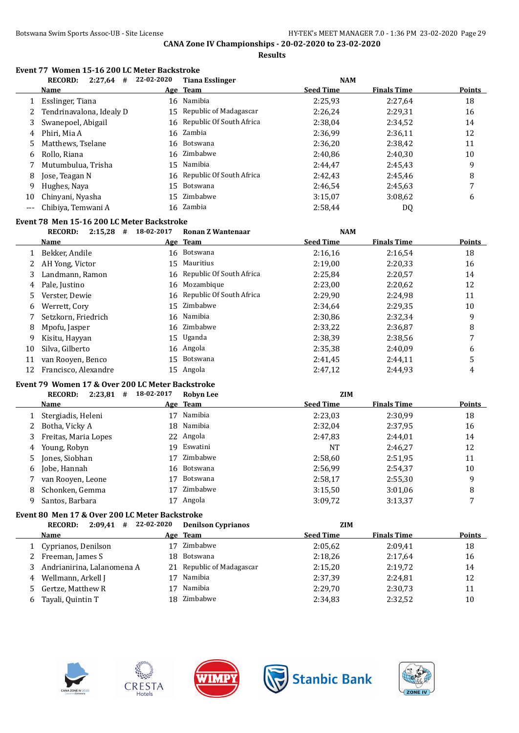CANA Zone IV Championships - 20-02-2020 to 23-02-2020

Results

### Event 77 Women 15-16 200 LC Meter Backstroke

RECORD: 2:27,64 # 22-02-2020 Tiana Esslinger NAM

| | Name | Age | Team | Seed Time | Finals Time | Points |
|---|---|---|---|---|---|---|
| 1 | Esslinger, Tiana | 16 | Namibia | 2:25,93 | 2:27,64 | 18 |
| 2 | Tendrinavalona, Idealy D | 15 | Republic of Madagascar | 2:26,24 | 2:29,31 | 16 |
| 3 | Swanepoel, Abigail | 16 | Republic Of South Africa | 2:38,04 | 2:34,52 | 14 |
| 4 | Phiri, Mia A | 16 | Zambia | 2:36,99 | 2:36,11 | 12 |
| 5 | Matthews, Tselane | 16 | Botswana | 2:36,20 | 2:38,42 | 11 |
| 6 | Rollo, Riana | 16 | Zimbabwe | 2:40,86 | 2:40,30 | 10 |
| 7 | Mutumbulua, Trisha | 15 | Namibia | 2:44,47 | 2:45,43 | 9 |
| 8 | Jose, Teagan N | 16 | Republic Of South Africa | 2:42,43 | 2:45,46 | 8 |
| 9 | Hughes, Naya | 15 | Botswana | 2:46,54 | 2:45,63 | 7 |
| 10 | Chinyani, Nyasha | 15 | Zimbabwe | 3:15,07 | 3:08,62 | 6 |
| --- | Chibiya, Temwani A | 16 | Zambia | 2:58,44 | DQ | |

### Event 78 Men 15-16 200 LC Meter Backstroke

RECORD: 2:15,28 # 18-02-2017 Ronan Z Wantenaar NAM

| | Name | Age | Team | Seed Time | Finals Time | Points |
|---|---|---|---|---|---|---|
| 1 | Bekker, Andile | 16 | Botswana | 2:16,16 | 2:16,54 | 18 |
| 2 | AH Yong, Victor | 15 | Mauritius | 2:19,00 | 2:20,33 | 16 |
| 3 | Landmann, Ramon | 16 | Republic Of South Africa | 2:25,84 | 2:20,57 | 14 |
| 4 | Pale, Justino | 16 | Mozambique | 2:23,00 | 2:20,62 | 12 |
| 5 | Verster, Dewie | 16 | Republic Of South Africa | 2:29,90 | 2:24,98 | 11 |
| 6 | Werrett, Cory | 15 | Zimbabwe | 2:34,64 | 2:29,35 | 10 |
| 7 | Setzkorn, Friedrich | 16 | Namibia | 2:30,86 | 2:32,34 | 9 |
| 8 | Mpofu, Jasper | 16 | Zimbabwe | 2:33,22 | 2:36,87 | 8 |
| 9 | Kisitu, Hayyan | 15 | Uganda | 2:38,39 | 2:38,56 | 7 |
| 10 | Silva, Gilberto | 16 | Angola | 2:35,38 | 2:40,09 | 6 |
| 11 | van Rooyen, Benco | 15 | Botswana | 2:41,45 | 2:44,11 | 5 |
| 12 | Francisco, Alexandre | 15 | Angola | 2:47,12 | 2:44,93 | 4 |

### Event 79 Women 17 & Over 200 LC Meter Backstroke

RECORD: 2:23,81 # 18-02-2017 Robyn Lee ZIM

| | Name | Age | Team | Seed Time | Finals Time | Points |
|---|---|---|---|---|---|---|
| 1 | Stergiadis, Heleni | 17 | Namibia | 2:23,03 | 2:30,99 | 18 |
| 2 | Botha, Vicky A | 18 | Namibia | 2:32,04 | 2:37,95 | 16 |
| 3 | Freitas, Maria Lopes | 22 | Angola | 2:47,83 | 2:44,01 | 14 |
| 4 | Young, Robyn | 19 | Eswatini | NT | 2:46,27 | 12 |
| 5 | Jones, Siobhan | 17 | Zimbabwe | 2:58,60 | 2:51,95 | 11 |
| 6 | Jobe, Hannah | 16 | Botswana | 2:56,99 | 2:54,37 | 10 |
| 7 | van Rooyen, Leone | 17 | Botswana | 2:58,17 | 2:55,30 | 9 |
| 8 | Schonken, Gemma | 17 | Zimbabwe | 3:15,50 | 3:01,06 | 8 |
| 9 | Santos, Barbara | 17 | Angola | 3:09,72 | 3:13,37 | 7 |

### Event 80 Men 17 & Over 200 LC Meter Backstroke

RECORD: 2:09,41 # 22-02-2020 Denilson Cyprianos ZIM

| | Name | Age | Team | Seed Time | Finals Time | Points |
|---|---|---|---|---|---|---|
| 1 | Cyprianos, Denilson | 17 | Zimbabwe | 2:05,62 | 2:09,41 | 18 |
| 2 | Freeman, James S | 18 | Botswana | 2:18,26 | 2:17,64 | 16 |
| 3 | Andrianirina, Lalanomena A | 21 | Republic of Madagascar | 2:15,20 | 2:19,72 | 14 |
| 4 | Wellmann, Arkell J | 17 | Namibia | 2:37,39 | 2:24,81 | 12 |
| 5 | Gertze, Matthew R | 17 | Namibia | 2:29,70 | 2:30,73 | 11 |
| 6 | Tayali, Quintin T | 18 | Zimbabwe | 2:34,83 | 2:32,52 | 10 |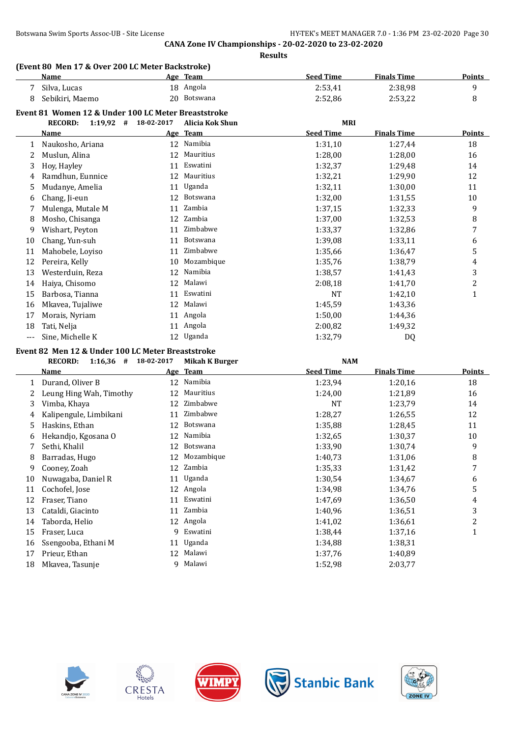**CANA Zone IV Championships - 20-02-2020 to 23-02-2020**

**Results**

### (Event 80 Men 17 & Over 200 LC Meter Backstroke)

| | Name | Age | Team | Seed Time | Finals Time | Points |
|---|---|---|---|---|---|---|
| 7 | Silva, Lucas | 18 | Angola | 2:53,41 | 2:38,98 | 9 |
| 8 | Sebikiri, Maemo | 20 | Botswana | 2:52,86 | 2:53,22 | 8 |

### Event 81 Women 12 & Under 100 LC Meter Breaststroke

**RECORD: 1:19,92 # 18-02-2017 Alicia Kok Shun MRI**

| | Name | Age | Team | Seed Time | Finals Time | Points |
|---|---|---|---|---|---|---|
| 1 | Naukosho, Ariana | 12 | Namibia | 1:31,10 | 1:27,44 | 18 |
| 2 | Muslun, Alina | 12 | Mauritius | 1:28,00 | 1:28,00 | 16 |
| 3 | Hoy, Hayley | 11 | Eswatini | 1:32,37 | 1:29,48 | 14 |
| 4 | Ramdhun, Eunnice | 12 | Mauritius | 1:32,21 | 1:29,90 | 12 |
| 5 | Mudanye, Amelia | 11 | Uganda | 1:32,11 | 1:30,00 | 11 |
| 6 | Chang, Ji-eun | 12 | Botswana | 1:32,00 | 1:31,55 | 10 |
| 7 | Mulenga, Mutale M | 11 | Zambia | 1:37,15 | 1:32,33 | 9 |
| 8 | Mosho, Chisanga | 12 | Zambia | 1:37,00 | 1:32,53 | 8 |
| 9 | Wishart, Peyton | 11 | Zimbabwe | 1:33,37 | 1:32,86 | 7 |
| 10 | Chang, Yun-suh | 11 | Botswana | 1:39,08 | 1:33,11 | 6 |
| 11 | Mahobele, Loyiso | 11 | Zimbabwe | 1:35,66 | 1:36,47 | 5 |
| 12 | Pereira, Kelly | 10 | Mozambique | 1:35,76 | 1:38,79 | 4 |
| 13 | Westerduin, Reza | 12 | Namibia | 1:38,57 | 1:41,43 | 3 |
| 14 | Haiya, Chisomo | 12 | Malawi | 2:08,18 | 1:41,70 | 2 |
| 15 | Barbosa, Tianna | 11 | Eswatini | NT | 1:42,10 | 1 |
| 16 | Mkavea, Tujaliwe | 12 | Malawi | 1:45,59 | 1:43,36 | |
| 17 | Morais, Nyriam | 11 | Angola | 1:50,00 | 1:44,36 | |
| 18 | Tati, Nelja | 11 | Angola | 2:00,82 | 1:49,32 | |
| --- | Sine, Michelle K | 12 | Uganda | 1:32,79 | DQ | |

### Event 82 Men 12 & Under 100 LC Meter Breaststroke

**RECORD: 1:16,36 # 18-02-2017 Mikah K Burger NAM**

| | Name | Age | Team | Seed Time | Finals Time | Points |
|---|---|---|---|---|---|---|
| 1 | Durand, Oliver B | 12 | Namibia | 1:23,94 | 1:20,16 | 18 |
| 2 | Leung Hing Wah, Timothy | 12 | Mauritius | 1:24,00 | 1:21,89 | 16 |
| 3 | Vimba, Khaya | 12 | Zimbabwe | NT | 1:23,79 | 14 |
| 4 | Kalipengule, Limbikani | 11 | Zimbabwe | 1:28,27 | 1:26,55 | 12 |
| 5 | Haskins, Ethan | 12 | Botswana | 1:35,88 | 1:28,45 | 11 |
| 6 | Hekandjo, Kgosana O | 12 | Namibia | 1:32,65 | 1:30,37 | 10 |
| 7 | Sethi, Khalil | 12 | Botswana | 1:33,90 | 1:30,74 | 9 |
| 8 | Barradas, Hugo | 12 | Mozambique | 1:40,73 | 1:31,06 | 8 |
| 9 | Cooney, Zoah | 12 | Zambia | 1:35,33 | 1:31,42 | 7 |
| 10 | Nuwagaba, Daniel R | 11 | Uganda | 1:30,54 | 1:34,67 | 6 |
| 11 | Cochofel, Jose | 12 | Angola | 1:34,98 | 1:34,76 | 5 |
| 12 | Fraser, Tiano | 11 | Eswatini | 1:47,69 | 1:36,50 | 4 |
| 13 | Cataldi, Giacinto | 11 | Zambia | 1:40,96 | 1:36,51 | 3 |
| 14 | Taborda, Helio | 12 | Angola | 1:41,02 | 1:36,61 | 2 |
| 15 | Fraser, Luca | 9 | Eswatini | 1:38,44 | 1:37,16 | 1 |
| 16 | Ssengooba, Ethani M | 11 | Uganda | 1:34,88 | 1:38,31 | |
| 17 | Prieur, Ethan | 12 | Malawi | 1:37,76 | 1:40,89 | |
| 18 | Mkavea, Tasunje | 9 | Malawi | 1:52,98 | 2:03,77 | |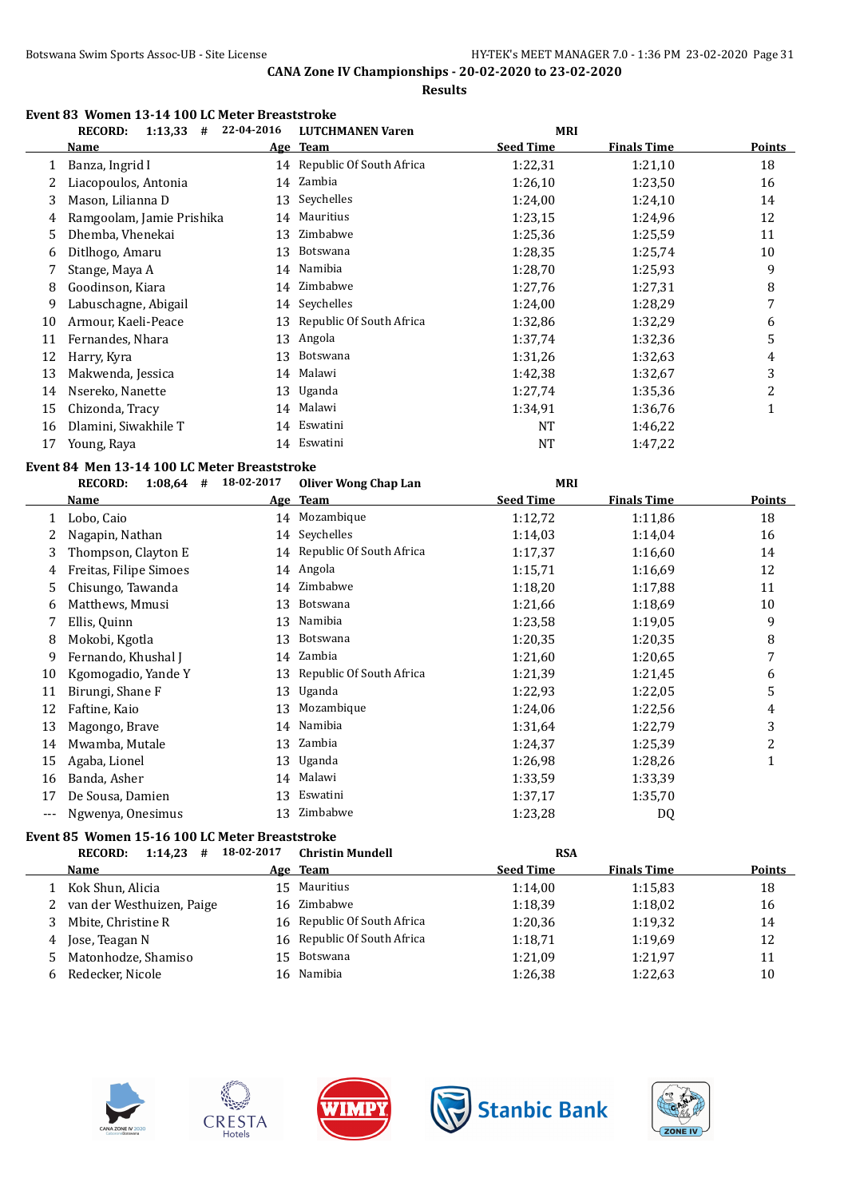## CANA Zone IV Championships - 20-02-2020 to 23-02-2020

### Results

### Event 83 Women 13-14 100 LC Meter Breaststroke

RECORD: 1:13,33 # 22-04-2016 LUTCHMANEN Varen MRI

| | Name | Age | Team | Seed Time | Finals Time | Points |
|---|---|---|---|---|---|---|
| 1 | Banza, Ingrid I | 14 | Republic Of South Africa | 1:22,31 | 1:21,10 | 18 |
| 2 | Liacopoulos, Antonia | 14 | Zambia | 1:26,10 | 1:23,50 | 16 |
| 3 | Mason, Lilianna D | 13 | Seychelles | 1:24,00 | 1:24,10 | 14 |
| 4 | Ramgoolam, Jamie Prishika | 14 | Mauritius | 1:23,15 | 1:24,96 | 12 |
| 5 | Dhemba, Vhenekai | 13 | Zimbabwe | 1:25,36 | 1:25,59 | 11 |
| 6 | Ditlhogo, Amaru | 13 | Botswana | 1:28,35 | 1:25,74 | 10 |
| 7 | Stange, Maya A | 14 | Namibia | 1:28,70 | 1:25,93 | 9 |
| 8 | Goodinson, Kiara | 14 | Zimbabwe | 1:27,76 | 1:27,31 | 8 |
| 9 | Labuschagne, Abigail | 14 | Seychelles | 1:24,00 | 1:28,29 | 7 |
| 10 | Armour, Kaeli-Peace | 13 | Republic Of South Africa | 1:32,86 | 1:32,29 | 6 |
| 11 | Fernandes, Nhara | 13 | Angola | 1:37,74 | 1:32,36 | 5 |
| 12 | Harry, Kyra | 13 | Botswana | 1:31,26 | 1:32,63 | 4 |
| 13 | Makwenda, Jessica | 14 | Malawi | 1:42,38 | 1:32,67 | 3 |
| 14 | Nsereko, Nanette | 13 | Uganda | 1:27,74 | 1:35,36 | 2 |
| 15 | Chizonda, Tracy | 14 | Malawi | 1:34,91 | 1:36,76 | 1 |
| 16 | Dlamini, Siwakhile T | 14 | Eswatini | NT | 1:46,22 | |
| 17 | Young, Raya | 14 | Eswatini | NT | 1:47,22 | |

### Event 84 Men 13-14 100 LC Meter Breaststroke

RECORD: 1:08,64 # 18-02-2017 Oliver Wong Chap Lan MRI

| | Name | Age | Team | Seed Time | Finals Time | Points |
|---|---|---|---|---|---|---|
| 1 | Lobo, Caio | 14 | Mozambique | 1:12,72 | 1:11,86 | 18 |
| 2 | Nagapin, Nathan | 14 | Seychelles | 1:14,03 | 1:14,04 | 16 |
| 3 | Thompson, Clayton E | 14 | Republic Of South Africa | 1:17,37 | 1:16,60 | 14 |
| 4 | Freitas, Filipe Simoes | 14 | Angola | 1:15,71 | 1:16,69 | 12 |
| 5 | Chisungo, Tawanda | 14 | Zimbabwe | 1:18,20 | 1:17,88 | 11 |
| 6 | Matthews, Mmusi | 13 | Botswana | 1:21,66 | 1:18,69 | 10 |
| 7 | Ellis, Quinn | 13 | Namibia | 1:23,58 | 1:19,05 | 9 |
| 8 | Mokobi, Kgotla | 13 | Botswana | 1:20,35 | 1:20,35 | 8 |
| 9 | Fernando, Khushal J | 14 | Zambia | 1:21,60 | 1:20,65 | 7 |
| 10 | Kgomogadio, Yande Y | 13 | Republic Of South Africa | 1:21,39 | 1:21,45 | 6 |
| 11 | Birungi, Shane F | 13 | Uganda | 1:22,93 | 1:22,05 | 5 |
| 12 | Faftine, Kaio | 13 | Mozambique | 1:24,06 | 1:22,56 | 4 |
| 13 | Magongo, Brave | 14 | Namibia | 1:31,64 | 1:22,79 | 3 |
| 14 | Mwamba, Mutale | 13 | Zambia | 1:24,37 | 1:25,39 | 2 |
| 15 | Agaba, Lionel | 13 | Uganda | 1:26,98 | 1:28,26 | 1 |
| 16 | Banda, Asher | 14 | Malawi | 1:33,59 | 1:33,39 | |
| 17 | De Sousa, Damien | 13 | Eswatini | 1:37,17 | 1:35,70 | |
| --- | Ngwenya, Onesimus | 13 | Zimbabwe | 1:23,28 | DQ | |

### Event 85 Women 15-16 100 LC Meter Breaststroke

RECORD: 1:14,23 # 18-02-2017 Christin Mundell RSA

| | Name | Age | Team | Seed Time | Finals Time | Points |
|---|---|---|---|---|---|---|
| 1 | Kok Shun, Alicia | 15 | Mauritius | 1:14,00 | 1:15,83 | 18 |
| 2 | van der Westhuizen, Paige | 16 | Zimbabwe | 1:18,39 | 1:18,02 | 16 |
| 3 | Mbite, Christine R | 16 | Republic Of South Africa | 1:20,36 | 1:19,32 | 14 |
| 4 | Jose, Teagan N | 16 | Republic Of South Africa | 1:18,71 | 1:19,69 | 12 |
| 5 | Matonhodze, Shamiso | 15 | Botswana | 1:21,09 | 1:21,97 | 11 |
| 6 | Redecker, Nicole | 16 | Namibia | 1:26,38 | 1:22,63 | 10 |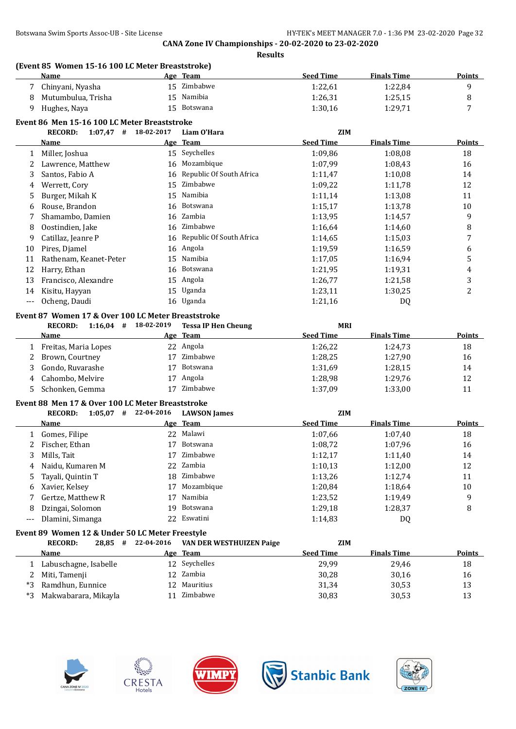## (Event 85 Women 15-16 100 LC Meter Breaststroke)

| | Name | Age | Team | Seed Time | Finals Time | Points |
|---|---|---|---|---|---|---|
| 7 | Chinyani, Nyasha | 15 | Zimbabwe | 1:22,61 | 1:22,84 | 9 |
| 8 | Mutumbulua, Trisha | 15 | Namibia | 1:26,31 | 1:25,15 | 8 |
| 9 | Hughes, Naya | 15 | Botswana | 1:30,16 | 1:29,71 | 7 |

## Event 86 Men 15-16 100 LC Meter Breaststroke

**RECORD: 1:07,47 # 18-02-2017 Liam O'Hara ZIM**

| | Name | Age | Team | Seed Time | Finals Time | Points |
|---|---|---|---|---|---|---|
| 1 | Miller, Joshua | 15 | Seychelles | 1:09,86 | 1:08,08 | 18 |
| 2 | Lawrence, Matthew | 16 | Mozambique | 1:07,99 | 1:08,43 | 16 |
| 3 | Santos, Fabio A | 16 | Republic Of South Africa | 1:11,47 | 1:10,08 | 14 |
| 4 | Werrett, Cory | 15 | Zimbabwe | 1:09,22 | 1:11,78 | 12 |
| 5 | Burger, Mikah K | 15 | Namibia | 1:11,14 | 1:13,08 | 11 |
| 6 | Rouse, Brandon | 16 | Botswana | 1:15,17 | 1:13,78 | 10 |
| 7 | Shamambo, Damien | 16 | Zambia | 1:13,95 | 1:14,57 | 9 |
| 8 | Oostindien, Jake | 16 | Zimbabwe | 1:16,64 | 1:14,60 | 8 |
| 9 | Catillaz, Jeanre P | 16 | Republic Of South Africa | 1:14,65 | 1:15,03 | 7 |
| 10 | Pires, Djamel | 16 | Angola | 1:19,59 | 1:16,59 | 6 |
| 11 | Rathenam, Keanet-Peter | 15 | Namibia | 1:17,05 | 1:16,94 | 5 |
| 12 | Harry, Ethan | 16 | Botswana | 1:21,95 | 1:19,31 | 4 |
| 13 | Francisco, Alexandre | 15 | Angola | 1:26,77 | 1:21,58 | 3 |
| 14 | Kisitu, Hayyan | 15 | Uganda | 1:23,11 | 1:30,25 | 2 |
| --- | Ocheng, Daudi | 16 | Uganda | 1:21,16 | DQ | |

## Event 87 Women 17 & Over 100 LC Meter Breaststroke

**RECORD: 1:16,04 # 18-02-2019 Tessa IP Hen Cheung MRI**

| | Name | Age | Team | Seed Time | Finals Time | Points |
|---|---|---|---|---|---|---|
| 1 | Freitas, Maria Lopes | 22 | Angola | 1:26,22 | 1:24,73 | 18 |
| 2 | Brown, Courtney | 17 | Zimbabwe | 1:28,25 | 1:27,90 | 16 |
| 3 | Gondo, Ruvarashe | 17 | Botswana | 1:31,69 | 1:28,15 | 14 |
| 4 | Cahombo, Melvire | 17 | Angola | 1:28,98 | 1:29,76 | 12 |
| 5 | Schonken, Gemma | 17 | Zimbabwe | 1:37,09 | 1:33,00 | 11 |

## Event 88 Men 17 & Over 100 LC Meter Breaststroke

**RECORD: 1:05,07 # 22-04-2016 LAWSON James ZIM**

| | Name | Age | Team | Seed Time | Finals Time | Points |
|---|---|---|---|---|---|---|
| 1 | Gomes, Filipe | 22 | Malawi | 1:07,66 | 1:07,40 | 18 |
| 2 | Fischer, Ethan | 17 | Botswana | 1:08,72 | 1:07,96 | 16 |
| 3 | Mills, Tait | 17 | Zimbabwe | 1:12,17 | 1:11,40 | 14 |
| 4 | Naidu, Kumaren M | 22 | Zambia | 1:10,13 | 1:12,00 | 12 |
| 5 | Tayali, Quintin T | 18 | Zimbabwe | 1:13,26 | 1:12,74 | 11 |
| 6 | Xavier, Kelsey | 17 | Mozambique | 1:20,84 | 1:18,64 | 10 |
| 7 | Gertze, Matthew R | 17 | Namibia | 1:23,52 | 1:19,49 | 9 |
| 8 | Dzingai, Solomon | 19 | Botswana | 1:29,18 | 1:28,37 | 8 |
| --- | Dlamini, Simanga | 22 | Eswatini | 1:14,83 | DQ | |

## Event 89 Women 12 & Under 50 LC Meter Freestyle

**RECORD: 28,85 # 22-04-2016 VAN DER WESTHUIZEN Paige ZIM**

| | Name | Age | Team | Seed Time | Finals Time | Points |
|---|---|---|---|---|---|---|
| 1 | Labuschagne, Isabelle | 12 | Seychelles | 29,99 | 29,46 | 18 |
| 2 | Miti, Tamenji | 12 | Zambia | 30,28 | 30,16 | 16 |
| *3 | Ramdhun, Eunnice | 12 | Mauritius | 31,34 | 30,53 | 13 |
| *3 | Makwabarara, Mikayla | 11 | Zimbabwe | 30,83 | 30,53 | 13 |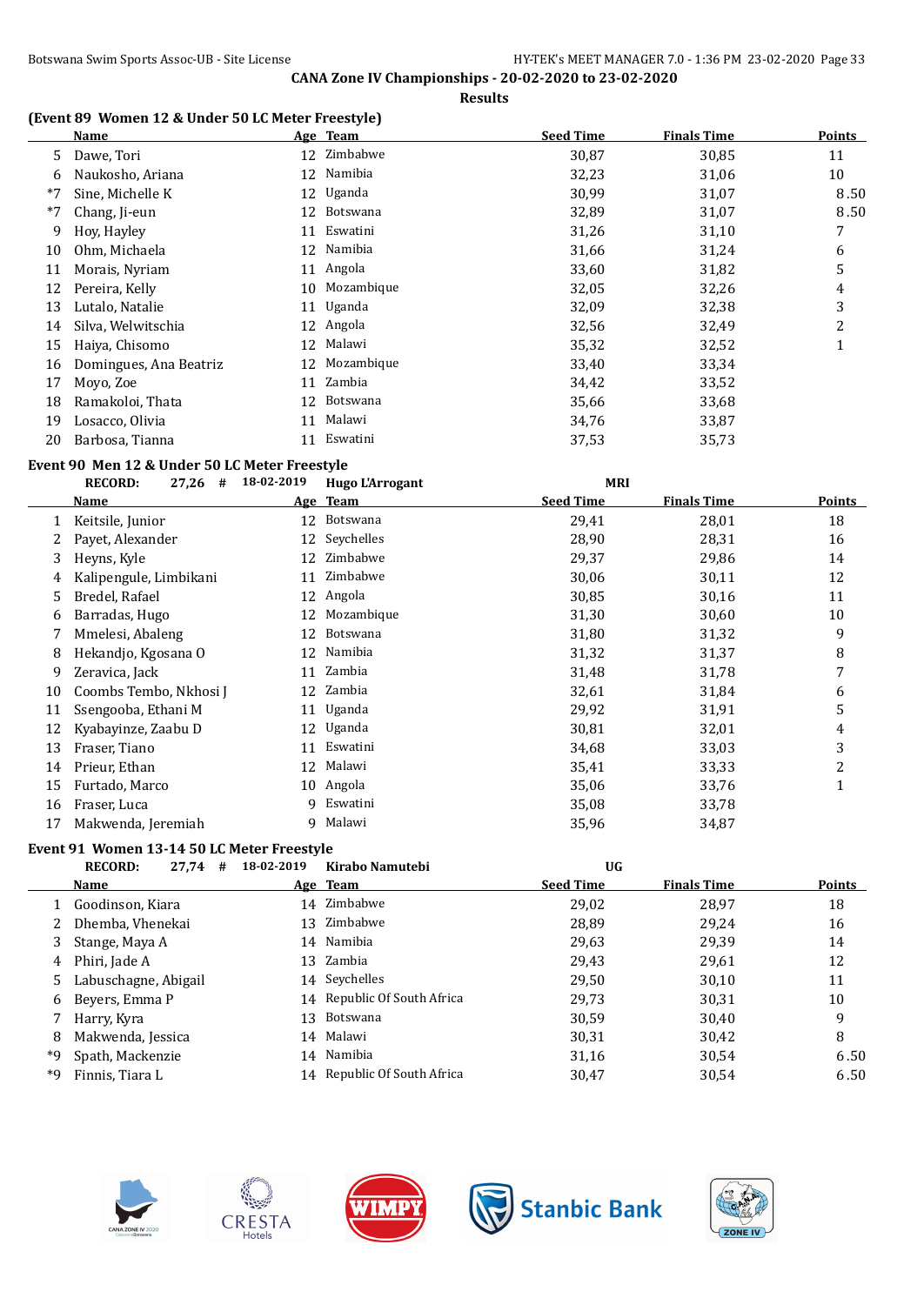**CANA Zone IV Championships - 20-02-2020 to 23-02-2020**

**Results**

### (Event 89 Women 12 & Under 50 LC Meter Freestyle)

| | Name | Age | Team | Seed Time | Finals Time | Points |
|---|---|---|---|---|---|---|
| 5 | Dawe, Tori | 12 | Zimbabwe | 30,87 | 30,85 | 11 |
| 6 | Naukosho, Ariana | 12 | Namibia | 32,23 | 31,06 | 10 |
| *7 | Sine, Michelle K | 12 | Uganda | 30,99 | 31,07 | 8.50 |
| *7 | Chang, Ji-eun | 12 | Botswana | 32,89 | 31,07 | 8.50 |
| 9 | Hoy, Hayley | 11 | Eswatini | 31,26 | 31,10 | 7 |
| 10 | Ohm, Michaela | 12 | Namibia | 31,66 | 31,24 | 6 |
| 11 | Morais, Nyriam | 11 | Angola | 33,60 | 31,82 | 5 |
| 12 | Pereira, Kelly | 10 | Mozambique | 32,05 | 32,26 | 4 |
| 13 | Lutalo, Natalie | 11 | Uganda | 32,09 | 32,38 | 3 |
| 14 | Silva, Welwitschia | 12 | Angola | 32,56 | 32,49 | 2 |
| 15 | Haiya, Chisomo | 12 | Malawi | 35,32 | 32,52 | 1 |
| 16 | Domingues, Ana Beatriz | 12 | Mozambique | 33,40 | 33,34 | |
| 17 | Moyo, Zoe | 11 | Zambia | 34,42 | 33,52 | |
| 18 | Ramakoloi, Thata | 12 | Botswana | 35,66 | 33,68 | |
| 19 | Losacco, Olivia | 11 | Malawi | 34,76 | 33,87 | |
| 20 | Barbosa, Tianna | 11 | Eswatini | 37,53 | 35,73 | |

### Event 90 Men 12 & Under 50 LC Meter Freestyle

RECORD: 27,26 # 18-02-2019 Hugo L'Arrogant MRI

| | Name | Age | Team | Seed Time | Finals Time | Points |
|---|---|---|---|---|---|---|
| 1 | Keitsile, Junior | 12 | Botswana | 29,41 | 28,01 | 18 |
| 2 | Payet, Alexander | 12 | Seychelles | 28,90 | 28,31 | 16 |
| 3 | Heyns, Kyle | 12 | Zimbabwe | 29,37 | 29,86 | 14 |
| 4 | Kalipengule, Limbikani | 11 | Zimbabwe | 30,06 | 30,11 | 12 |
| 5 | Bredel, Rafael | 12 | Angola | 30,85 | 30,16 | 11 |
| 6 | Barradas, Hugo | 12 | Mozambique | 31,30 | 30,60 | 10 |
| 7 | Mmelesi, Abaleng | 12 | Botswana | 31,80 | 31,32 | 9 |
| 8 | Hekandjo, Kgosana O | 12 | Namibia | 31,32 | 31,37 | 8 |
| 9 | Zeravica, Jack | 11 | Zambia | 31,48 | 31,78 | 7 |
| 10 | Coombs Tembo, Nkhosi J | 12 | Zambia | 32,61 | 31,84 | 6 |
| 11 | Ssengooba, Ethani M | 11 | Uganda | 29,92 | 31,91 | 5 |
| 12 | Kyabayinze, Zaabu D | 12 | Uganda | 30,81 | 32,01 | 4 |
| 13 | Fraser, Tiano | 11 | Eswatini | 34,68 | 33,03 | 3 |
| 14 | Prieur, Ethan | 12 | Malawi | 35,41 | 33,33 | 2 |
| 15 | Furtado, Marco | 10 | Angola | 35,06 | 33,76 | 1 |
| 16 | Fraser, Luca | 9 | Eswatini | 35,08 | 33,78 | |
| 17 | Makwenda, Jeremiah | 9 | Malawi | 35,96 | 34,87 | |

### Event 91 Women 13-14 50 LC Meter Freestyle

RECORD: 27,74 # 18-02-2019 Kirabo Namutebi UG

| | Name | Age | Team | Seed Time | Finals Time | Points |
|---|---|---|---|---|---|---|
| 1 | Goodinson, Kiara | 14 | Zimbabwe | 29,02 | 28,97 | 18 |
| 2 | Dhemba, Vhenekai | 13 | Zimbabwe | 28,89 | 29,24 | 16 |
| 3 | Stange, Maya A | 14 | Namibia | 29,63 | 29,39 | 14 |
| 4 | Phiri, Jade A | 13 | Zambia | 29,43 | 29,61 | 12 |
| 5 | Labuschagne, Abigail | 14 | Seychelles | 29,50 | 30,10 | 11 |
| 6 | Beyers, Emma P | 14 | Republic Of South Africa | 29,73 | 30,31 | 10 |
| 7 | Harry, Kyra | 13 | Botswana | 30,59 | 30,40 | 9 |
| 8 | Makwenda, Jessica | 14 | Malawi | 30,31 | 30,42 | 8 |
| *9 | Spath, Mackenzie | 14 | Namibia | 31,16 | 30,54 | 6.50 |
| *9 | Finnis, Tiara L | 14 | Republic Of South Africa | 30,47 | 30,54 | 6.50 |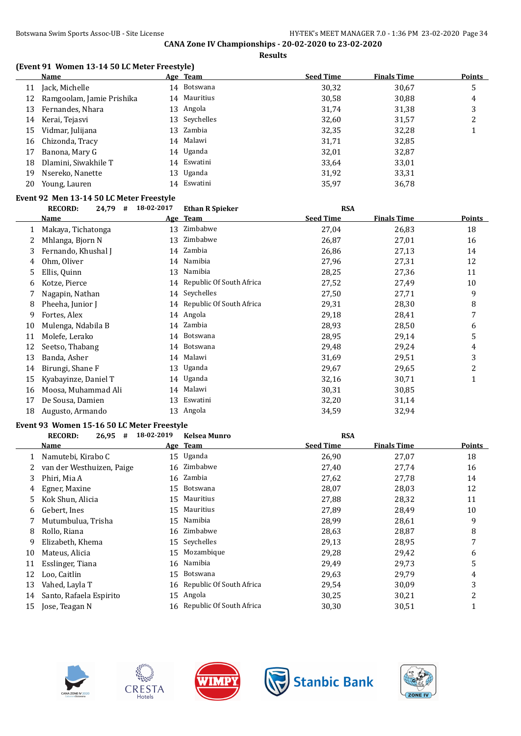**CANA Zone IV Championships - 20-02-2020 to 23-02-2020**

**Results**

### (Event 91 Women 13-14 50 LC Meter Freestyle)

| | Name | Age | Team | Seed Time | Finals Time | Points |
|---|---|---|---|---|---|---|
| 11 | Jack, Michelle | 14 | Botswana | 30,32 | 30,67 | 5 |
| 12 | Ramgoolam, Jamie Prishika | 14 | Mauritius | 30,58 | 30,88 | 4 |
| 13 | Fernandes, Nhara | 13 | Angola | 31,74 | 31,38 | 3 |
| 14 | Kerai, Tejasvi | 13 | Seychelles | 32,60 | 31,57 | 2 |
| 15 | Vidmar, Julijana | 13 | Zambia | 32,35 | 32,28 | 1 |
| 16 | Chizonda, Tracy | 14 | Malawi | 31,71 | 32,85 | |
| 17 | Banona, Mary G | 14 | Uganda | 32,01 | 32,87 | |
| 18 | Dlamini, Siwakhile T | 14 | Eswatini | 33,64 | 33,01 | |
| 19 | Nsereko, Nanette | 13 | Uganda | 31,92 | 33,31 | |
| 20 | Young, Lauren | 14 | Eswatini | 35,97 | 36,78 | |

### Event 92 Men 13-14 50 LC Meter Freestyle

**RECORD:** 24,79 # 18-02-2017 **Ethan R Spieker** RSA

| | Name | Age | Team | Seed Time | Finals Time | Points |
|---|---|---|---|---|---|---|
| 1 | Makaya, Tichatonga | 13 | Zimbabwe | 27,04 | 26,83 | 18 |
| 2 | Mhlanga, Bjorn N | 13 | Zimbabwe | 26,87 | 27,01 | 16 |
| 3 | Fernando, Khushal J | 14 | Zambia | 26,86 | 27,13 | 14 |
| 4 | Ohm, Oliver | 14 | Namibia | 27,96 | 27,31 | 12 |
| 5 | Ellis, Quinn | 13 | Namibia | 28,25 | 27,36 | 11 |
| 6 | Kotze, Pierce | 14 | Republic Of South Africa | 27,52 | 27,49 | 10 |
| 7 | Nagapin, Nathan | 14 | Seychelles | 27,50 | 27,71 | 9 |
| 8 | Pheeha, Junior J | 14 | Republic Of South Africa | 29,31 | 28,30 | 8 |
| 9 | Fortes, Alex | 14 | Angola | 29,18 | 28,41 | 7 |
| 10 | Mulenga, Ndabila B | 14 | Zambia | 28,93 | 28,50 | 6 |
| 11 | Molefe, Lerako | 14 | Botswana | 28,95 | 29,14 | 5 |
| 12 | Seetso, Thabang | 14 | Botswana | 29,48 | 29,24 | 4 |
| 13 | Banda, Asher | 14 | Malawi | 31,69 | 29,51 | 3 |
| 14 | Birungi, Shane F | 13 | Uganda | 29,67 | 29,65 | 2 |
| 15 | Kyabayinze, Daniel T | 14 | Uganda | 32,16 | 30,71 | 1 |
| 16 | Moosa, Muhammad Ali | 14 | Malawi | 30,31 | 30,85 | |
| 17 | De Sousa, Damien | 13 | Eswatini | 32,20 | 31,14 | |
| 18 | Augusto, Armando | 13 | Angola | 34,59 | 32,94 | |

### Event 93 Women 15-16 50 LC Meter Freestyle

**RECORD:** 26,95 # 18-02-2019 **Kelsea Munro** RSA

| | Name | Age | Team | Seed Time | Finals Time | Points |
|---|---|---|---|---|---|---|
| 1 | Namutebi, Kirabo C | 15 | Uganda | 26,90 | 27,07 | 18 |
| 2 | van der Westhuizen, Paige | 16 | Zimbabwe | 27,40 | 27,74 | 16 |
| 3 | Phiri, Mia A | 16 | Zambia | 27,62 | 27,78 | 14 |
| 4 | Egner, Maxine | 15 | Botswana | 28,07 | 28,03 | 12 |
| 5 | Kok Shun, Alicia | 15 | Mauritius | 27,88 | 28,32 | 11 |
| 6 | Gebert, Ines | 15 | Mauritius | 27,89 | 28,49 | 10 |
| 7 | Mutumbulua, Trisha | 15 | Namibia | 28,99 | 28,61 | 9 |
| 8 | Rollo, Riana | 16 | Zimbabwe | 28,63 | 28,87 | 8 |
| 9 | Elizabeth, Khema | 15 | Seychelles | 29,13 | 28,95 | 7 |
| 10 | Mateus, Alicia | 15 | Mozambique | 29,28 | 29,42 | 6 |
| 11 | Esslinger, Tiana | 16 | Namibia | 29,49 | 29,73 | 5 |
| 12 | Loo, Caitlin | 15 | Botswana | 29,63 | 29,79 | 4 |
| 13 | Vahed, Layla T | 16 | Republic Of South Africa | 29,54 | 30,09 | 3 |
| 14 | Santo, Rafaela Espirito | 15 | Angola | 30,25 | 30,21 | 2 |
| 15 | Jose, Teagan N | 16 | Republic Of South Africa | 30,30 | 30,51 | 1 |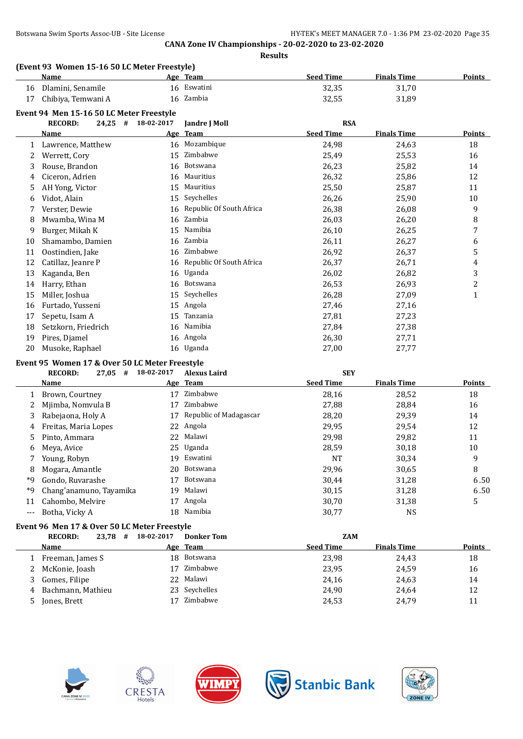CANA Zone IV Championships - 20-02-2020 to 23-02-2020

Results

**(Event 93 Women 15-16 50 LC Meter Freestyle)**

| | Name | Age | Team | Seed Time | Finals Time | Points |
|---|---|---|---|---|---|---|
| 16 | Dlamini, Senamile | 16 | Eswatini | 32,35 | 31,70 | |
| 17 | Chibiya, Temwani A | 16 | Zambia | 32,55 | 31,89 | |

### Event 94 Men 15-16 50 LC Meter Freestyle

**RECORD: 24,25 # 18-02-2017 Jandre J Moll RSA**

| | Name | Age | Team | Seed Time | Finals Time | Points |
|---|---|---|---|---|---|---|
| 1 | Lawrence, Matthew | 16 | Mozambique | 24,98 | 24,63 | 18 |
| 2 | Werrett, Cory | 15 | Zimbabwe | 25,49 | 25,53 | 16 |
| 3 | Rouse, Brandon | 16 | Botswana | 26,23 | 25,82 | 14 |
| 4 | Ciceron, Adrien | 16 | Mauritius | 26,32 | 25,86 | 12 |
| 5 | AH Yong, Victor | 15 | Mauritius | 25,50 | 25,87 | 11 |
| 6 | Vidot, Alain | 15 | Seychelles | 26,26 | 25,90 | 10 |
| 7 | Verster, Dewie | 16 | Republic Of South Africa | 26,38 | 26,08 | 9 |
| 8 | Mwamba, Wina M | 16 | Zambia | 26,03 | 26,20 | 8 |
| 9 | Burger, Mikah K | 15 | Namibia | 26,10 | 26,25 | 7 |
| 10 | Shamambo, Damien | 16 | Zambia | 26,11 | 26,27 | 6 |
| 11 | Oostindien, Jake | 16 | Zimbabwe | 26,92 | 26,37 | 5 |
| 12 | Catillaz, Jeanre P | 16 | Republic Of South Africa | 26,37 | 26,71 | 4 |
| 13 | Kaganda, Ben | 16 | Uganda | 26,02 | 26,82 | 3 |
| 14 | Harry, Ethan | 16 | Botswana | 26,53 | 26,93 | 2 |
| 15 | Miller, Joshua | 15 | Seychelles | 26,28 | 27,09 | 1 |
| 16 | Furtado, Yusseni | 15 | Angola | 27,46 | 27,16 | |
| 17 | Sepetu, Isam A | 15 | Tanzania | 27,81 | 27,23 | |
| 18 | Setzkorn, Friedrich | 16 | Namibia | 27,84 | 27,38 | |
| 19 | Pires, Djamel | 16 | Angola | 26,30 | 27,71 | |
| 20 | Musoke, Raphael | 16 | Uganda | 27,00 | 27,77 | |

### Event 95 Women 17 & Over 50 LC Meter Freestyle

**RECORD: 27,05 # 18-02-2017 Alexus Laird SEY**

| | Name | Age | Team | Seed Time | Finals Time | Points |
|---|---|---|---|---|---|---|
| 1 | Brown, Courtney | 17 | Zimbabwe | 28,16 | 28,52 | 18 |
| 2 | Mjimba, Nomvula B | 17 | Zimbabwe | 27,88 | 28,84 | 16 |
| 3 | Rabejaona, Holy A | 17 | Republic of Madagascar | 28,20 | 29,39 | 14 |
| 4 | Freitas, Maria Lopes | 22 | Angola | 29,95 | 29,54 | 12 |
| 5 | Pinto, Ammara | 22 | Malawi | 29,98 | 29,82 | 11 |
| 6 | Meya, Avice | 25 | Uganda | 28,59 | 30,18 | 10 |
| 7 | Young, Robyn | 19 | Eswatini | NT | 30,34 | 9 |
| 8 | Mogara, Amantle | 20 | Botswana | 29,96 | 30,65 | 8 |
| *9 | Gondo, Ruvarashe | 17 | Botswana | 30,44 | 31,28 | 6.50 |
| *9 | Chang'anamuno, Tayamika | 19 | Malawi | 30,15 | 31,28 | 6.50 |
| 11 | Cahombo, Melvire | 17 | Angola | 30,70 | 31,38 | 5 |
| --- | Botha, Vicky A | 18 | Namibia | 30,77 | NS | |

### Event 96 Men 17 & Over 50 LC Meter Freestyle

**RECORD: 23,78 # 18-02-2017 Donker Tom ZAM**

| | Name | Age | Team | Seed Time | Finals Time | Points |
|---|---|---|---|---|---|---|
| 1 | Freeman, James S | 18 | Botswana | 23,98 | 24,43 | 18 |
| 2 | McKonie, Joash | 17 | Zimbabwe | 23,95 | 24,59 | 16 |
| 3 | Gomes, Filipe | 22 | Malawi | 24,16 | 24,63 | 14 |
| 4 | Bachmann, Mathieu | 23 | Seychelles | 24,90 | 24,64 | 12 |
| 5 | Jones, Brett | 17 | Zimbabwe | 24,53 | 24,79 | 11 |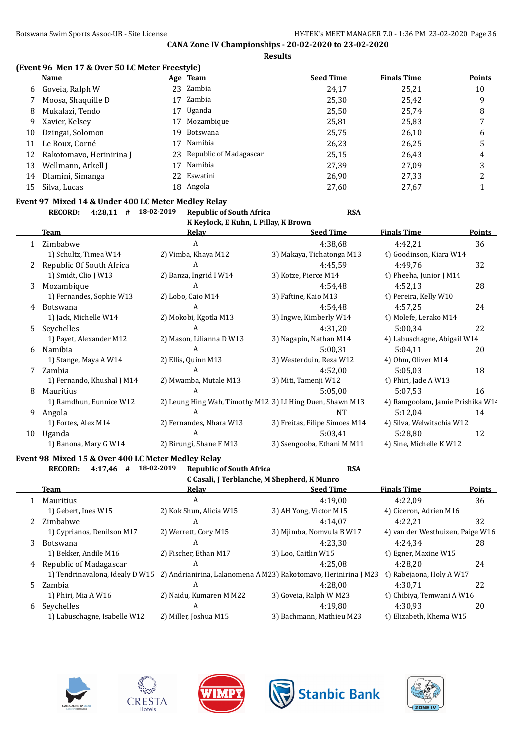**CANA Zone IV Championships - 20-02-2020 to 23-02-2020**

**Results**

### (Event 96 Men 17 & Over 50 LC Meter Freestyle)

| | Name | Age | Team | Seed Time | Finals Time | Points |
|---|---|---|---|---|---|---|
| 6 | Goveia, Ralph W | 23 | Zambia | 24,17 | 25,21 | 10 |
| 7 | Moosa, Shaquille D | 17 | Zambia | 25,30 | 25,42 | 9 |
| 8 | Mukalazi, Tendo | 17 | Uganda | 25,50 | 25,74 | 8 |
| 9 | Xavier, Kelsey | 17 | Mozambique | 25,81 | 25,83 | 7 |
| 10 | Dzingai, Solomon | 19 | Botswana | 25,75 | 26,10 | 6 |
| 11 | Le Roux, Corné | 17 | Namibia | 26,23 | 26,25 | 5 |
| 12 | Rakotomavo, Herinirina J | 23 | Republic of Madagascar | 25,15 | 26,43 | 4 |
| 13 | Wellmann, Arkell J | 17 | Namibia | 27,39 | 27,09 | 3 |
| 14 | Dlamini, Simanga | 22 | Eswatini | 26,90 | 27,33 | 2 |
| 15 | Silva, Lucas | 18 | Angola | 27,60 | 27,67 | 1 |

### Event 97 Mixed 14 & Under 400 LC Meter Medley Relay

**RECORD: 4:28,11 # 18-02-2019 Republic of South Africa RSA**
K Keylock, E Kuhn, L Pillay, K Brown

| | Team | Relay | | Seed Time | Finals Time | Points |
|---|---|---|---|---|---|---|
| 1 | Zimbabwe | A | | 4:38,68 | 4:42,21 | 36 |
| | 1) Schultz, Timea W14 | 2) Vimba, Khaya M12 | 3) Makaya, Tichatonga M13 | 4) Goodinson, Kiara W14 | | |
| 2 | Republic Of South Africa | A | | 4:45,59 | 4:49,76 | 32 |
| | 1) Smidt, Clio J W13 | 2) Banza, Ingrid I W14 | 3) Kotze, Pierce M14 | 4) Pheeha, Junior J M14 | | |
| 3 | Mozambique | A | | 4:54,48 | 4:52,13 | 28 |
| | 1) Fernandes, Sophie W13 | 2) Lobo, Caio M14 | 3) Faftine, Kaio M13 | 4) Pereira, Kelly W10 | | |
| 4 | Botswana | A | | 4:54,48 | 4:57,25 | 24 |
| | 1) Jack, Michelle W14 | 2) Mokobi, Kgotla M13 | 3) Ingwe, Kimberly W14 | 4) Molefe, Lerako M14 | | |
| 5 | Seychelles | A | | 4:31,20 | 5:00,34 | 22 |
| | 1) Payet, Alexander M12 | 2) Mason, Lilianna D W13 | 3) Nagapin, Nathan M14 | 4) Labuschagne, Abigail W14 | | |
| 6 | Namibia | A | | 5:00,31 | 5:04,11 | 20 |
| | 1) Stange, Maya A W14 | 2) Ellis, Quinn M13 | 3) Westerduin, Reza W12 | 4) Ohm, Oliver M14 | | |
| 7 | Zambia | A | | 4:52,00 | 5:05,03 | 18 |
| | 1) Fernando, Khushal J M14 | 2) Mwamba, Mutale M13 | 3) Miti, Tamenji W12 | 4) Phiri, Jade A W13 | | |
| 8 | Mauritius | A | | 5:05,00 | 5:07,53 | 16 |
| | 1) Ramdhun, Eunnice W12 | 2) Leung Hing Wah, Timothy M12 | 3) LI Hing Duen, Shawn M13 | 4) Ramgoolam, Jamie Prishika W14 | | |
| 9 | Angola | A | | NT | 5:12,04 | 14 |
| | 1) Fortes, Alex M14 | 2) Fernandes, Nhara W13 | 3) Freitas, Filipe Simoes M14 | 4) Silva, Welwitschia W12 | | |
| 10 | Uganda | A | | 5:03,41 | 5:28,80 | 12 |
| | 1) Banona, Mary G W14 | 2) Birungi, Shane F M13 | 3) Ssengooba, Ethani M M11 | 4) Sine, Michelle K W12 | | |

### Event 98 Mixed 15 & Over 400 LC Meter Medley Relay

**RECORD: 4:17,46 # 18-02-2019 Republic of South Africa RSA**
C Casali, J Terblanche, M Shepherd, K Munro

| | Team | Relay | | Seed Time | Finals Time | Points |
|---|---|---|---|---|---|---|
| 1 | Mauritius | A | | 4:19,00 | 4:22,09 | 36 |
| | 1) Gebert, Ines W15 | 2) Kok Shun, Alicia W15 | 3) AH Yong, Victor M15 | 4) Ciceron, Adrien M16 | | |
| 2 | Zimbabwe | A | | 4:14,07 | 4:22,21 | 32 |
| | 1) Cyprianos, Denilson M17 | 2) Werrett, Cory M15 | 3) Mjimba, Nomvula B W17 | 4) van der Westhuizen, Paige W16 | | |
| 3 | Botswana | A | | 4:23,30 | 4:24,34 | 28 |
| | 1) Bekker, Andile M16 | 2) Fischer, Ethan M17 | 3) Loo, Caitlin W15 | 4) Egner, Maxine W15 | | |
| 4 | Republic of Madagascar | A | | 4:25,08 | 4:28,20 | 24 |
| | 1) Tendrinavalona, Idealy D W15 | 2) Andrianirina, Lalanomena A M23 | 3) Rakotomavo, Herinirina J M23 | 4) Rabejaona, Holy A W17 | | |
| 5 | Zambia | A | | 4:28,00 | 4:30,71 | 22 |
| | 1) Phiri, Mia A W16 | 2) Naidu, Kumaren M M22 | 3) Goveia, Ralph W M23 | 4) Chibiya, Temwani A W16 | | |
| 6 | Seychelles | A | | 4:19,80 | 4:30,93 | 20 |
| | 1) Labuschagne, Isabelle W12 | 2) Miller, Joshua M15 | 3) Bachmann, Mathieu M23 | 4) Elizabeth, Khema W15 | | |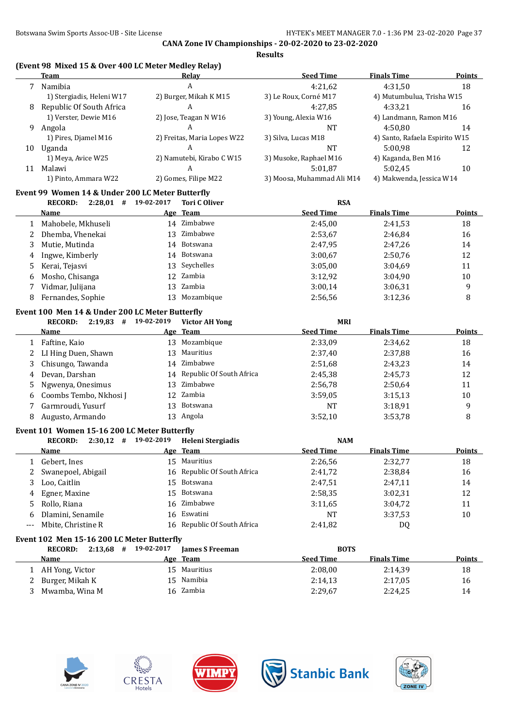CANA Zone IV Championships - 20-02-2020 to 23-02-2020

Results

**(Event 98 Mixed 15 & Over 400 LC Meter Medley Relay)**

| | Team | Relay | Seed Time | Finals Time | Points |
|---|---|---|---|---|---|
| 7 | Namibia | A | 4:21,62 | 4:31,50 | 18 |
| | 1) Stergiadis, Heleni W17 | 2) Burger, Mikah K M15 | 3) Le Roux, Corné M17 | 4) Mutumbulua, Trisha W15 | |
| 8 | Republic Of South Africa | A | 4:27,85 | 4:33,21 | 16 |
| | 1) Verster, Dewie M16 | 2) Jose, Teagan N W16 | 3) Young, Alexia W16 | 4) Landmann, Ramon M16 | |
| 9 | Angola | A | NT | 4:50,80 | 14 |
| | 1) Pires, Djamel M16 | 2) Freitas, Maria Lopes W22 | 3) Silva, Lucas M18 | 4) Santo, Rafaela Espirito W15 | |
| 10 | Uganda | A | NT | 5:00,98 | 12 |
| | 1) Meya, Avice W25 | 2) Namutebi, Kirabo C W15 | 3) Musoke, Raphael M16 | 4) Kaganda, Ben M16 | |
| 11 | Malawi | A | 5:01,87 | 5:02,45 | 10 |
| | 1) Pinto, Ammara W22 | 2) Gomes, Filipe M22 | 3) Moosa, Muhammad Ali M14 | 4) Makwenda, Jessica W14 | |

**Event 99 Women 14 & Under 200 LC Meter Butterfly**

RECORD: 2:28,01 # 19-02-2017 Tori C Oliver RSA

| | Name | Age | Team | Seed Time | Finals Time | Points |
|---|---|---|---|---|---|---|
| 1 | Mahobele, Mkhuseli | 14 | Zimbabwe | 2:45,00 | 2:41,53 | 18 |
| 2 | Dhemba, Vhenekai | 13 | Zimbabwe | 2:53,67 | 2:46,84 | 16 |
| 3 | Mutie, Mutinda | 14 | Botswana | 2:47,95 | 2:47,26 | 14 |
| 4 | Ingwe, Kimberly | 14 | Botswana | 3:00,67 | 2:50,76 | 12 |
| 5 | Kerai, Tejasvi | 13 | Seychelles | 3:05,00 | 3:04,69 | 11 |
| 6 | Mosho, Chisanga | 12 | Zambia | 3:12,92 | 3:04,90 | 10 |
| 7 | Vidmar, Julijana | 13 | Zambia | 3:00,14 | 3:06,31 | 9 |
| 8 | Fernandes, Sophie | 13 | Mozambique | 2:56,56 | 3:12,36 | 8 |

**Event 100 Men 14 & Under 200 LC Meter Butterfly**

RECORD: 2:19,83 # 19-02-2019 Victor AH Yong MRI

| | Name | Age | Team | Seed Time | Finals Time | Points |
|---|---|---|---|---|---|---|
| 1 | Faftine, Kaio | 13 | Mozambique | 2:33,09 | 2:34,62 | 18 |
| 2 | LI Hing Duen, Shawn | 13 | Mauritius | 2:37,40 | 2:37,88 | 16 |
| 3 | Chisungo, Tawanda | 14 | Zimbabwe | 2:51,68 | 2:43,23 | 14 |
| 4 | Devan, Darshan | 14 | Republic Of South Africa | 2:45,38 | 2:45,73 | 12 |
| 5 | Ngwenya, Onesimus | 13 | Zimbabwe | 2:56,78 | 2:50,64 | 11 |
| 6 | Coombs Tembo, Nkhosi J | 12 | Zambia | 3:59,05 | 3:15,13 | 10 |
| 7 | Garmroudi, Yusurf | 13 | Botswana | NT | 3:18,91 | 9 |
| 8 | Augusto, Armando | 13 | Angola | 3:52,10 | 3:53,78 | 8 |

**Event 101 Women 15-16 200 LC Meter Butterfly**

RECORD: 2:30,12 # 19-02-2019 Heleni Stergiadis NAM

| | Name | Age | Team | Seed Time | Finals Time | Points |
|---|---|---|---|---|---|---|
| 1 | Gebert, Ines | 15 | Mauritius | 2:26,56 | 2:32,77 | 18 |
| 2 | Swanepoel, Abigail | 16 | Republic Of South Africa | 2:41,72 | 2:38,84 | 16 |
| 3 | Loo, Caitlin | 15 | Botswana | 2:47,51 | 2:47,11 | 14 |
| 4 | Egner, Maxine | 15 | Botswana | 2:58,35 | 3:02,31 | 12 |
| 5 | Rollo, Riana | 16 | Zimbabwe | 3:11,65 | 3:04,72 | 11 |
| 6 | Dlamini, Senamile | 16 | Eswatini | NT | 3:37,53 | 10 |
| --- | Mbite, Christine R | 16 | Republic Of South Africa | 2:41,82 | DQ | |

**Event 102 Men 15-16 200 LC Meter Butterfly**

RECORD: 2:13,68 # 19-02-2017 James S Freeman BOTS

| | Name | Age | Team | Seed Time | Finals Time | Points |
|---|---|---|---|---|---|---|
| 1 | AH Yong, Victor | 15 | Mauritius | 2:08,00 | 2:14,39 | 18 |
| 2 | Burger, Mikah K | 15 | Namibia | 2:14,13 | 2:17,05 | 16 |
| 3 | Mwamba, Wina M | 16 | Zambia | 2:29,67 | 2:24,25 | 14 |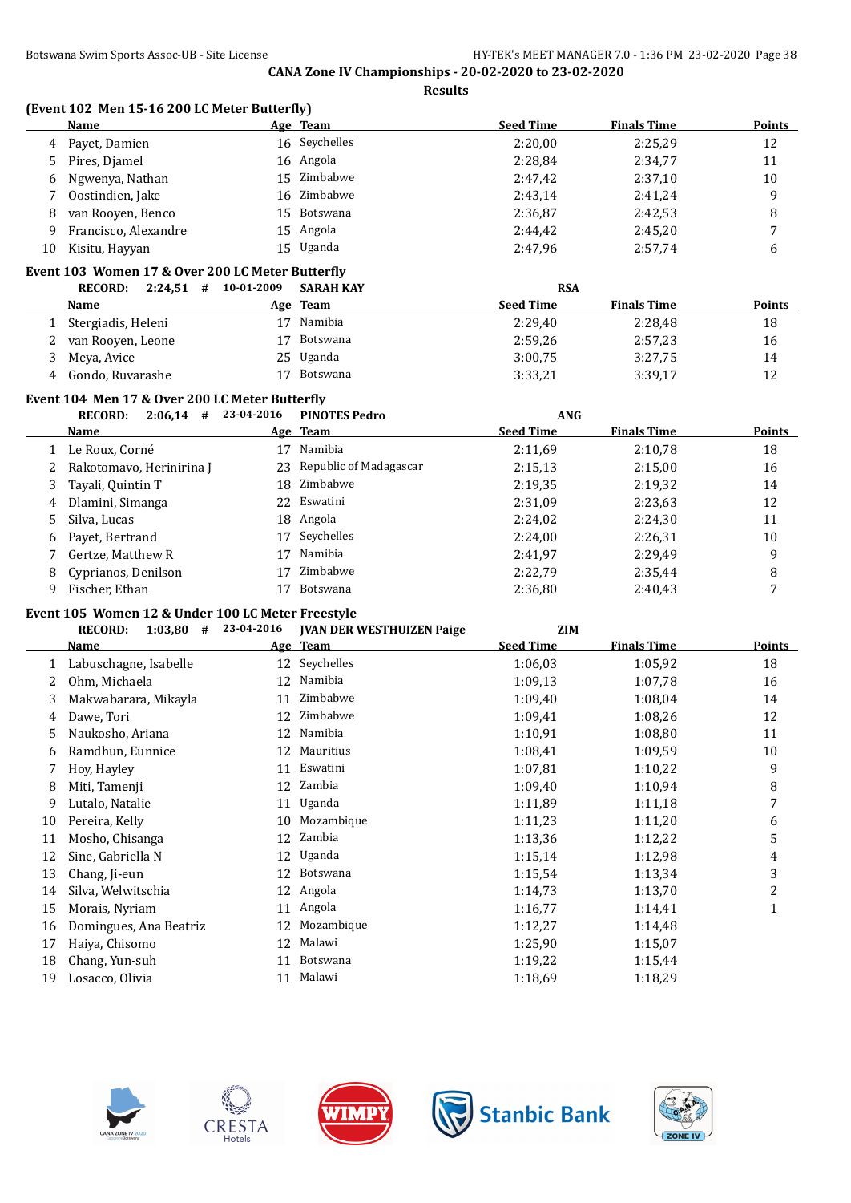**CANA Zone IV Championships - 20-02-2020 to 23-02-2020**

**Results**

### (Event 102 Men 15-16 200 LC Meter Butterfly)

| | Name | Age | Team | Seed Time | Finals Time | Points |
|---|---|---|---|---|---|---|
| 4 | Payet, Damien | 16 | Seychelles | 2:20,00 | 2:25,29 | 12 |
| 5 | Pires, Djamel | 16 | Angola | 2:28,84 | 2:34,77 | 11 |
| 6 | Ngwenya, Nathan | 15 | Zimbabwe | 2:47,42 | 2:37,10 | 10 |
| 7 | Oostindien, Jake | 16 | Zimbabwe | 2:43,14 | 2:41,24 | 9 |
| 8 | van Rooyen, Benco | 15 | Botswana | 2:36,87 | 2:42,53 | 8 |
| 9 | Francisco, Alexandre | 15 | Angola | 2:44,42 | 2:45,20 | 7 |
| 10 | Kisitu, Hayyan | 15 | Uganda | 2:47,96 | 2:57,74 | 6 |

### Event 103 Women 17 & Over 200 LC Meter Butterfly

RECORD: 2:24,51 # 10-01-2009 SARAH KAY RSA

| | Name | Age | Team | Seed Time | Finals Time | Points |
|---|---|---|---|---|---|---|
| 1 | Stergiadis, Heleni | 17 | Namibia | 2:29,40 | 2:28,48 | 18 |
| 2 | van Rooyen, Leone | 17 | Botswana | 2:59,26 | 2:57,23 | 16 |
| 3 | Meya, Avice | 25 | Uganda | 3:00,75 | 3:27,75 | 14 |
| 4 | Gondo, Ruvarashe | 17 | Botswana | 3:33,21 | 3:39,17 | 12 |

### Event 104 Men 17 & Over 200 LC Meter Butterfly

RECORD: 2:06,14 # 23-04-2016 PINOTES Pedro ANG

| | Name | Age | Team | Seed Time | Finals Time | Points |
|---|---|---|---|---|---|---|
| 1 | Le Roux, Corné | 17 | Namibia | 2:11,69 | 2:10,78 | 18 |
| 2 | Rakotomavo, Herinirina J | 23 | Republic of Madagascar | 2:15,13 | 2:15,00 | 16 |
| 3 | Tayali, Quintin T | 18 | Zimbabwe | 2:19,35 | 2:19,32 | 14 |
| 4 | Dlamini, Simanga | 22 | Eswatini | 2:31,09 | 2:23,63 | 12 |
| 5 | Silva, Lucas | 18 | Angola | 2:24,02 | 2:24,30 | 11 |
| 6 | Payet, Bertrand | 17 | Seychelles | 2:24,00 | 2:26,31 | 10 |
| 7 | Gertze, Matthew R | 17 | Namibia | 2:41,97 | 2:29,49 | 9 |
| 8 | Cyprianos, Denilson | 17 | Zimbabwe | 2:22,79 | 2:35,44 | 8 |
| 9 | Fischer, Ethan | 17 | Botswana | 2:36,80 | 2:40,43 | 7 |

### Event 105 Women 12 & Under 100 LC Meter Freestyle

RECORD: 1:03,80 # 23-04-2016 JVAN DER WESTHUIZEN Paige ZIM

| | Name | Age | Team | Seed Time | Finals Time | Points |
|---|---|---|---|---|---|---|
| 1 | Labuschagne, Isabelle | 12 | Seychelles | 1:06,03 | 1:05,92 | 18 |
| 2 | Ohm, Michaela | 12 | Namibia | 1:09,13 | 1:07,78 | 16 |
| 3 | Makwabarara, Mikayla | 11 | Zimbabwe | 1:09,40 | 1:08,04 | 14 |
| 4 | Dawe, Tori | 12 | Zimbabwe | 1:09,41 | 1:08,26 | 12 |
| 5 | Naukosho, Ariana | 12 | Namibia | 1:10,91 | 1:08,80 | 11 |
| 6 | Ramdhun, Eunnice | 12 | Mauritius | 1:08,41 | 1:09,59 | 10 |
| 7 | Hoy, Hayley | 11 | Eswatini | 1:07,81 | 1:10,22 | 9 |
| 8 | Miti, Tamenji | 12 | Zambia | 1:09,40 | 1:10,94 | 8 |
| 9 | Lutalo, Natalie | 11 | Uganda | 1:11,89 | 1:11,18 | 7 |
| 10 | Pereira, Kelly | 10 | Mozambique | 1:11,23 | 1:11,20 | 6 |
| 11 | Mosho, Chisanga | 12 | Zambia | 1:13,36 | 1:12,22 | 5 |
| 12 | Sine, Gabriella N | 12 | Uganda | 1:15,14 | 1:12,98 | 4 |
| 13 | Chang, Ji-eun | 12 | Botswana | 1:15,54 | 1:13,34 | 3 |
| 14 | Silva, Welwitschia | 12 | Angola | 1:14,73 | 1:13,70 | 2 |
| 15 | Morais, Nyriam | 11 | Angola | 1:16,77 | 1:14,41 | 1 |
| 16 | Domingues, Ana Beatriz | 12 | Mozambique | 1:12,27 | 1:14,48 | |
| 17 | Haiya, Chisomo | 12 | Malawi | 1:25,90 | 1:15,07 | |
| 18 | Chang, Yun-suh | 11 | Botswana | 1:19,22 | 1:15,44 | |
| 19 | Losacco, Olivia | 11 | Malawi | 1:18,69 | 1:18,29 | |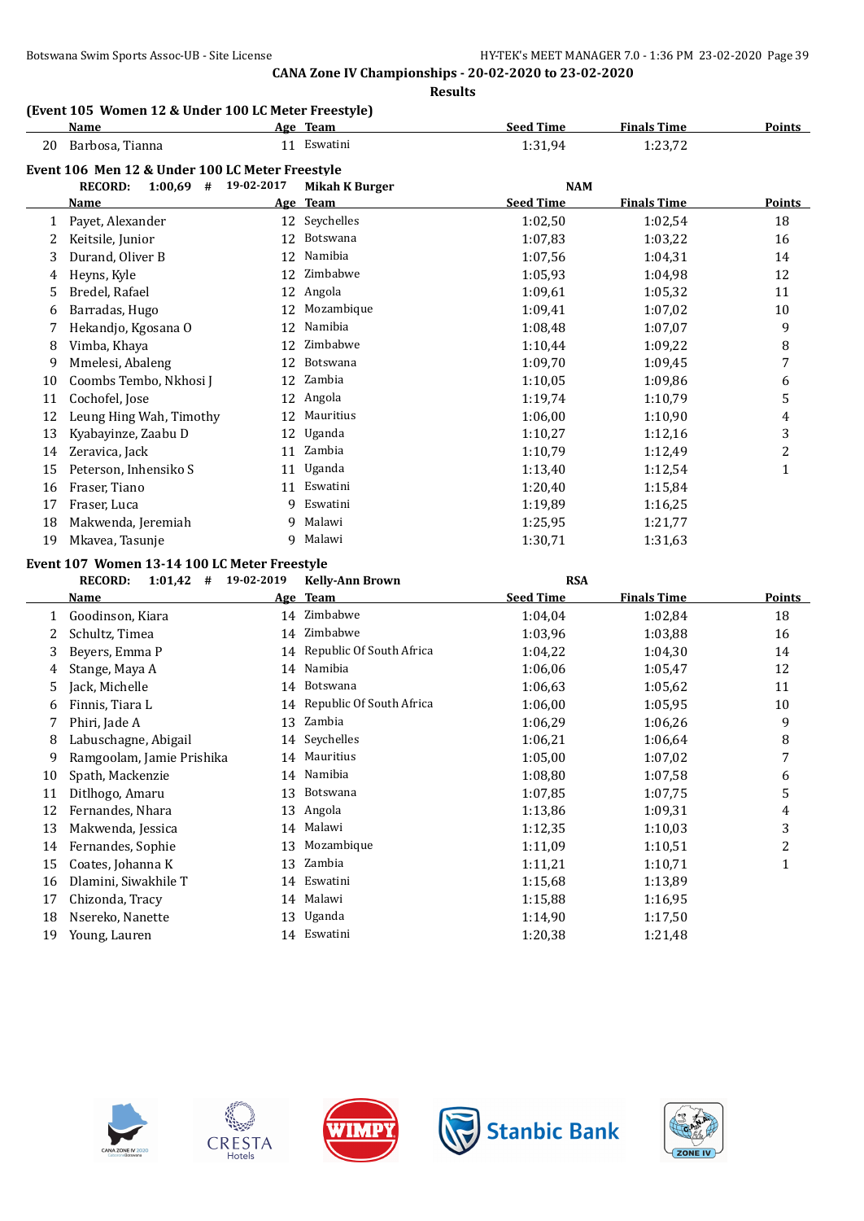**CANA Zone IV Championships - 20-02-2020 to 23-02-2020**

**Results**

### (Event 105 Women 12 & Under 100 LC Meter Freestyle)

| | Name | Age | Team | Seed Time | Finals Time | Points |
|---|---|---|---|---|---|---|
| 20 | Barbosa, Tianna | 11 | Eswatini | 1:31,94 | 1:23,72 | |

### Event 106 Men 12 & Under 100 LC Meter Freestyle

RECORD: 1:00,69 # 19-02-2017 Mikah K Burger NAM

| | Name | Age | Team | Seed Time | Finals Time | Points |
|---|---|---|---|---|---|---|
| 1 | Payet, Alexander | 12 | Seychelles | 1:02,50 | 1:02,54 | 18 |
| 2 | Keitsile, Junior | 12 | Botswana | 1:07,83 | 1:03,22 | 16 |
| 3 | Durand, Oliver B | 12 | Namibia | 1:07,56 | 1:04,31 | 14 |
| 4 | Heyns, Kyle | 12 | Zimbabwe | 1:05,93 | 1:04,98 | 12 |
| 5 | Bredel, Rafael | 12 | Angola | 1:09,61 | 1:05,32 | 11 |
| 6 | Barradas, Hugo | 12 | Mozambique | 1:09,41 | 1:07,02 | 10 |
| 7 | Hekandjo, Kgosana O | 12 | Namibia | 1:08,48 | 1:07,07 | 9 |
| 8 | Vimba, Khaya | 12 | Zimbabwe | 1:10,44 | 1:09,22 | 8 |
| 9 | Mmelesi, Abaleng | 12 | Botswana | 1:09,70 | 1:09,45 | 7 |
| 10 | Coombs Tembo, Nkhosi J | 12 | Zambia | 1:10,05 | 1:09,86 | 6 |
| 11 | Cochofel, Jose | 12 | Angola | 1:19,74 | 1:10,79 | 5 |
| 12 | Leung Hing Wah, Timothy | 12 | Mauritius | 1:06,00 | 1:10,90 | 4 |
| 13 | Kyabayinze, Zaabu D | 12 | Uganda | 1:10,27 | 1:12,16 | 3 |
| 14 | Zeravica, Jack | 11 | Zambia | 1:10,79 | 1:12,49 | 2 |
| 15 | Peterson, Inhensiko S | 11 | Uganda | 1:13,40 | 1:12,54 | 1 |
| 16 | Fraser, Tiano | 11 | Eswatini | 1:20,40 | 1:15,84 | |
| 17 | Fraser, Luca | 9 | Eswatini | 1:19,89 | 1:16,25 | |
| 18 | Makwenda, Jeremiah | 9 | Malawi | 1:25,95 | 1:21,77 | |
| 19 | Mkavea, Tasunje | 9 | Malawi | 1:30,71 | 1:31,63 | |

### Event 107 Women 13-14 100 LC Meter Freestyle

RECORD: 1:01,42 # 19-02-2019 Kelly-Ann Brown RSA

| | Name | Age | Team | Seed Time | Finals Time | Points |
|---|---|---|---|---|---|---|
| 1 | Goodinson, Kiara | 14 | Zimbabwe | 1:04,04 | 1:02,84 | 18 |
| 2 | Schultz, Timea | 14 | Zimbabwe | 1:03,96 | 1:03,88 | 16 |
| 3 | Beyers, Emma P | 14 | Republic Of South Africa | 1:04,22 | 1:04,30 | 14 |
| 4 | Stange, Maya A | 14 | Namibia | 1:06,06 | 1:05,47 | 12 |
| 5 | Jack, Michelle | 14 | Botswana | 1:06,63 | 1:05,62 | 11 |
| 6 | Finnis, Tiara L | 14 | Republic Of South Africa | 1:06,00 | 1:05,95 | 10 |
| 7 | Phiri, Jade A | 13 | Zambia | 1:06,29 | 1:06,26 | 9 |
| 8 | Labuschagne, Abigail | 14 | Seychelles | 1:06,21 | 1:06,64 | 8 |
| 9 | Ramgoolam, Jamie Prishika | 14 | Mauritius | 1:05,00 | 1:07,02 | 7 |
| 10 | Spath, Mackenzie | 14 | Namibia | 1:08,80 | 1:07,58 | 6 |
| 11 | Ditlhogo, Amaru | 13 | Botswana | 1:07,85 | 1:07,75 | 5 |
| 12 | Fernandes, Nhara | 13 | Angola | 1:13,86 | 1:09,31 | 4 |
| 13 | Makwenda, Jessica | 14 | Malawi | 1:12,35 | 1:10,03 | 3 |
| 14 | Fernandes, Sophie | 13 | Mozambique | 1:11,09 | 1:10,51 | 2 |
| 15 | Coates, Johanna K | 13 | Zambia | 1:11,21 | 1:10,71 | 1 |
| 16 | Dlamini, Siwakhile T | 14 | Eswatini | 1:15,68 | 1:13,89 | |
| 17 | Chizonda, Tracy | 14 | Malawi | 1:15,88 | 1:16,95 | |
| 18 | Nsereko, Nanette | 13 | Uganda | 1:14,90 | 1:17,50 | |
| 19 | Young, Lauren | 14 | Eswatini | 1:20,38 | 1:21,48 | |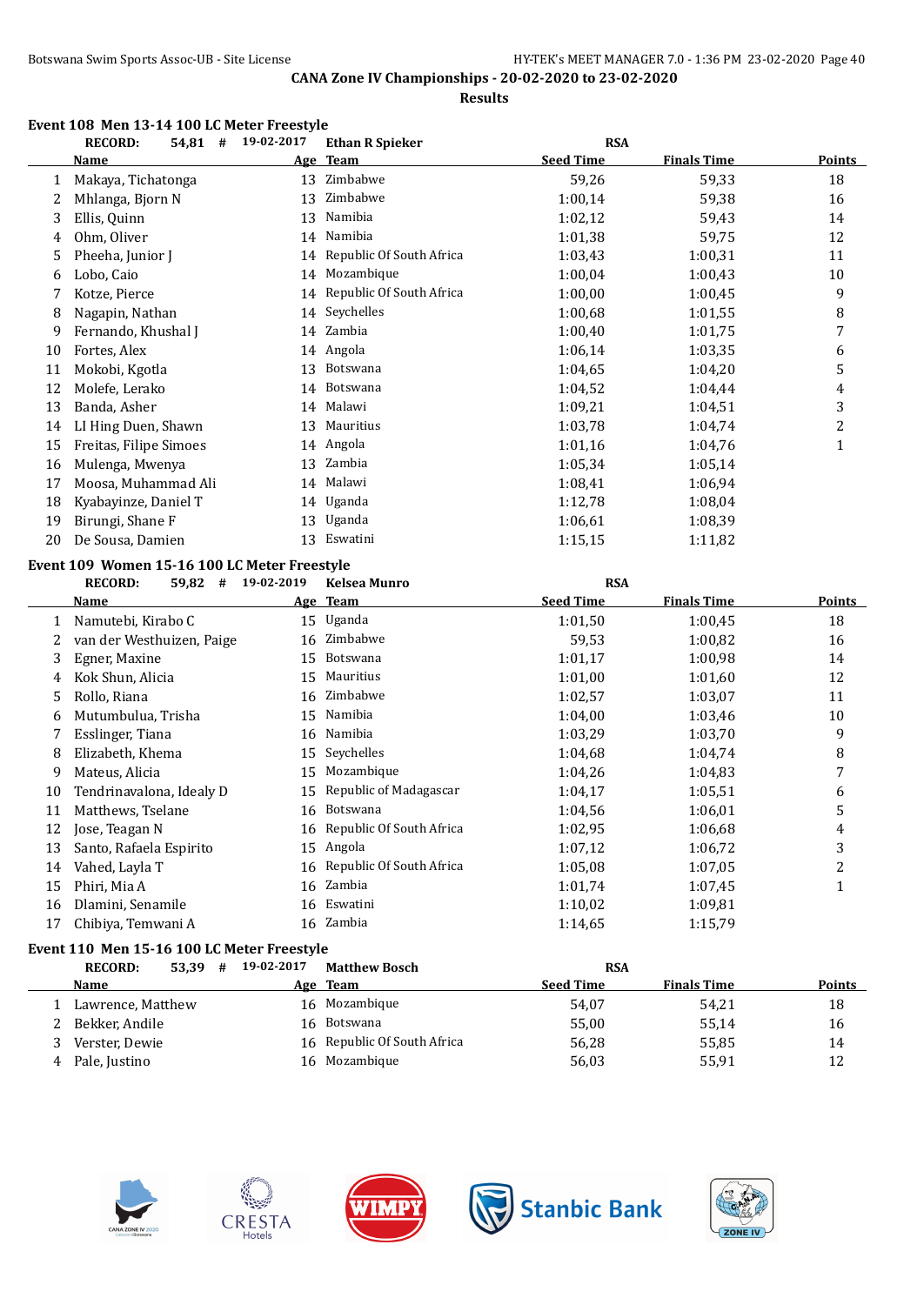**CANA Zone IV Championships - 20-02-2020 to 23-02-2020**

**Results**

### Event 108 Men 13-14 100 LC Meter Freestyle

**RECORD: 54,81 # 19-02-2017 Ethan R Spieker RSA**

| | Name | Age | Team | Seed Time | Finals Time | Points |
|---|---|---|---|---|---|---|
| 1 | Makaya, Tichatonga | 13 | Zimbabwe | 59,26 | 59,33 | 18 |
| 2 | Mhlanga, Bjorn N | 13 | Zimbabwe | 1:00,14 | 59,38 | 16 |
| 3 | Ellis, Quinn | 13 | Namibia | 1:02,12 | 59,43 | 14 |
| 4 | Ohm, Oliver | 14 | Namibia | 1:01,38 | 59,75 | 12 |
| 5 | Pheeha, Junior J | 14 | Republic Of South Africa | 1:03,43 | 1:00,31 | 11 |
| 6 | Lobo, Caio | 14 | Mozambique | 1:00,04 | 1:00,43 | 10 |
| 7 | Kotze, Pierce | 14 | Republic Of South Africa | 1:00,00 | 1:00,45 | 9 |
| 8 | Nagapin, Nathan | 14 | Seychelles | 1:00,68 | 1:01,55 | 8 |
| 9 | Fernando, Khushal J | 14 | Zambia | 1:00,40 | 1:01,75 | 7 |
| 10 | Fortes, Alex | 14 | Angola | 1:06,14 | 1:03,35 | 6 |
| 11 | Mokobi, Kgotla | 13 | Botswana | 1:04,65 | 1:04,20 | 5 |
| 12 | Molefe, Lerako | 14 | Botswana | 1:04,52 | 1:04,44 | 4 |
| 13 | Banda, Asher | 14 | Malawi | 1:09,21 | 1:04,51 | 3 |
| 14 | LI Hing Duen, Shawn | 13 | Mauritius | 1:03,78 | 1:04,74 | 2 |
| 15 | Freitas, Filipe Simoes | 14 | Angola | 1:01,16 | 1:04,76 | 1 |
| 16 | Mulenga, Mwenya | 13 | Zambia | 1:05,34 | 1:05,14 | |
| 17 | Moosa, Muhammad Ali | 14 | Malawi | 1:08,41 | 1:06,94 | |
| 18 | Kyabayinze, Daniel T | 14 | Uganda | 1:12,78 | 1:08,04 | |
| 19 | Birungi, Shane F | 13 | Uganda | 1:06,61 | 1:08,39 | |
| 20 | De Sousa, Damien | 13 | Eswatini | 1:15,15 | 1:11,82 | |

### Event 109 Women 15-16 100 LC Meter Freestyle

**RECORD: 59,82 # 19-02-2019 Kelsea Munro RSA**

| | Name | Age | Team | Seed Time | Finals Time | Points |
|---|---|---|---|---|---|---|
| 1 | Namutebi, Kirabo C | 15 | Uganda | 1:01,50 | 1:00,45 | 18 |
| 2 | van der Westhuizen, Paige | 16 | Zimbabwe | 59,53 | 1:00,82 | 16 |
| 3 | Egner, Maxine | 15 | Botswana | 1:01,17 | 1:00,98 | 14 |
| 4 | Kok Shun, Alicia | 15 | Mauritius | 1:01,00 | 1:01,60 | 12 |
| 5 | Rollo, Riana | 16 | Zimbabwe | 1:02,57 | 1:03,07 | 11 |
| 6 | Mutumbulua, Trisha | 15 | Namibia | 1:04,00 | 1:03,46 | 10 |
| 7 | Esslinger, Tiana | 16 | Namibia | 1:03,29 | 1:03,70 | 9 |
| 8 | Elizabeth, Khema | 15 | Seychelles | 1:04,68 | 1:04,74 | 8 |
| 9 | Mateus, Alicia | 15 | Mozambique | 1:04,26 | 1:04,83 | 7 |
| 10 | Tendrinavalona, Idealy D | 15 | Republic of Madagascar | 1:04,17 | 1:05,51 | 6 |
| 11 | Matthews, Tselane | 16 | Botswana | 1:04,56 | 1:06,01 | 5 |
| 12 | Jose, Teagan N | 16 | Republic Of South Africa | 1:02,95 | 1:06,68 | 4 |
| 13 | Santo, Rafaela Espirito | 15 | Angola | 1:07,12 | 1:06,72 | 3 |
| 14 | Vahed, Layla T | 16 | Republic Of South Africa | 1:05,08 | 1:07,05 | 2 |
| 15 | Phiri, Mia A | 16 | Zambia | 1:01,74 | 1:07,45 | 1 |
| 16 | Dlamini, Senamile | 16 | Eswatini | 1:10,02 | 1:09,81 | |
| 17 | Chibiya, Temwani A | 16 | Zambia | 1:14,65 | 1:15,79 | |

### Event 110 Men 15-16 100 LC Meter Freestyle

**RECORD: 53,39 # 19-02-2017 Matthew Bosch RSA**

| | Name | Age | Team | Seed Time | Finals Time | Points |
|---|---|---|---|---|---|---|
| 1 | Lawrence, Matthew | 16 | Mozambique | 54,07 | 54,21 | 18 |
| 2 | Bekker, Andile | 16 | Botswana | 55,00 | 55,14 | 16 |
| 3 | Verster, Dewie | 16 | Republic Of South Africa | 56,28 | 55,85 | 14 |
| 4 | Pale, Justino | 16 | Mozambique | 56,03 | 55,91 | 12 |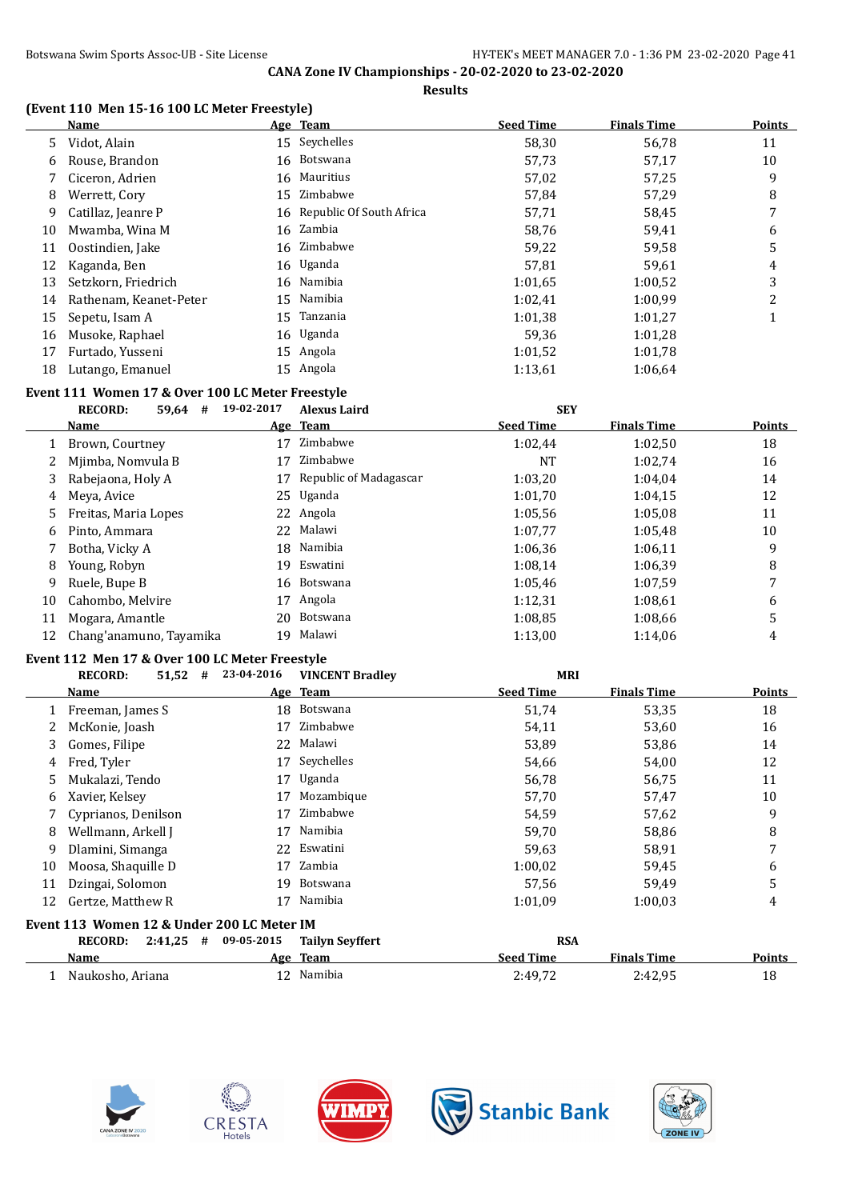## CANA Zone IV Championships - 20-02-2020 to 23-02-2020

### Results

### (Event 110 Men 15-16 100 LC Meter Freestyle)

| | Name | Age | Team | Seed Time | Finals Time | Points |
|---|---|---|---|---|---|---|
| 5 | Vidot, Alain | 15 | Seychelles | 58,30 | 56,78 | 11 |
| 6 | Rouse, Brandon | 16 | Botswana | 57,73 | 57,17 | 10 |
| 7 | Ciceron, Adrien | 16 | Mauritius | 57,02 | 57,25 | 9 |
| 8 | Werrett, Cory | 15 | Zimbabwe | 57,84 | 57,29 | 8 |
| 9 | Catillaz, Jeanre P | 16 | Republic Of South Africa | 57,71 | 58,45 | 7 |
| 10 | Mwamba, Wina M | 16 | Zambia | 58,76 | 59,41 | 6 |
| 11 | Oostindien, Jake | 16 | Zimbabwe | 59,22 | 59,58 | 5 |
| 12 | Kaganda, Ben | 16 | Uganda | 57,81 | 59,61 | 4 |
| 13 | Setzkorn, Friedrich | 16 | Namibia | 1:01,65 | 1:00,52 | 3 |
| 14 | Rathenam, Keanet-Peter | 15 | Namibia | 1:02,41 | 1:00,99 | 2 |
| 15 | Sepetu, Isam A | 15 | Tanzania | 1:01,38 | 1:01,27 | 1 |
| 16 | Musoke, Raphael | 16 | Uganda | 59,36 | 1:01,28 | |
| 17 | Furtado, Yusseni | 15 | Angola | 1:01,52 | 1:01,78 | |
| 18 | Lutango, Emanuel | 15 | Angola | 1:13,61 | 1:06,64 | |

### Event 111 Women 17 & Over 100 LC Meter Freestyle

RECORD: 59,64 # 19-02-2017 Alexus Laird SEY

| | Name | Age | Team | Seed Time | Finals Time | Points |
|---|---|---|---|---|---|---|
| 1 | Brown, Courtney | 17 | Zimbabwe | 1:02,44 | 1:02,50 | 18 |
| 2 | Mjimba, Nomvula B | 17 | Zimbabwe | NT | 1:02,74 | 16 |
| 3 | Rabejaona, Holy A | 17 | Republic of Madagascar | 1:03,20 | 1:04,04 | 14 |
| 4 | Meya, Avice | 25 | Uganda | 1:01,70 | 1:04,15 | 12 |
| 5 | Freitas, Maria Lopes | 22 | Angola | 1:05,56 | 1:05,08 | 11 |
| 6 | Pinto, Ammara | 22 | Malawi | 1:07,77 | 1:05,48 | 10 |
| 7 | Botha, Vicky A | 18 | Namibia | 1:06,36 | 1:06,11 | 9 |
| 8 | Young, Robyn | 19 | Eswatini | 1:08,14 | 1:06,39 | 8 |
| 9 | Ruele, Bupe B | 16 | Botswana | 1:05,46 | 1:07,59 | 7 |
| 10 | Cahombo, Melvire | 17 | Angola | 1:12,31 | 1:08,61 | 6 |
| 11 | Mogara, Amantle | 20 | Botswana | 1:08,85 | 1:08,66 | 5 |
| 12 | Chang'anamuno, Tayamika | 19 | Malawi | 1:13,00 | 1:14,06 | 4 |

### Event 112 Men 17 & Over 100 LC Meter Freestyle

RECORD: 51,52 # 23-04-2016 VINCENT Bradley MRI

| | Name | Age | Team | Seed Time | Finals Time | Points |
|---|---|---|---|---|---|---|
| 1 | Freeman, James S | 18 | Botswana | 51,74 | 53,35 | 18 |
| 2 | McKonie, Joash | 17 | Zimbabwe | 54,11 | 53,60 | 16 |
| 3 | Gomes, Filipe | 22 | Malawi | 53,89 | 53,86 | 14 |
| 4 | Fred, Tyler | 17 | Seychelles | 54,66 | 54,00 | 12 |
| 5 | Mukalazi, Tendo | 17 | Uganda | 56,78 | 56,75 | 11 |
| 6 | Xavier, Kelsey | 17 | Mozambique | 57,70 | 57,47 | 10 |
| 7 | Cyprianos, Denilson | 17 | Zimbabwe | 54,59 | 57,62 | 9 |
| 8 | Wellmann, Arkell J | 17 | Namibia | 59,70 | 58,86 | 8 |
| 9 | Dlamini, Simanga | 22 | Eswatini | 59,63 | 58,91 | 7 |
| 10 | Moosa, Shaquille D | 17 | Zambia | 1:00,02 | 59,45 | 6 |
| 11 | Dzingai, Solomon | 19 | Botswana | 57,56 | 59,49 | 5 |
| 12 | Gertze, Matthew R | 17 | Namibia | 1:01,09 | 1:00,03 | 4 |

### Event 113 Women 12 & Under 200 LC Meter IM

RECORD: 2:41,25 # 09-05-2015 Tailyn Seyffert RSA

| | Name | Age | Team | Seed Time | Finals Time | Points |
|---|---|---|---|---|---|---|
| 1 | Naukosho, Ariana | 12 | Namibia | 2:49,72 | 2:42,95 | 18 |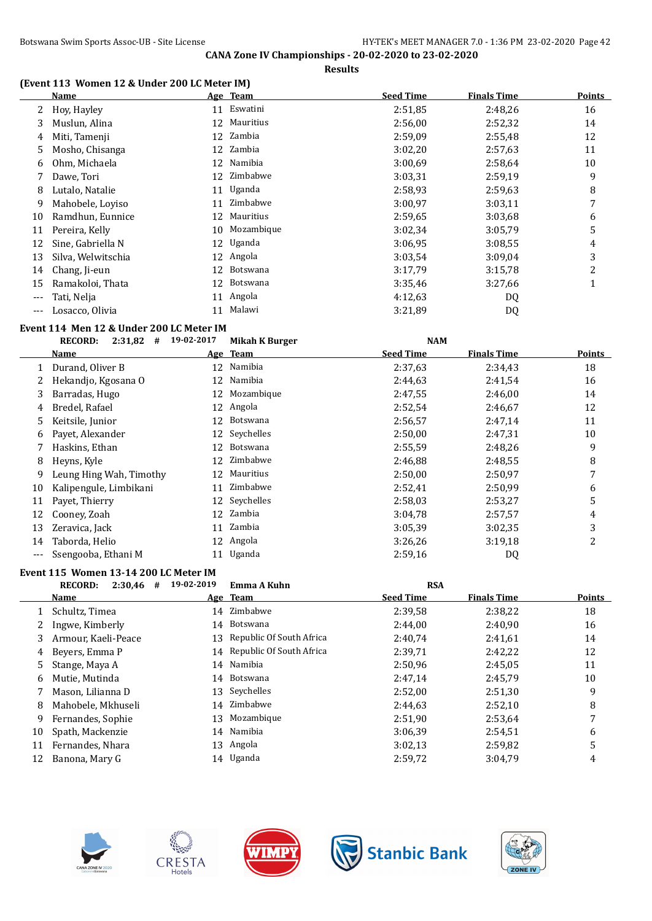## CANA Zone IV Championships - 20-02-2020 to 23-02-2020

### Results

#### (Event 113 Women 12 & Under 200 LC Meter IM)

| | Name | Age | Team | Seed Time | Finals Time | Points |
|---|---|---|---|---|---|---|
| 2 | Hoy, Hayley | 11 | Eswatini | 2:51,85 | 2:48,26 | 16 |
| 3 | Muslun, Alina | 12 | Mauritius | 2:56,00 | 2:52,32 | 14 |
| 4 | Miti, Tamenji | 12 | Zambia | 2:59,09 | 2:55,48 | 12 |
| 5 | Mosho, Chisanga | 12 | Zambia | 3:02,20 | 2:57,63 | 11 |
| 6 | Ohm, Michaela | 12 | Namibia | 3:00,69 | 2:58,64 | 10 |
| 7 | Dawe, Tori | 12 | Zimbabwe | 3:03,31 | 2:59,19 | 9 |
| 8 | Lutalo, Natalie | 11 | Uganda | 2:58,93 | 2:59,63 | 8 |
| 9 | Mahobele, Loyiso | 11 | Zimbabwe | 3:00,97 | 3:03,11 | 7 |
| 10 | Ramdhun, Eunnice | 12 | Mauritius | 2:59,65 | 3:03,68 | 6 |
| 11 | Pereira, Kelly | 10 | Mozambique | 3:02,34 | 3:05,79 | 5 |
| 12 | Sine, Gabriella N | 12 | Uganda | 3:06,95 | 3:08,55 | 4 |
| 13 | Silva, Welwitschia | 12 | Angola | 3:03,54 | 3:09,04 | 3 |
| 14 | Chang, Ji-eun | 12 | Botswana | 3:17,79 | 3:15,78 | 2 |
| 15 | Ramakoloi, Thata | 12 | Botswana | 3:35,46 | 3:27,66 | 1 |
| --- | Tati, Nelja | 11 | Angola | 4:12,63 | DQ | |
| --- | Losacco, Olivia | 11 | Malawi | 3:21,89 | DQ | |

#### Event 114 Men 12 & Under 200 LC Meter IM

RECORD: 2:31,82 # 19-02-2017 Mikah K Burger NAM

| | Name | Age | Team | Seed Time | Finals Time | Points |
|---|---|---|---|---|---|---|
| 1 | Durand, Oliver B | 12 | Namibia | 2:37,63 | 2:34,43 | 18 |
| 2 | Hekandjo, Kgosana O | 12 | Namibia | 2:44,63 | 2:41,54 | 16 |
| 3 | Barradas, Hugo | 12 | Mozambique | 2:47,55 | 2:46,00 | 14 |
| 4 | Bredel, Rafael | 12 | Angola | 2:52,54 | 2:46,67 | 12 |
| 5 | Keitsile, Junior | 12 | Botswana | 2:56,57 | 2:47,14 | 11 |
| 6 | Payet, Alexander | 12 | Seychelles | 2:50,00 | 2:47,31 | 10 |
| 7 | Haskins, Ethan | 12 | Botswana | 2:55,59 | 2:48,26 | 9 |
| 8 | Heyns, Kyle | 12 | Zimbabwe | 2:46,88 | 2:48,55 | 8 |
| 9 | Leung Hing Wah, Timothy | 12 | Mauritius | 2:50,00 | 2:50,97 | 7 |
| 10 | Kalipengule, Limbikani | 11 | Zimbabwe | 2:52,41 | 2:50,99 | 6 |
| 11 | Payet, Thierry | 12 | Seychelles | 2:58,03 | 2:53,27 | 5 |
| 12 | Cooney, Zoah | 12 | Zambia | 3:04,78 | 2:57,57 | 4 |
| 13 | Zeravica, Jack | 11 | Zambia | 3:05,39 | 3:02,35 | 3 |
| 14 | Taborda, Helio | 12 | Angola | 3:26,26 | 3:19,18 | 2 |
| --- | Ssengooba, Ethani M | 11 | Uganda | 2:59,16 | DQ | |

#### Event 115 Women 13-14 200 LC Meter IM

RECORD: 2:30,46 # 19-02-2019 Emma A Kuhn RSA

| | Name | Age | Team | Seed Time | Finals Time | Points |
|---|---|---|---|---|---|---|
| 1 | Schultz, Timea | 14 | Zimbabwe | 2:39,58 | 2:38,22 | 18 |
| 2 | Ingwe, Kimberly | 14 | Botswana | 2:44,00 | 2:40,90 | 16 |
| 3 | Armour, Kaeli-Peace | 13 | Republic Of South Africa | 2:40,74 | 2:41,61 | 14 |
| 4 | Beyers, Emma P | 14 | Republic Of South Africa | 2:39,71 | 2:42,22 | 12 |
| 5 | Stange, Maya A | 14 | Namibia | 2:50,96 | 2:45,05 | 11 |
| 6 | Mutie, Mutinda | 14 | Botswana | 2:47,14 | 2:45,79 | 10 |
| 7 | Mason, Lilianna D | 13 | Seychelles | 2:52,00 | 2:51,30 | 9 |
| 8 | Mahobele, Mkhuseli | 14 | Zimbabwe | 2:44,63 | 2:52,10 | 8 |
| 9 | Fernandes, Sophie | 13 | Mozambique | 2:51,90 | 2:53,64 | 7 |
| 10 | Spath, Mackenzie | 14 | Namibia | 3:06,39 | 2:54,51 | 6 |
| 11 | Fernandes, Nhara | 13 | Angola | 3:02,13 | 2:59,82 | 5 |
| 12 | Banona, Mary G | 14 | Uganda | 2:59,72 | 3:04,79 | 4 |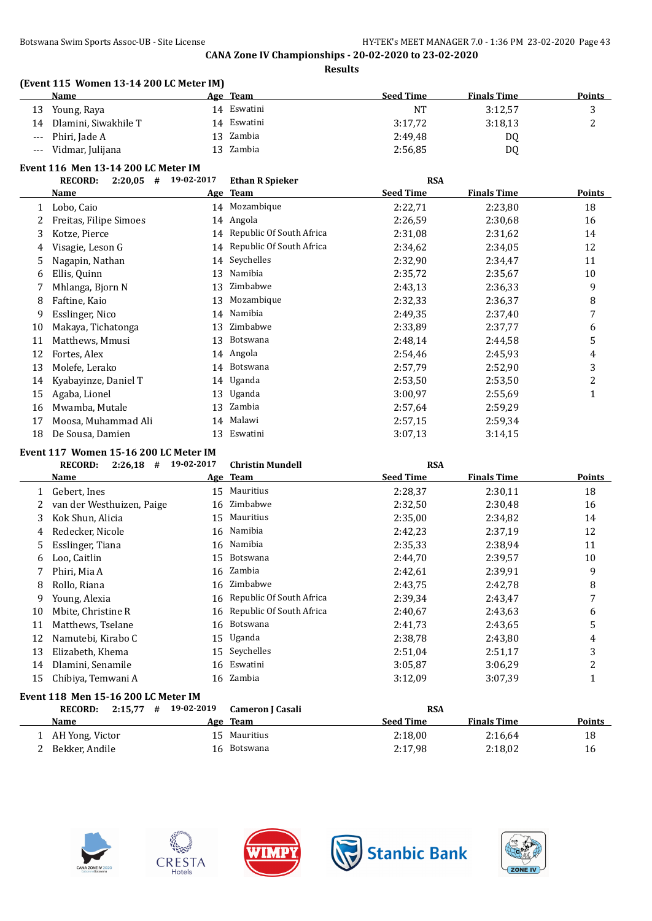## (Event 115 Women 13-14 200 LC Meter IM)

| | Name | Age | Team | Seed Time | Finals Time | Points |
|---|---|---|---|---|---|---|
| 13 | Young, Raya | 14 | Eswatini | NT | 3:12,57 | 3 |
| 14 | Dlamini, Siwakhile T | 14 | Eswatini | 3:17,72 | 3:18,13 | 2 |
| --- | Phiri, Jade A | 13 | Zambia | 2:49,48 | DQ | |
| --- | Vidmar, Julijana | 13 | Zambia | 2:56,85 | DQ | |

## Event 116 Men 13-14 200 LC Meter IM

RECORD: 2:20,05 # 19-02-2017 Ethan R Spieker RSA

| | Name | Age | Team | Seed Time | Finals Time | Points |
|---|---|---|---|---|---|---|
| 1 | Lobo, Caio | 14 | Mozambique | 2:22,71 | 2:23,80 | 18 |
| 2 | Freitas, Filipe Simoes | 14 | Angola | 2:26,59 | 2:30,68 | 16 |
| 3 | Kotze, Pierce | 14 | Republic Of South Africa | 2:31,08 | 2:31,62 | 14 |
| 4 | Visagie, Leson G | 14 | Republic Of South Africa | 2:34,62 | 2:34,05 | 12 |
| 5 | Nagapin, Nathan | 14 | Seychelles | 2:32,90 | 2:34,47 | 11 |
| 6 | Ellis, Quinn | 13 | Namibia | 2:35,72 | 2:35,67 | 10 |
| 7 | Mhlanga, Bjorn N | 13 | Zimbabwe | 2:43,13 | 2:36,33 | 9 |
| 8 | Faftine, Kaio | 13 | Mozambique | 2:32,33 | 2:36,37 | 8 |
| 9 | Esslinger, Nico | 14 | Namibia | 2:49,35 | 2:37,40 | 7 |
| 10 | Makaya, Tichatonga | 13 | Zimbabwe | 2:33,89 | 2:37,77 | 6 |
| 11 | Matthews, Mmusi | 13 | Botswana | 2:48,14 | 2:44,58 | 5 |
| 12 | Fortes, Alex | 14 | Angola | 2:54,46 | 2:45,93 | 4 |
| 13 | Molefe, Lerako | 14 | Botswana | 2:57,79 | 2:52,90 | 3 |
| 14 | Kyabayinze, Daniel T | 14 | Uganda | 2:53,50 | 2:53,50 | 2 |
| 15 | Agaba, Lionel | 13 | Uganda | 3:00,97 | 2:55,69 | 1 |
| 16 | Mwamba, Mutale | 13 | Zambia | 2:57,64 | 2:59,29 | |
| 17 | Moosa, Muhammad Ali | 14 | Malawi | 2:57,15 | 2:59,34 | |
| 18 | De Sousa, Damien | 13 | Eswatini | 3:07,13 | 3:14,15 | |

## Event 117 Women 15-16 200 LC Meter IM

RECORD: 2:26,18 # 19-02-2017 Christin Mundell RSA

| | Name | Age | Team | Seed Time | Finals Time | Points |
|---|---|---|---|---|---|---|
| 1 | Gebert, Ines | 15 | Mauritius | 2:28,37 | 2:30,11 | 18 |
| 2 | van der Westhuizen, Paige | 16 | Zimbabwe | 2:32,50 | 2:30,48 | 16 |
| 3 | Kok Shun, Alicia | 15 | Mauritius | 2:35,00 | 2:34,82 | 14 |
| 4 | Redecker, Nicole | 16 | Namibia | 2:42,23 | 2:37,19 | 12 |
| 5 | Esslinger, Tiana | 16 | Namibia | 2:35,33 | 2:38,94 | 11 |
| 6 | Loo, Caitlin | 15 | Botswana | 2:44,70 | 2:39,57 | 10 |
| 7 | Phiri, Mia A | 16 | Zambia | 2:42,61 | 2:39,91 | 9 |
| 8 | Rollo, Riana | 16 | Zimbabwe | 2:43,75 | 2:42,78 | 8 |
| 9 | Young, Alexia | 16 | Republic Of South Africa | 2:39,34 | 2:43,47 | 7 |
| 10 | Mbite, Christine R | 16 | Republic Of South Africa | 2:40,67 | 2:43,63 | 6 |
| 11 | Matthews, Tselane | 16 | Botswana | 2:41,73 | 2:43,65 | 5 |
| 12 | Namutebi, Kirabo C | 15 | Uganda | 2:38,78 | 2:43,80 | 4 |
| 13 | Elizabeth, Khema | 15 | Seychelles | 2:51,04 | 2:51,17 | 3 |
| 14 | Dlamini, Senamile | 16 | Eswatini | 3:05,87 | 3:06,29 | 2 |
| 15 | Chibiya, Temwani A | 16 | Zambia | 3:12,09 | 3:07,39 | 1 |

## Event 118 Men 15-16 200 LC Meter IM

RECORD: 2:15,77 # 19-02-2019 Cameron J Casali RSA

| | Name | Age | Team | Seed Time | Finals Time | Points |
|---|---|---|---|---|---|---|
| 1 | AH Yong, Victor | 15 | Mauritius | 2:18,00 | 2:16,64 | 18 |
| 2 | Bekker, Andile | 16 | Botswana | 2:17,98 | 2:18,02 | 16 |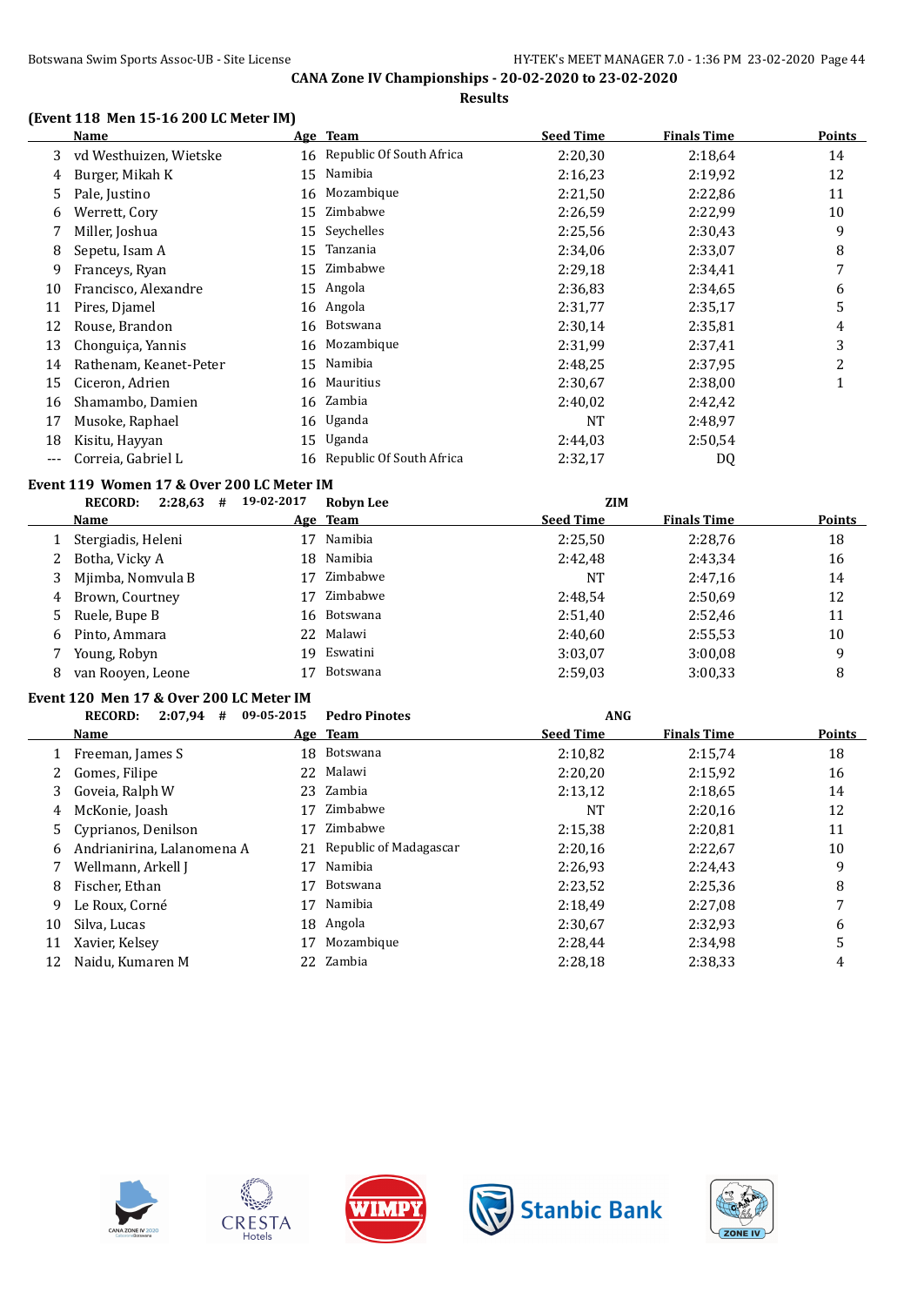**CANA Zone IV Championships - 20-02-2020 to 23-02-2020**

**Results**

### (Event 118 Men 15-16 200 LC Meter IM)

| | Name | Age | Team | Seed Time | Finals Time | Points |
|---|---|---|---|---|---|---|
| 3 | vd Westhuizen, Wietske | 16 | Republic Of South Africa | 2:20,30 | 2:18,64 | 14 |
| 4 | Burger, Mikah K | 15 | Namibia | 2:16,23 | 2:19,92 | 12 |
| 5 | Pale, Justino | 16 | Mozambique | 2:21,50 | 2:22,86 | 11 |
| 6 | Werrett, Cory | 15 | Zimbabwe | 2:26,59 | 2:22,99 | 10 |
| 7 | Miller, Joshua | 15 | Seychelles | 2:25,56 | 2:30,43 | 9 |
| 8 | Sepetu, Isam A | 15 | Tanzania | 2:34,06 | 2:33,07 | 8 |
| 9 | Franceys, Ryan | 15 | Zimbabwe | 2:29,18 | 2:34,41 | 7 |
| 10 | Francisco, Alexandre | 15 | Angola | 2:36,83 | 2:34,65 | 6 |
| 11 | Pires, Djamel | 16 | Angola | 2:31,77 | 2:35,17 | 5 |
| 12 | Rouse, Brandon | 16 | Botswana | 2:30,14 | 2:35,81 | 4 |
| 13 | Chonguiça, Yannis | 16 | Mozambique | 2:31,99 | 2:37,41 | 3 |
| 14 | Rathenam, Keanet-Peter | 15 | Namibia | 2:48,25 | 2:37,95 | 2 |
| 15 | Ciceron, Adrien | 16 | Mauritius | 2:30,67 | 2:38,00 | 1 |
| 16 | Shamambo, Damien | 16 | Zambia | 2:40,02 | 2:42,42 | |
| 17 | Musoke, Raphael | 16 | Uganda | NT | 2:48,97 | |
| 18 | Kisitu, Hayyan | 15 | Uganda | 2:44,03 | 2:50,54 | |
| --- | Correia, Gabriel L | 16 | Republic Of South Africa | 2:32,17 | DQ | |

### Event 119 Women 17 & Over 200 LC Meter IM

RECORD: 2:28,63 # 19-02-2017 Robyn Lee ZIM

| | Name | Age | Team | Seed Time | Finals Time | Points |
|---|---|---|---|---|---|---|
| 1 | Stergiadis, Heleni | 17 | Namibia | 2:25,50 | 2:28,76 | 18 |
| 2 | Botha, Vicky A | 18 | Namibia | 2:42,48 | 2:43,34 | 16 |
| 3 | Mjimba, Nomvula B | 17 | Zimbabwe | NT | 2:47,16 | 14 |
| 4 | Brown, Courtney | 17 | Zimbabwe | 2:48,54 | 2:50,69 | 12 |
| 5 | Ruele, Bupe B | 16 | Botswana | 2:51,40 | 2:52,46 | 11 |
| 6 | Pinto, Ammara | 22 | Malawi | 2:40,60 | 2:55,53 | 10 |
| 7 | Young, Robyn | 19 | Eswatini | 3:03,07 | 3:00,08 | 9 |
| 8 | van Rooyen, Leone | 17 | Botswana | 2:59,03 | 3:00,33 | 8 |

### Event 120 Men 17 & Over 200 LC Meter IM

RECORD: 2:07,94 # 09-05-2015 Pedro Pinotes ANG

| | Name | Age | Team | Seed Time | Finals Time | Points |
|---|---|---|---|---|---|---|
| 1 | Freeman, James S | 18 | Botswana | 2:10,82 | 2:15,74 | 18 |
| 2 | Gomes, Filipe | 22 | Malawi | 2:20,20 | 2:15,92 | 16 |
| 3 | Goveia, Ralph W | 23 | Zambia | 2:13,12 | 2:18,65 | 14 |
| 4 | McKonie, Joash | 17 | Zimbabwe | NT | 2:20,16 | 12 |
| 5 | Cyprianos, Denilson | 17 | Zimbabwe | 2:15,38 | 2:20,81 | 11 |
| 6 | Andrianirina, Lalanomena A | 21 | Republic of Madagascar | 2:20,16 | 2:22,67 | 10 |
| 7 | Wellmann, Arkell J | 17 | Namibia | 2:26,93 | 2:24,43 | 9 |
| 8 | Fischer, Ethan | 17 | Botswana | 2:23,52 | 2:25,36 | 8 |
| 9 | Le Roux, Corné | 17 | Namibia | 2:18,49 | 2:27,08 | 7 |
| 10 | Silva, Lucas | 18 | Angola | 2:30,67 | 2:32,93 | 6 |
| 11 | Xavier, Kelsey | 17 | Mozambique | 2:28,44 | 2:34,98 | 5 |
| 12 | Naidu, Kumaren M | 22 | Zambia | 2:28,18 | 2:38,33 | 4 |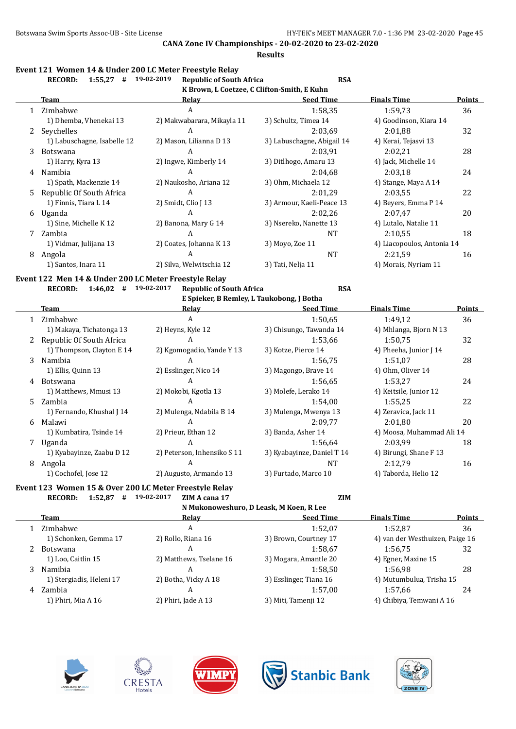Botswana Swim Sports Assoc-UB - Site License

HY-TEK's MEET MANAGER 7.0 - 1:36 PM 23-02-2020

## CANA Zone IV Championships - 20-02-2020 to 23-02-2020

### Results

#### Event 121 Women 14 & Under 200 LC Meter Freestyle Relay

**RECORD: 1:55,27 # 19-02-2019 Republic of South Africa RSA**
K Brown, L Coetzee, C Clifton-Smith, E Kuhn

| | Team | Relay | Seed Time | Finals Time | Points |
|---|---|---|---|---|---|
| 1 | Zimbabwe | A | 1:58,35 | 1:59,73 | 36 |
| | 1) Dhemba, Vhenekai 13 | 2) Makwabarara, Mikayla 11 | 3) Schultz, Timea 14 | 4) Goodinson, Kiara 14 | |
| 2 | Seychelles | A | 2:03,69 | 2:01,88 | 32 |
| | 1) Labuschagne, Isabelle 12 | 2) Mason, Lilianna D 13 | 3) Labuschagne, Abigail 14 | 4) Kerai, Tejasvi 13 | |
| 3 | Botswana | A | 2:03,91 | 2:02,21 | 28 |
| | 1) Harry, Kyra 13 | 2) Ingwe, Kimberly 14 | 3) Ditlhogo, Amaru 13 | 4) Jack, Michelle 14 | |
| 4 | Namibia | A | 2:04,68 | 2:03,18 | 24 |
| | 1) Spath, Mackenzie 14 | 2) Naukosho, Ariana 12 | 3) Ohm, Michaela 12 | 4) Stange, Maya A 14 | |
| 5 | Republic Of South Africa | A | 2:01,29 | 2:03,55 | 22 |
| | 1) Finnis, Tiara L 14 | 2) Smidt, Clio J 13 | 3) Armour, Kaeli-Peace 13 | 4) Beyers, Emma P 14 | |
| 6 | Uganda | A | 2:02,26 | 2:07,47 | 20 |
| | 1) Sine, Michelle K 12 | 2) Banona, Mary G 14 | 3) Nsereko, Nanette 13 | 4) Lutalo, Natalie 11 | |
| 7 | Zambia | A | NT | 2:10,55 | 18 |
| | 1) Vidmar, Julijana 13 | 2) Coates, Johanna K 13 | 3) Moyo, Zoe 11 | 4) Liacopoulos, Antonia 14 | |
| 8 | Angola | A | NT | 2:21,59 | 16 |
| | 1) Santos, Inara 11 | 2) Silva, Welwitschia 12 | 3) Tati, Nelja 11 | 4) Morais, Nyriam 11 | |

#### Event 122 Men 14 & Under 200 LC Meter Freestyle Relay

**RECORD: 1:46,02 # 19-02-2017 Republic of South Africa RSA**
E Spieker, B Remley, L Taukobong, J Botha

| | Team | Relay | Seed Time | Finals Time | Points |
|---|---|---|---|---|---|
| 1 | Zimbabwe | A | 1:50,65 | 1:49,12 | 36 |
| | 1) Makaya, Tichatonga 13 | 2) Heyns, Kyle 12 | 3) Chisungo, Tawanda 14 | 4) Mhlanga, Bjorn N 13 | |
| 2 | Republic Of South Africa | A | 1:53,66 | 1:50,75 | 32 |
| | 1) Thompson, Clayton E 14 | 2) Kgomogadio, Yande Y 13 | 3) Kotze, Pierce 14 | 4) Pheeha, Junior J 14 | |
| 3 | Namibia | A | 1:56,75 | 1:51,07 | 28 |
| | 1) Ellis, Quinn 13 | 2) Esslinger, Nico 14 | 3) Magongo, Brave 14 | 4) Ohm, Oliver 14 | |
| 4 | Botswana | A | 1:56,65 | 1:53,27 | 24 |
| | 1) Matthews, Mmusi 13 | 2) Mokobi, Kgotla 13 | 3) Molefe, Lerako 14 | 4) Keitsile, Junior 12 | |
| 5 | Zambia | A | 1:54,00 | 1:55,25 | 22 |
| | 1) Fernando, Khushal J 14 | 2) Mulenga, Ndabila B 14 | 3) Mulenga, Mwenya 13 | 4) Zeravica, Jack 11 | |
| 6 | Malawi | A | 2:09,77 | 2:01,80 | 20 |
| | 1) Kumbatira, Tsinde 14 | 2) Prieur, Ethan 12 | 3) Banda, Asher 14 | 4) Moosa, Muhammad Ali 14 | |
| 7 | Uganda | A | 1:56,64 | 2:03,99 | 18 |
| | 1) Kyabayinze, Zaabu D 12 | 2) Peterson, Inhensiko S 11 | 3) Kyabayinze, Daniel T 14 | 4) Birungi, Shane F 13 | |
| 8 | Angola | A | NT | 2:12,79 | 16 |
| | 1) Cochofel, Jose 12 | 2) Augusto, Armando 13 | 3) Furtado, Marco 10 | 4) Taborda, Helio 12 | |

#### Event 123 Women 15 & Over 200 LC Meter Freestyle Relay

**RECORD: 1:52,87 # 19-02-2017 ZIM A cana 17 ZIM**
N Mukonoweshuro, D Leask, M Koen, R Lee

| | Team | Relay | Seed Time | Finals Time | Points |
|---|---|---|---|---|---|
| 1 | Zimbabwe | A | 1:52,07 | 1:52,87 | 36 |
| | 1) Schonken, Gemma 17 | 2) Rollo, Riana 16 | 3) Brown, Courtney 17 | 4) van der Westhuizen, Paige 16 | |
| 2 | Botswana | A | 1:58,67 | 1:56,75 | 32 |
| | 1) Loo, Caitlin 15 | 2) Matthews, Tselane 16 | 3) Mogara, Amantle 20 | 4) Egner, Maxine 15 | |
| 3 | Namibia | A | 1:58,50 | 1:56,98 | 28 |
| | 1) Stergiadis, Heleni 17 | 2) Botha, Vicky A 18 | 3) Esslinger, Tiana 16 | 4) Mutumbulua, Trisha 15 | |
| 4 | Zambia | A | 1:57,00 | 1:57,66 | 24 |
| | 1) Phiri, Mia A 16 | 2) Phiri, Jade A 13 | 3) Miti, Tamenji 12 | 4) Chibiya, Temwani A 16 | |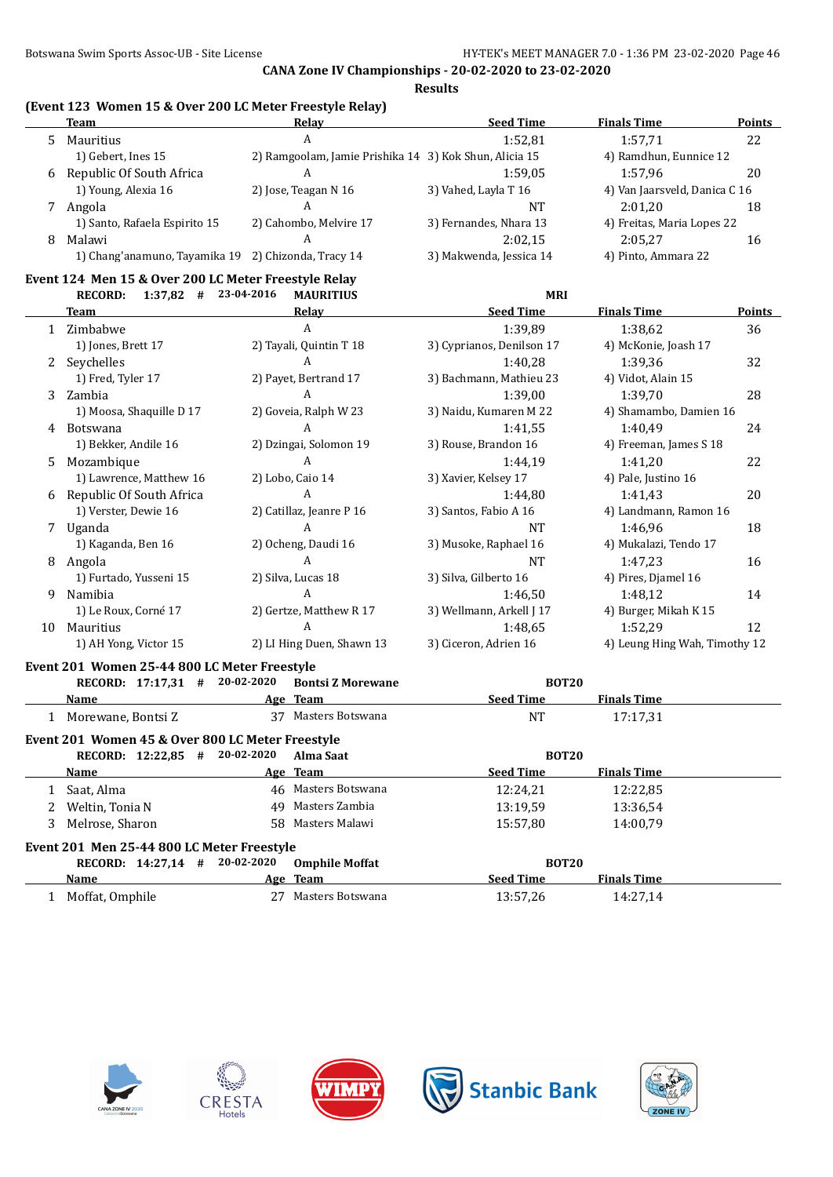**CANA Zone IV Championships - 20-02-2020 to 23-02-2020**

**Results**

### (Event 123 Women 15 & Over 200 LC Meter Freestyle Relay)

| | Team | Relay | Seed Time | Finals Time | Points |
|---|---|---|---|---|---|
| 5 | Mauritius | A | 1:52,81 | 1:57,71 | 22 |
| | 1) Gebert, Ines 15 | 2) Ramgoolam, Jamie Prishika 14 | 3) Kok Shun, Alicia 15 | 4) Ramdhun, Eunnice 12 | |
| 6 | Republic Of South Africa | A | 1:59,05 | 1:57,96 | 20 |
| | 1) Young, Alexia 16 | 2) Jose, Teagan N 16 | 3) Vahed, Layla T 16 | 4) Van Jaarsveld, Danica C 16 | |
| 7 | Angola | A | NT | 2:01,20 | 18 |
| | 1) Santo, Rafaela Espirito 15 | 2) Cahombo, Melvire 17 | 3) Fernandes, Nhara 13 | 4) Freitas, Maria Lopes 22 | |
| 8 | Malawi | A | 2:02,15 | 2:05,27 | 16 |
| | 1) Chang'anamuno, Tayamika 19 | 2) Chizonda, Tracy 14 | 3) Makwenda, Jessica 14 | 4) Pinto, Ammara 22 | |

### Event 124 Men 15 & Over 200 LC Meter Freestyle Relay

RECORD: 1:37,82 # 23-04-2016 MAURITIUS MRI

| | Team | Relay | Seed Time | Finals Time | Points |
|---|---|---|---|---|---|
| 1 | Zimbabwe | A | 1:39,89 | 1:38,62 | 36 |
| | 1) Jones, Brett 17 | 2) Tayali, Quintin T 18 | 3) Cyprianos, Denilson 17 | 4) McKonie, Joash 17 | |
| 2 | Seychelles | A | 1:40,28 | 1:39,36 | 32 |
| | 1) Fred, Tyler 17 | 2) Payet, Bertrand 17 | 3) Bachmann, Mathieu 23 | 4) Vidot, Alain 15 | |
| 3 | Zambia | A | 1:39,00 | 1:39,70 | 28 |
| | 1) Moosa, Shaquille D 17 | 2) Goveia, Ralph W 23 | 3) Naidu, Kumaren M 22 | 4) Shamambo, Damien 16 | |
| 4 | Botswana | A | 1:41,55 | 1:40,49 | 24 |
| | 1) Bekker, Andile 16 | 2) Dzingai, Solomon 19 | 3) Rouse, Brandon 16 | 4) Freeman, James S 18 | |
| 5 | Mozambique | A | 1:44,19 | 1:41,20 | 22 |
| | 1) Lawrence, Matthew 16 | 2) Lobo, Caio 14 | 3) Xavier, Kelsey 17 | 4) Pale, Justino 16 | |
| 6 | Republic Of South Africa | A | 1:44,80 | 1:41,43 | 20 |
| | 1) Verster, Dewie 16 | 2) Catillaz, Jeanre P 16 | 3) Santos, Fabio A 16 | 4) Landmann, Ramon 16 | |
| 7 | Uganda | A | NT | 1:46,96 | 18 |
| | 1) Kaganda, Ben 16 | 2) Ocheng, Daudi 16 | 3) Musoke, Raphael 16 | 4) Mukalazi, Tendo 17 | |
| 8 | Angola | A | NT | 1:47,23 | 16 |
| | 1) Furtado, Yusseni 15 | 2) Silva, Lucas 18 | 3) Silva, Gilberto 16 | 4) Pires, Djamel 16 | |
| 9 | Namibia | A | 1:46,50 | 1:48,12 | 14 |
| | 1) Le Roux, Corné 17 | 2) Gertze, Matthew R 17 | 3) Wellmann, Arkell J 17 | 4) Burger, Mikah K 15 | |
| 10 | Mauritius | A | 1:48,65 | 1:52,29 | 12 |
| | 1) AH Yong, Victor 15 | 2) LI Hing Duen, Shawn 13 | 3) Ciceron, Adrien 16 | 4) Leung Hing Wah, Timothy 12 | |

### Event 201 Women 25-44 800 LC Meter Freestyle

RECORD: 17:17,31 # 20-02-2020 Bontsi Z Morewane BOT20

| | Name | Age | Team | Seed Time | Finals Time |
|---|---|---|---|---|---|
| 1 | Morewane, Bontsi Z | 37 | Masters Botswana | NT | 17:17,31 |

### Event 201 Women 45 & Over 800 LC Meter Freestyle

RECORD: 12:22,85 # 20-02-2020 Alma Saat BOT20

| | Name | Age | Team | Seed Time | Finals Time |
|---|---|---|---|---|---|
| 1 | Saat, Alma | 46 | Masters Botswana | 12:24,21 | 12:22,85 |
| 2 | Weltin, Tonia N | 49 | Masters Zambia | 13:19,59 | 13:36,54 |
| 3 | Melrose, Sharon | 58 | Masters Malawi | 15:57,80 | 14:00,79 |

### Event 201 Men 25-44 800 LC Meter Freestyle

RECORD: 14:27,14 # 20-02-2020 Omphile Moffat BOT20

| | Name | Age | Team | Seed Time | Finals Time |
|---|---|---|---|---|---|
| 1 | Moffat, Omphile | 27 | Masters Botswana | 13:57,26 | 14:27,14 |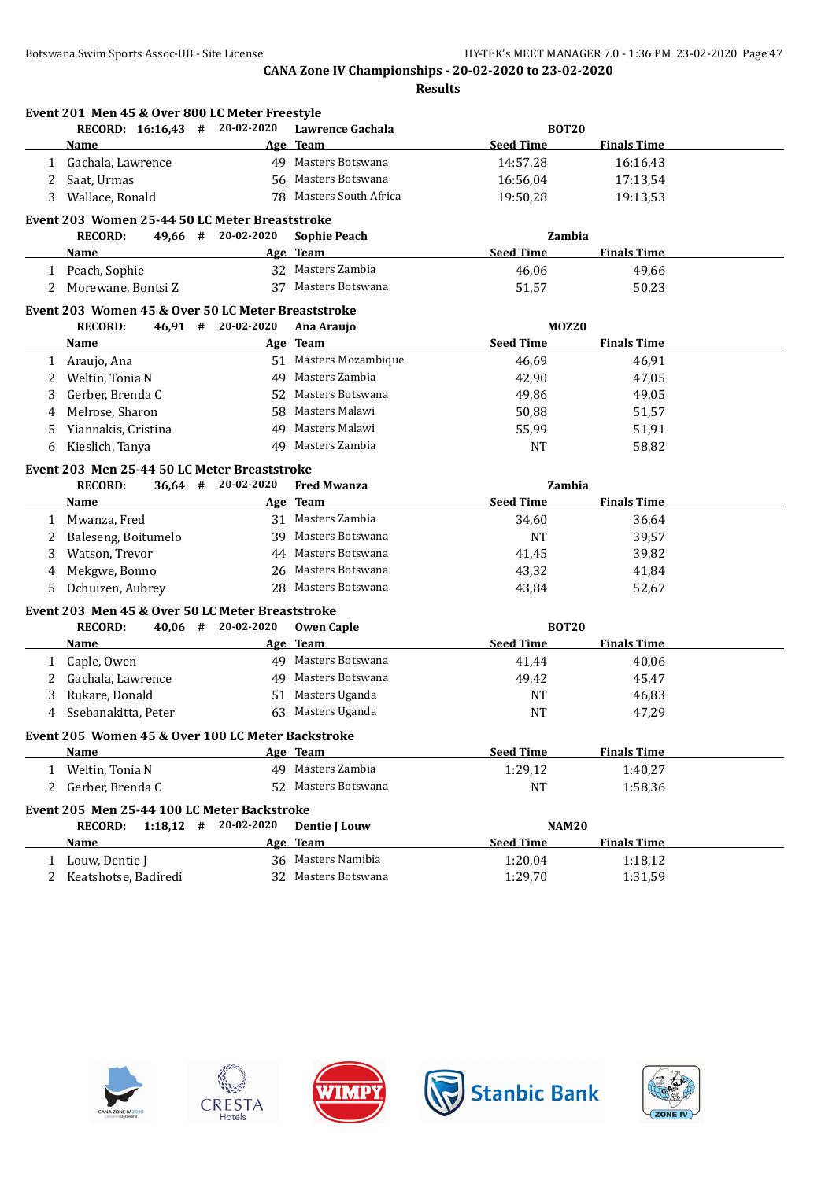# CANA Zone IV Championships - 20-02-2020 to 23-02-2020

## Results

### Event 201 Men 45 & Over 800 LC Meter Freestyle

RECORD: 16:16,43 # 20-02-2020 Lawrence Gachala BOT20

| | Name | Age | Team | Seed Time | Finals Time |
|---|---|---|---|---|---|
| 1 | Gachala, Lawrence | 49 | Masters Botswana | 14:57,28 | 16:16,43 |
| 2 | Saat, Urmas | 56 | Masters Botswana | 16:56,04 | 17:13,54 |
| 3 | Wallace, Ronald | 78 | Masters South Africa | 19:50,28 | 19:13,53 |

### Event 203 Women 25-44 50 LC Meter Breaststroke

RECORD: 49,66 # 20-02-2020 Sophie Peach Zambia

| | Name | Age | Team | Seed Time | Finals Time |
|---|---|---|---|---|---|
| 1 | Peach, Sophie | 32 | Masters Zambia | 46,06 | 49,66 |
| 2 | Morewane, Bontsi Z | 37 | Masters Botswana | 51,57 | 50,23 |

### Event 203 Women 45 & Over 50 LC Meter Breaststroke

RECORD: 46,91 # 20-02-2020 Ana Araujo MOZ20

| | Name | Age | Team | Seed Time | Finals Time |
|---|---|---|---|---|---|
| 1 | Araujo, Ana | 51 | Masters Mozambique | 46,69 | 46,91 |
| 2 | Weltin, Tonia N | 49 | Masters Zambia | 42,90 | 47,05 |
| 3 | Gerber, Brenda C | 52 | Masters Botswana | 49,86 | 49,05 |
| 4 | Melrose, Sharon | 58 | Masters Malawi | 50,88 | 51,57 |
| 5 | Yiannakis, Cristina | 49 | Masters Malawi | 55,99 | 51,91 |
| 6 | Kieslich, Tanya | 49 | Masters Zambia | NT | 58,82 |

### Event 203 Men 25-44 50 LC Meter Breaststroke

RECORD: 36,64 # 20-02-2020 Fred Mwanza Zambia

| | Name | Age | Team | Seed Time | Finals Time |
|---|---|---|---|---|---|
| 1 | Mwanza, Fred | 31 | Masters Zambia | 34,60 | 36,64 |
| 2 | Baleseng, Boitumelo | 39 | Masters Botswana | NT | 39,57 |
| 3 | Watson, Trevor | 44 | Masters Botswana | 41,45 | 39,82 |
| 4 | Mekgwe, Bonno | 26 | Masters Botswana | 43,32 | 41,84 |
| 5 | Ochuizen, Aubrey | 28 | Masters Botswana | 43,84 | 52,67 |

### Event 203 Men 45 & Over 50 LC Meter Breaststroke

RECORD: 40,06 # 20-02-2020 Owen Caple BOT20

| | Name | Age | Team | Seed Time | Finals Time |
|---|---|---|---|---|---|
| 1 | Caple, Owen | 49 | Masters Botswana | 41,44 | 40,06 |
| 2 | Gachala, Lawrence | 49 | Masters Botswana | 49,42 | 45,47 |
| 3 | Rukare, Donald | 51 | Masters Uganda | NT | 46,83 |
| 4 | Ssebanakitta, Peter | 63 | Masters Uganda | NT | 47,29 |

### Event 205 Women 45 & Over 100 LC Meter Backstroke

| | Name | Age | Team | Seed Time | Finals Time |
|---|---|---|---|---|---|
| 1 | Weltin, Tonia N | 49 | Masters Zambia | 1:29,12 | 1:40,27 |
| 2 | Gerber, Brenda C | 52 | Masters Botswana | NT | 1:58,36 |

### Event 205 Men 25-44 100 LC Meter Backstroke

RECORD: 1:18,12 # 20-02-2020 Dentie J Louw NAM20

| | Name | Age | Team | Seed Time | Finals Time |
|---|---|---|---|---|---|
| 1 | Louw, Dentie J | 36 | Masters Namibia | 1:20,04 | 1:18,12 |
| 2 | Keatshotse, Badiredi | 32 | Masters Botswana | 1:29,70 | 1:31,59 |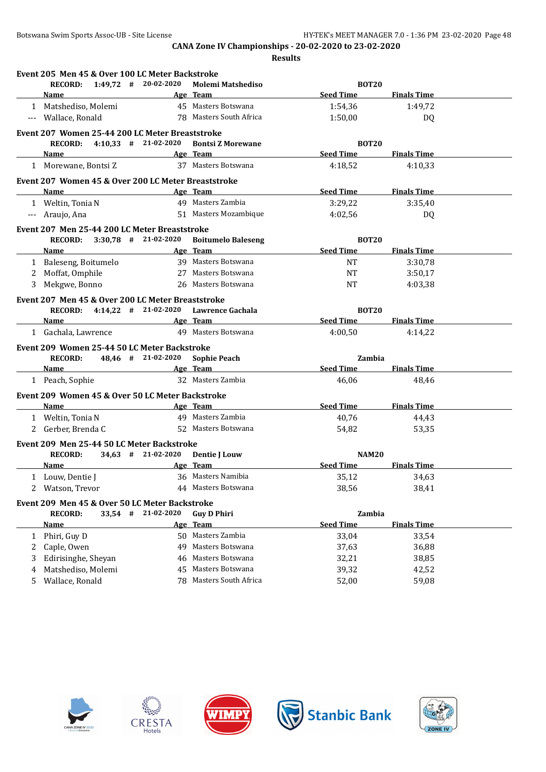**CANA Zone IV Championships - 20-02-2020 to 23-02-2020**

**Results**

### Event 205 Men 45 & Over 100 LC Meter Backstroke

**RECORD: 1:49,72 # 20-02-2020 Molemi Matshediso BOT20**

| | Name | Age | Team | Seed Time | Finals Time |
|---|---|---|---|---|---|
| 1 | Matshediso, Molemi | 45 | Masters Botswana | 1:54,36 | 1:49,72 |
| --- | Wallace, Ronald | 78 | Masters South Africa | 1:50,00 | DQ |

### Event 207 Women 25-44 200 LC Meter Breaststroke

**RECORD: 4:10,33 # 21-02-2020 Bontsi Z Morewane BOT20**

| | Name | Age | Team | Seed Time | Finals Time |
|---|---|---|---|---|---|
| 1 | Morewane, Bontsi Z | 37 | Masters Botswana | 4:18,52 | 4:10,33 |

### Event 207 Women 45 & Over 200 LC Meter Breaststroke

| | Name | Age | Team | Seed Time | Finals Time |
|---|---|---|---|---|---|
| 1 | Weltin, Tonia N | 49 | Masters Zambia | 3:29,22 | 3:35,40 |
| --- | Araujo, Ana | 51 | Masters Mozambique | 4:02,56 | DQ |

### Event 207 Men 25-44 200 LC Meter Breaststroke

**RECORD: 3:30,78 # 21-02-2020 Boitumelo Baleseng BOT20**

| | Name | Age | Team | Seed Time | Finals Time |
|---|---|---|---|---|---|
| 1 | Baleseng, Boitumelo | 39 | Masters Botswana | NT | 3:30,78 |
| 2 | Moffat, Omphile | 27 | Masters Botswana | NT | 3:50,17 |
| 3 | Mekgwe, Bonno | 26 | Masters Botswana | NT | 4:03,38 |

### Event 207 Men 45 & Over 200 LC Meter Breaststroke

**RECORD: 4:14,22 # 21-02-2020 Lawrence Gachala BOT20**

| | Name | Age | Team | Seed Time | Finals Time |
|---|---|---|---|---|---|
| 1 | Gachala, Lawrence | 49 | Masters Botswana | 4:00,50 | 4:14,22 |

### Event 209 Women 25-44 50 LC Meter Backstroke

**RECORD: 48,46 # 21-02-2020 Sophie Peach Zambia**

| | Name | Age | Team | Seed Time | Finals Time |
|---|---|---|---|---|---|
| 1 | Peach, Sophie | 32 | Masters Zambia | 46,06 | 48,46 |

### Event 209 Women 45 & Over 50 LC Meter Backstroke

| | Name | Age | Team | Seed Time | Finals Time |
|---|---|---|---|---|---|
| 1 | Weltin, Tonia N | 49 | Masters Zambia | 40,76 | 44,43 |
| 2 | Gerber, Brenda C | 52 | Masters Botswana | 54,82 | 53,35 |

### Event 209 Men 25-44 50 LC Meter Backstroke

**RECORD: 34,63 # 21-02-2020 Dentie J Louw NAM20**

| | Name | Age | Team | Seed Time | Finals Time |
|---|---|---|---|---|---|
| 1 | Louw, Dentie J | 36 | Masters Namibia | 35,12 | 34,63 |
| 2 | Watson, Trevor | 44 | Masters Botswana | 38,56 | 38,41 |

### Event 209 Men 45 & Over 50 LC Meter Backstroke

**RECORD: 33,54 # 21-02-2020 Guy D Phiri Zambia**

| | Name | Age | Team | Seed Time | Finals Time |
|---|---|---|---|---|---|
| 1 | Phiri, Guy D | 50 | Masters Zambia | 33,04 | 33,54 |
| 2 | Caple, Owen | 49 | Masters Botswana | 37,63 | 36,88 |
| 3 | Edirisinghe, Sheyan | 46 | Masters Botswana | 32,21 | 38,85 |
| 4 | Matshediso, Molemi | 45 | Masters Botswana | 39,32 | 42,52 |
| 5 | Wallace, Ronald | 78 | Masters South Africa | 52,00 | 59,08 |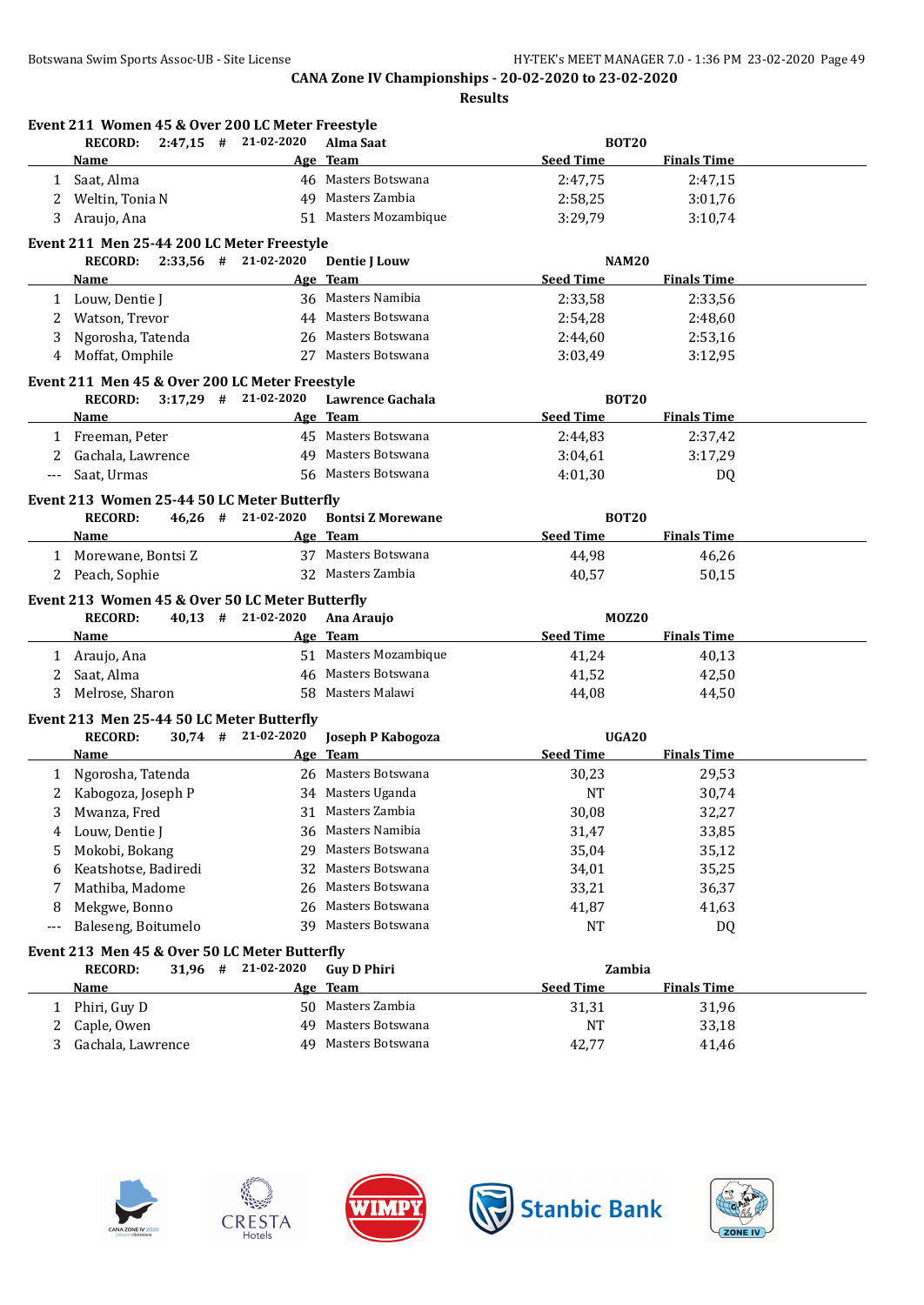## CANA Zone IV Championships - 20-02-2020 to 23-02-2020

### Results

**Event 211 Women 45 & Over 200 LC Meter Freestyle**

RECORD: 2:47,15 # 21-02-2020 Alma Saat BOT20

| | Name | Age | Team | Seed Time | Finals Time |
|---|---|---|---|---|---|
| 1 | Saat, Alma | 46 | Masters Botswana | 2:47,75 | 2:47,15 |
| 2 | Weltin, Tonia N | 49 | Masters Zambia | 2:58,25 | 3:01,76 |
| 3 | Araujo, Ana | 51 | Masters Mozambique | 3:29,79 | 3:10,74 |

**Event 211 Men 25-44 200 LC Meter Freestyle**

RECORD: 2:33,56 # 21-02-2020 Dentie J Louw NAM20

| | Name | Age | Team | Seed Time | Finals Time |
|---|---|---|---|---|---|
| 1 | Louw, Dentie J | 36 | Masters Namibia | 2:33,58 | 2:33,56 |
| 2 | Watson, Trevor | 44 | Masters Botswana | 2:54,28 | 2:48,60 |
| 3 | Ngorosha, Tatenda | 26 | Masters Botswana | 2:44,60 | 2:53,16 |
| 4 | Moffat, Omphile | 27 | Masters Botswana | 3:03,49 | 3:12,95 |

**Event 211 Men 45 & Over 200 LC Meter Freestyle**

RECORD: 3:17,29 # 21-02-2020 Lawrence Gachala BOT20

| | Name | Age | Team | Seed Time | Finals Time |
|---|---|---|---|---|---|
| 1 | Freeman, Peter | 45 | Masters Botswana | 2:44,83 | 2:37,42 |
| 2 | Gachala, Lawrence | 49 | Masters Botswana | 3:04,61 | 3:17,29 |
| --- | Saat, Urmas | 56 | Masters Botswana | 4:01,30 | DQ |

**Event 213 Women 25-44 50 LC Meter Butterfly**

RECORD: 46,26 # 21-02-2020 Bontsi Z Morewane BOT20

| | Name | Age | Team | Seed Time | Finals Time |
|---|---|---|---|---|---|
| 1 | Morewane, Bontsi Z | 37 | Masters Botswana | 44,98 | 46,26 |
| 2 | Peach, Sophie | 32 | Masters Zambia | 40,57 | 50,15 |

**Event 213 Women 45 & Over 50 LC Meter Butterfly**

RECORD: 40,13 # 21-02-2020 Ana Araujo MOZ20

| | Name | Age | Team | Seed Time | Finals Time |
|---|---|---|---|---|---|
| 1 | Araujo, Ana | 51 | Masters Mozambique | 41,24 | 40,13 |
| 2 | Saat, Alma | 46 | Masters Botswana | 41,52 | 42,50 |
| 3 | Melrose, Sharon | 58 | Masters Malawi | 44,08 | 44,50 |

**Event 213 Men 25-44 50 LC Meter Butterfly**

RECORD: 30,74 # 21-02-2020 Joseph P Kabogoza UGA20

| | Name | Age | Team | Seed Time | Finals Time |
|---|---|---|---|---|---|
| 1 | Ngorosha, Tatenda | 26 | Masters Botswana | 30,23 | 29,53 |
| 2 | Kabogoza, Joseph P | 34 | Masters Uganda | NT | 30,74 |
| 3 | Mwanza, Fred | 31 | Masters Zambia | 30,08 | 32,27 |
| 4 | Louw, Dentie J | 36 | Masters Namibia | 31,47 | 33,85 |
| 5 | Mokobi, Bokang | 29 | Masters Botswana | 35,04 | 35,12 |
| 6 | Keatshotse, Badiredi | 32 | Masters Botswana | 34,01 | 35,25 |
| 7 | Mathiba, Madome | 26 | Masters Botswana | 33,21 | 36,37 |
| 8 | Mekgwe, Bonno | 26 | Masters Botswana | 41,87 | 41,63 |
| --- | Baleseng, Boitumelo | 39 | Masters Botswana | NT | DQ |

**Event 213 Men 45 & Over 50 LC Meter Butterfly**

RECORD: 31,96 # 21-02-2020 Guy D Phiri Zambia

| | Name | Age | Team | Seed Time | Finals Time |
|---|---|---|---|---|---|
| 1 | Phiri, Guy D | 50 | Masters Zambia | 31,31 | 31,96 |
| 2 | Caple, Owen | 49 | Masters Botswana | NT | 33,18 |
| 3 | Gachala, Lawrence | 49 | Masters Botswana | 42,77 | 41,46 |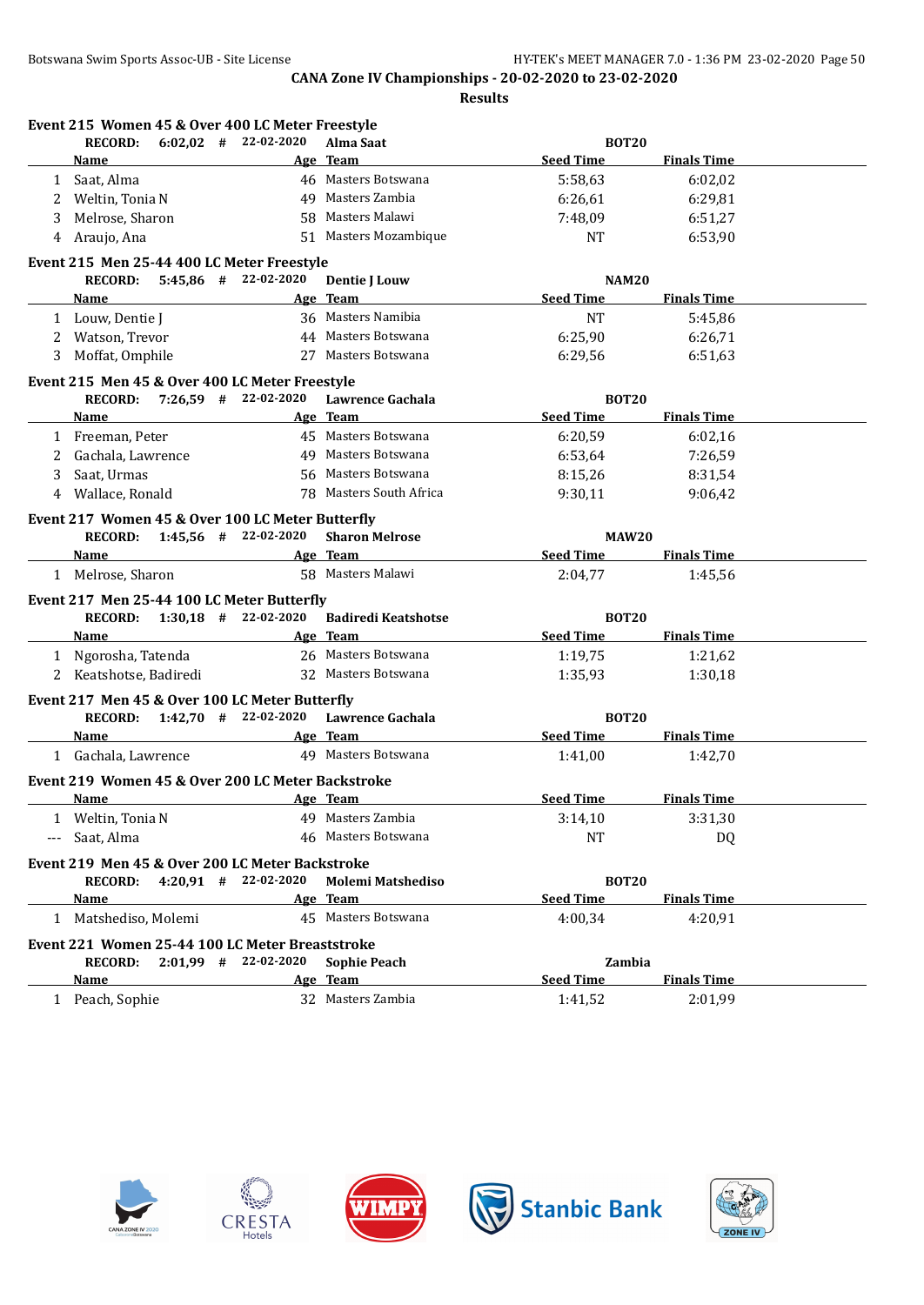CANA Zone IV Championships - 20-02-2020 to 23-02-2020

Results

### Event 215 Women 45 & Over 400 LC Meter Freestyle

RECORD: 6:02,02 # 22-02-2020 Alma Saat BOT20

| | Name | Age | Team | Seed Time | Finals Time |
|---|---|---|---|---|---|
| 1 | Saat, Alma | 46 | Masters Botswana | 5:58,63 | 6:02,02 |
| 2 | Weltin, Tonia N | 49 | Masters Zambia | 6:26,61 | 6:29,81 |
| 3 | Melrose, Sharon | 58 | Masters Malawi | 7:48,09 | 6:51,27 |
| 4 | Araujo, Ana | 51 | Masters Mozambique | NT | 6:53,90 |

### Event 215 Men 25-44 400 LC Meter Freestyle

RECORD: 5:45,86 # 22-02-2020 Dentie J Louw NAM20

| | Name | Age | Team | Seed Time | Finals Time |
|---|---|---|---|---|---|
| 1 | Louw, Dentie J | 36 | Masters Namibia | NT | 5:45,86 |
| 2 | Watson, Trevor | 44 | Masters Botswana | 6:25,90 | 6:26,71 |
| 3 | Moffat, Omphile | 27 | Masters Botswana | 6:29,56 | 6:51,63 |

### Event 215 Men 45 & Over 400 LC Meter Freestyle

RECORD: 7:26,59 # 22-02-2020 Lawrence Gachala BOT20

| | Name | Age | Team | Seed Time | Finals Time |
|---|---|---|---|---|---|
| 1 | Freeman, Peter | 45 | Masters Botswana | 6:20,59 | 6:02,16 |
| 2 | Gachala, Lawrence | 49 | Masters Botswana | 6:53,64 | 7:26,59 |
| 3 | Saat, Urmas | 56 | Masters Botswana | 8:15,26 | 8:31,54 |
| 4 | Wallace, Ronald | 78 | Masters South Africa | 9:30,11 | 9:06,42 |

### Event 217 Women 45 & Over 100 LC Meter Butterfly

RECORD: 1:45,56 # 22-02-2020 Sharon Melrose MAW20

| | Name | Age | Team | Seed Time | Finals Time |
|---|---|---|---|---|---|
| 1 | Melrose, Sharon | 58 | Masters Malawi | 2:04,77 | 1:45,56 |

### Event 217 Men 25-44 100 LC Meter Butterfly

RECORD: 1:30,18 # 22-02-2020 Badiredi Keatshotse BOT20

| | Name | Age | Team | Seed Time | Finals Time |
|---|---|---|---|---|---|
| 1 | Ngorosha, Tatenda | 26 | Masters Botswana | 1:19,75 | 1:21,62 |
| 2 | Keatshotse, Badiredi | 32 | Masters Botswana | 1:35,93 | 1:30,18 |

### Event 217 Men 45 & Over 100 LC Meter Butterfly

RECORD: 1:42,70 # 22-02-2020 Lawrence Gachala BOT20

| | Name | Age | Team | Seed Time | Finals Time |
|---|---|---|---|---|---|
| 1 | Gachala, Lawrence | 49 | Masters Botswana | 1:41,00 | 1:42,70 |

### Event 219 Women 45 & Over 200 LC Meter Backstroke

| | Name | Age | Team | Seed Time | Finals Time |
|---|---|---|---|---|---|
| 1 | Weltin, Tonia N | 49 | Masters Zambia | 3:14,10 | 3:31,30 |
| --- | Saat, Alma | 46 | Masters Botswana | NT | DQ |

### Event 219 Men 45 & Over 200 LC Meter Backstroke

RECORD: 4:20,91 # 22-02-2020 Molemi Matshediso BOT20

| | Name | Age | Team | Seed Time | Finals Time |
|---|---|---|---|---|---|
| 1 | Matshediso, Molemi | 45 | Masters Botswana | 4:00,34 | 4:20,91 |

### Event 221 Women 25-44 100 LC Meter Breaststroke

RECORD: 2:01,99 # 22-02-2020 Sophie Peach Zambia

| | Name | Age | Team | Seed Time | Finals Time |
|---|---|---|---|---|---|
| 1 | Peach, Sophie | 32 | Masters Zambia | 1:41,52 | 2:01,99 |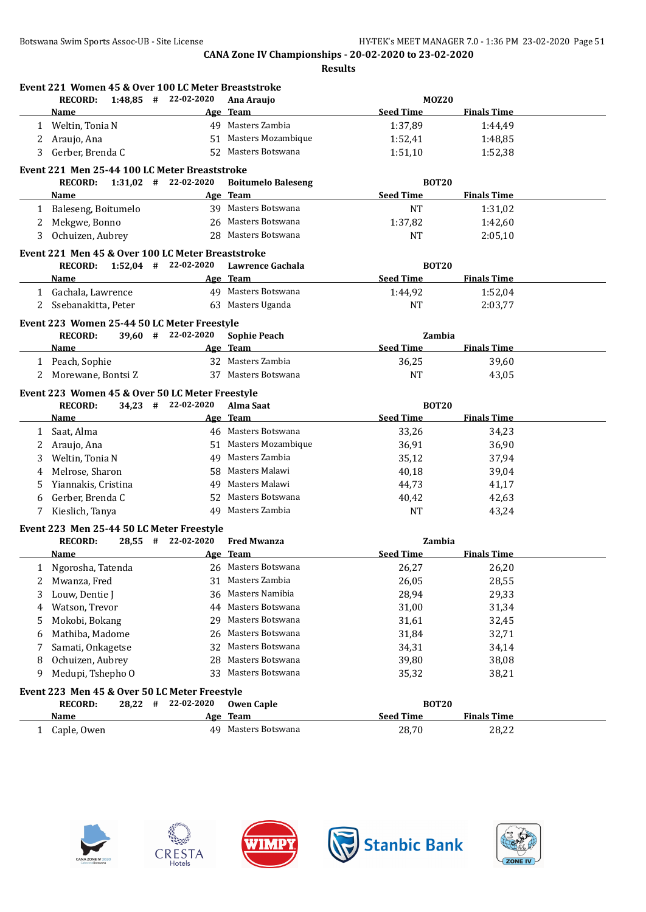**CANA Zone IV Championships - 20-02-2020 to 23-02-2020**

**Results**

### Event 221 Women 45 & Over 100 LC Meter Breaststroke

**RECORD: 1:48,85 # 22-02-2020 Ana Araujo MOZ20**

| | Name | Age | Team | Seed Time | Finals Time |
|---|---|---|---|---|---|
| 1 | Weltin, Tonia N | 49 | Masters Zambia | 1:37,89 | 1:44,49 |
| 2 | Araujo, Ana | 51 | Masters Mozambique | 1:52,41 | 1:48,85 |
| 3 | Gerber, Brenda C | 52 | Masters Botswana | 1:51,10 | 1:52,38 |

### Event 221 Men 25-44 100 LC Meter Breaststroke

**RECORD: 1:31,02 # 22-02-2020 Boitumelo Baleseng BOT20**

| | Name | Age | Team | Seed Time | Finals Time |
|---|---|---|---|---|---|
| 1 | Baleseng, Boitumelo | 39 | Masters Botswana | NT | 1:31,02 |
| 2 | Mekgwe, Bonno | 26 | Masters Botswana | 1:37,82 | 1:42,60 |
| 3 | Ochuizen, Aubrey | 28 | Masters Botswana | NT | 2:05,10 |

### Event 221 Men 45 & Over 100 LC Meter Breaststroke

**RECORD: 1:52,04 # 22-02-2020 Lawrence Gachala BOT20**

| | Name | Age | Team | Seed Time | Finals Time |
|---|---|---|---|---|---|
| 1 | Gachala, Lawrence | 49 | Masters Botswana | 1:44,92 | 1:52,04 |
| 2 | Ssebanakitta, Peter | 63 | Masters Uganda | NT | 2:03,77 |

### Event 223 Women 25-44 50 LC Meter Freestyle

**RECORD: 39,60 # 22-02-2020 Sophie Peach Zambia**

| | Name | Age | Team | Seed Time | Finals Time |
|---|---|---|---|---|---|
| 1 | Peach, Sophie | 32 | Masters Zambia | 36,25 | 39,60 |
| 2 | Morewane, Bontsi Z | 37 | Masters Botswana | NT | 43,05 |

### Event 223 Women 45 & Over 50 LC Meter Freestyle

**RECORD: 34,23 # 22-02-2020 Alma Saat BOT20**

| | Name | Age | Team | Seed Time | Finals Time |
|---|---|---|---|---|---|
| 1 | Saat, Alma | 46 | Masters Botswana | 33,26 | 34,23 |
| 2 | Araujo, Ana | 51 | Masters Mozambique | 36,91 | 36,90 |
| 3 | Weltin, Tonia N | 49 | Masters Zambia | 35,12 | 37,94 |
| 4 | Melrose, Sharon | 58 | Masters Malawi | 40,18 | 39,04 |
| 5 | Yiannakis, Cristina | 49 | Masters Malawi | 44,73 | 41,17 |
| 6 | Gerber, Brenda C | 52 | Masters Botswana | 40,42 | 42,63 |
| 7 | Kieslich, Tanya | 49 | Masters Zambia | NT | 43,24 |

### Event 223 Men 25-44 50 LC Meter Freestyle

**RECORD: 28,55 # 22-02-2020 Fred Mwanza Zambia**

| | Name | Age | Team | Seed Time | Finals Time |
|---|---|---|---|---|---|
| 1 | Ngorosha, Tatenda | 26 | Masters Botswana | 26,27 | 26,20 |
| 2 | Mwanza, Fred | 31 | Masters Zambia | 26,05 | 28,55 |
| 3 | Louw, Dentie J | 36 | Masters Namibia | 28,94 | 29,33 |
| 4 | Watson, Trevor | 44 | Masters Botswana | 31,00 | 31,34 |
| 5 | Mokobi, Bokang | 29 | Masters Botswana | 31,61 | 32,45 |
| 6 | Mathiba, Madome | 26 | Masters Botswana | 31,84 | 32,71 |
| 7 | Samati, Onkagetse | 32 | Masters Botswana | 34,31 | 34,14 |
| 8 | Ochuizen, Aubrey | 28 | Masters Botswana | 39,80 | 38,08 |
| 9 | Medupi, Tshepho O | 33 | Masters Botswana | 35,32 | 38,21 |

### Event 223 Men 45 & Over 50 LC Meter Freestyle

**RECORD: 28,22 # 22-02-2020 Owen Caple BOT20**

| | Name | Age | Team | Seed Time | Finals Time |
|---|---|---|---|---|---|
| 1 | Caple, Owen | 49 | Masters Botswana | 28,70 | 28,22 |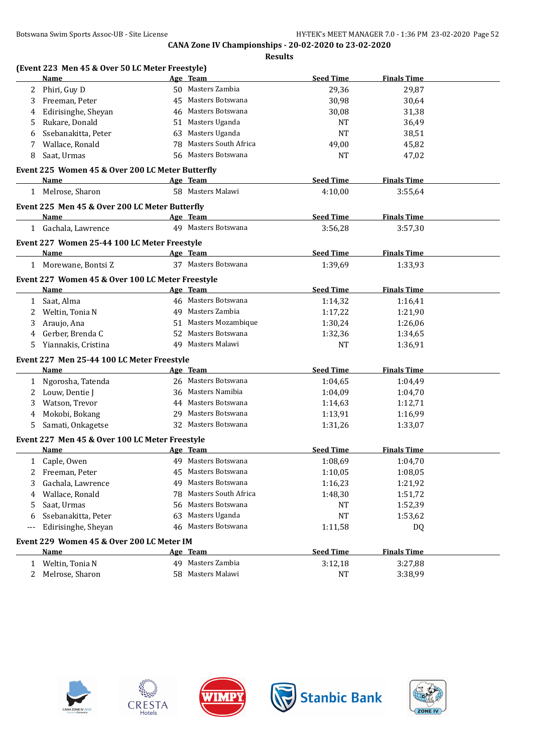**CANA Zone IV Championships - 20-02-2020 to 23-02-2020**

**Results**

### (Event 223 Men 45 & Over 50 LC Meter Freestyle)

| | Name | Age | Team | Seed Time | Finals Time |
|---|---|---|---|---|---|
| 2 | Phiri, Guy D | 50 | Masters Zambia | 29,36 | 29,87 |
| 3 | Freeman, Peter | 45 | Masters Botswana | 30,98 | 30,64 |
| 4 | Edirisinghe, Sheyan | 46 | Masters Botswana | 30,08 | 31,38 |
| 5 | Rukare, Donald | 51 | Masters Uganda | NT | 36,49 |
| 6 | Ssebanakitta, Peter | 63 | Masters Uganda | NT | 38,51 |
| 7 | Wallace, Ronald | 78 | Masters South Africa | 49,00 | 45,82 |
| 8 | Saat, Urmas | 56 | Masters Botswana | NT | 47,02 |

### Event 225 Women 45 & Over 200 LC Meter Butterfly

| | Name | Age | Team | Seed Time | Finals Time |
|---|---|---|---|---|---|
| 1 | Melrose, Sharon | 58 | Masters Malawi | 4:10,00 | 3:55,64 |

### Event 225 Men 45 & Over 200 LC Meter Butterfly

| | Name | Age | Team | Seed Time | Finals Time |
|---|---|---|---|---|---|
| 1 | Gachala, Lawrence | 49 | Masters Botswana | 3:56,28 | 3:57,30 |

### Event 227 Women 25-44 100 LC Meter Freestyle

| | Name | Age | Team | Seed Time | Finals Time |
|---|---|---|---|---|---|
| 1 | Morewane, Bontsi Z | 37 | Masters Botswana | 1:39,69 | 1:33,93 |

### Event 227 Women 45 & Over 100 LC Meter Freestyle

| | Name | Age | Team | Seed Time | Finals Time |
|---|---|---|---|---|---|
| 1 | Saat, Alma | 46 | Masters Botswana | 1:14,32 | 1:16,41 |
| 2 | Weltin, Tonia N | 49 | Masters Zambia | 1:17,22 | 1:21,90 |
| 3 | Araujo, Ana | 51 | Masters Mozambique | 1:30,24 | 1:26,06 |
| 4 | Gerber, Brenda C | 52 | Masters Botswana | 1:32,36 | 1:34,65 |
| 5 | Yiannakis, Cristina | 49 | Masters Malawi | NT | 1:36,91 |

### Event 227 Men 25-44 100 LC Meter Freestyle

| | Name | Age | Team | Seed Time | Finals Time |
|---|---|---|---|---|---|
| 1 | Ngorosha, Tatenda | 26 | Masters Botswana | 1:04,65 | 1:04,49 |
| 2 | Louw, Dentie J | 36 | Masters Namibia | 1:04,09 | 1:04,70 |
| 3 | Watson, Trevor | 44 | Masters Botswana | 1:14,63 | 1:12,71 |
| 4 | Mokobi, Bokang | 29 | Masters Botswana | 1:13,91 | 1:16,99 |
| 5 | Samati, Onkagetse | 32 | Masters Botswana | 1:31,26 | 1:33,07 |

### Event 227 Men 45 & Over 100 LC Meter Freestyle

| | Name | Age | Team | Seed Time | Finals Time |
|---|---|---|---|---|---|
| 1 | Caple, Owen | 49 | Masters Botswana | 1:08,69 | 1:04,70 |
| 2 | Freeman, Peter | 45 | Masters Botswana | 1:10,05 | 1:08,05 |
| 3 | Gachala, Lawrence | 49 | Masters Botswana | 1:16,23 | 1:21,92 |
| 4 | Wallace, Ronald | 78 | Masters South Africa | 1:48,30 | 1:51,72 |
| 5 | Saat, Urmas | 56 | Masters Botswana | NT | 1:52,39 |
| 6 | Ssebanakitta, Peter | 63 | Masters Uganda | NT | 1:53,62 |
| --- | Edirisinghe, Sheyan | 46 | Masters Botswana | 1:11,58 | DQ |

### Event 229 Women 45 & Over 200 LC Meter IM

| | Name | Age | Team | Seed Time | Finals Time |
|---|---|---|---|---|---|
| 1 | Weltin, Tonia N | 49 | Masters Zambia | 3:12,18 | 3:27,88 |
| 2 | Melrose, Sharon | 58 | Masters Malawi | NT | 3:38,99 |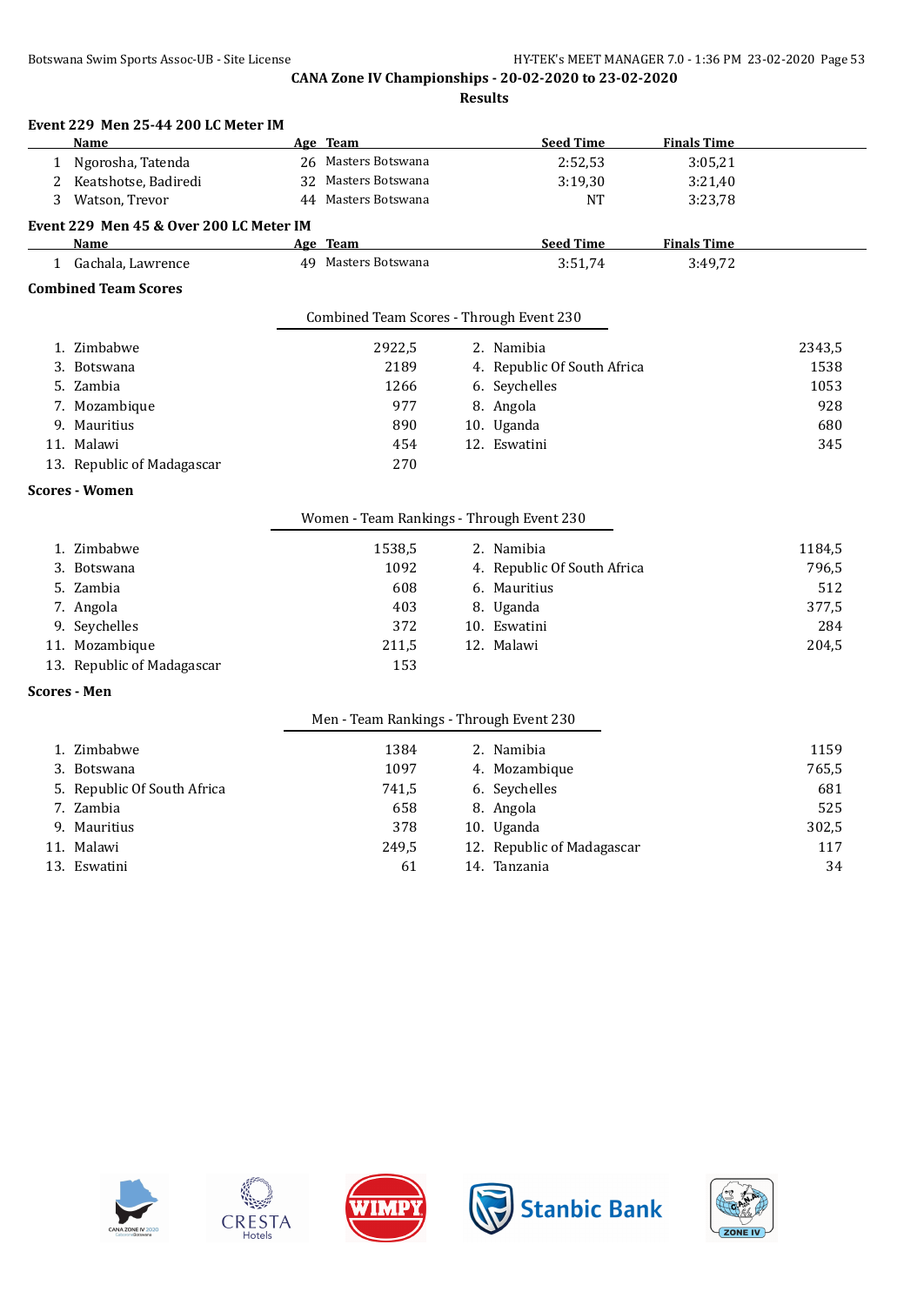### Event 229 Men 25-44 200 LC Meter IM

| | Name | Age | Team | Seed Time | Finals Time |
|---|---|---|---|---|---|
| 1 | Ngorosha, Tatenda | 26 | Masters Botswana | 2:52,53 | 3:05,21 |
| 2 | Keatshotse, Badiredi | 32 | Masters Botswana | 3:19,30 | 3:21,40 |
| 3 | Watson, Trevor | 44 | Masters Botswana | NT | 3:23,78 |

### Event 229 Men 45 & Over 200 LC Meter IM

| | Name | Age | Team | Seed Time | Finals Time |
|---|---|---|---|---|---|
| 1 | Gachala, Lawrence | 49 | Masters Botswana | 3:51,74 | 3:49,72 |

### Combined Team Scores

Combined Team Scores - Through Event 230

| | | | | | |
|---|---|---|---|---|---|
| 1. | Zimbabwe | 2922,5 | 2. | Namibia | 2343,5 |
| 3. | Botswana | 2189 | 4. | Republic Of South Africa | 1538 |
| 5. | Zambia | 1266 | 6. | Seychelles | 1053 |
| 7. | Mozambique | 977 | 8. | Angola | 928 |
| 9. | Mauritius | 890 | 10. | Uganda | 680 |
| 11. | Malawi | 454 | 12. | Eswatini | 345 |
| 13. | Republic of Madagascar | 270 | | | |

### Scores - Women

Women - Team Rankings - Through Event 230

| | | | | | |
|---|---|---|---|---|---|
| 1. | Zimbabwe | 1538,5 | 2. | Namibia | 1184,5 |
| 3. | Botswana | 1092 | 4. | Republic Of South Africa | 796,5 |
| 5. | Zambia | 608 | 6. | Mauritius | 512 |
| 7. | Angola | 403 | 8. | Uganda | 377,5 |
| 9. | Seychelles | 372 | 10. | Eswatini | 284 |
| 11. | Mozambique | 211,5 | 12. | Malawi | 204,5 |
| 13. | Republic of Madagascar | 153 | | | |

### Scores - Men

Men - Team Rankings - Through Event 230

| | | | | | |
|---|---|---|---|---|---|
| 1. | Zimbabwe | 1384 | 2. | Namibia | 1159 |
| 3. | Botswana | 1097 | 4. | Mozambique | 765,5 |
| 5. | Republic Of South Africa | 741,5 | 6. | Seychelles | 681 |
| 7. | Zambia | 658 | 8. | Angola | 525 |
| 9. | Mauritius | 378 | 10. | Uganda | 302,5 |
| 11. | Malawi | 249,5 | 12. | Republic of Madagascar | 117 |
| 13. | Eswatini | 61 | 14. | Tanzania | 34 |